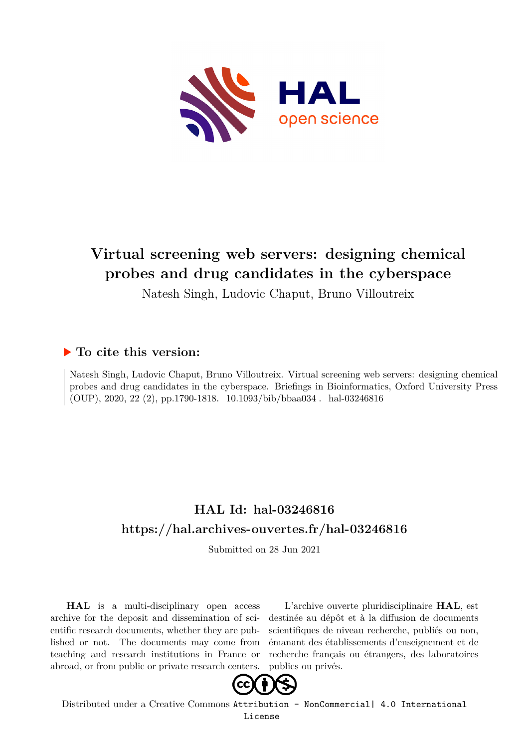# Virtual screening web servers: designing chemical probes and drug candidates in the cyberspace

Natesh Singh, Ludovic Chaput, Bruno Villoutreix

## ▶ To cite this version:

Natesh Singh, Ludovic Chaput, Bruno Villoutreix. Virtual screening web servers: designing chemical probes and drug candidates in the cyberspace. Briefings in Bioinformatics, Oxford University Press (OUP), 2020, 22 (2), pp.1790-1818. 10.1093/bib/bbaa034. hal-03246816

## HAL Id: hal-03246816
## https://hal.archives-ouvertes.fr/hal-03246816

Submitted on 28 Jun 2021

**HAL** is a multi-disciplinary open access archive for the deposit and dissemination of scientific research documents, whether they are published or not. The documents may come from teaching and research institutions in France or abroad, or from public or private research centers.

L'archive ouverte pluridisciplinaire **HAL**, est destinée au dépôt et à la diffusion de documents scientifiques de niveau recherche, publiés ou non, émanant des établissements d'enseignement et de recherche français ou étrangers, des laboratoires publics ou privés.

Distributed under a Creative Commons Attribution - NonCommercial| 4.0 International License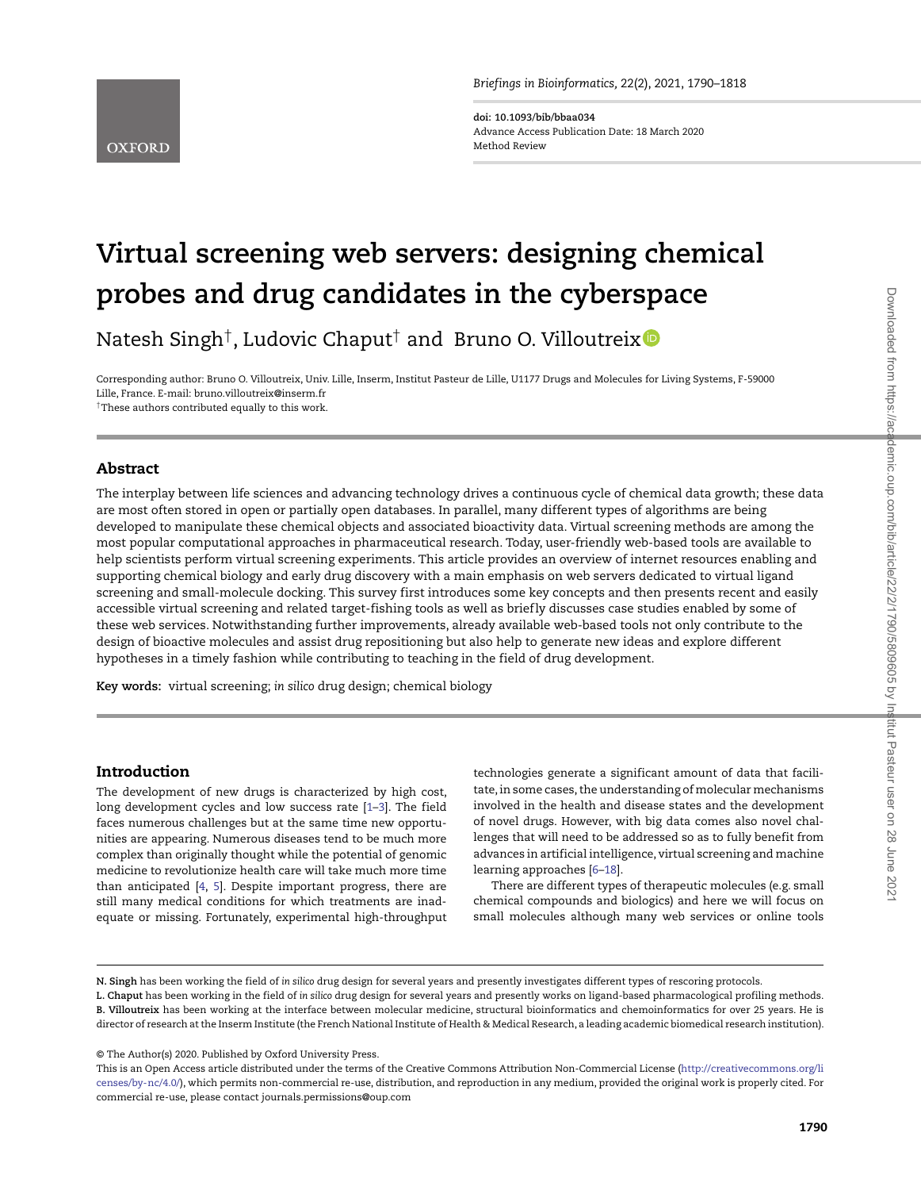# Virtual screening web servers: designing chemical probes and drug candidates in the cyberspace

Natesh Singh[†], Ludovic Chaput[†] and Bruno O. Villoutreix

Corresponding author: Bruno O. Villoutreix, Univ. Lille, Inserm, Institut Pasteur de Lille, U1177 Drugs and Molecules for Living Systems, F-59000 Lille, France. E-mail: bruno.villoutreix@inserm.fr

[†]These authors contributed equally to this work.

## Abstract

The interplay between life sciences and advancing technology drives a continuous cycle of chemical data growth; these data are most often stored in open or partially open databases. In parallel, many different types of algorithms are being developed to manipulate these chemical objects and associated bioactivity data. Virtual screening methods are among the most popular computational approaches in pharmaceutical research. Today, user-friendly web-based tools are available to help scientists perform virtual screening experiments. This article provides an overview of internet resources enabling and supporting chemical biology and early drug discovery with a main emphasis on web servers dedicated to virtual ligand screening and small-molecule docking. This survey first introduces some key concepts and then presents recent and easily accessible virtual screening and related target-fishing tools as well as briefly discusses case studies enabled by some of these web services. Notwithstanding further improvements, already available web-based tools not only contribute to the design of bioactive molecules and assist drug repositioning but also help to generate new ideas and explore different hypotheses in a timely fashion while contributing to teaching in the field of drug development.

**Key words:** virtual screening; *in silico* drug design; chemical biology

## Introduction

The development of new drugs is characterized by high cost, long development cycles and low success rate [1–3]. The field faces numerous challenges but at the same time new opportunities are appearing. Numerous diseases tend to be much more complex than originally thought while the potential of genomic medicine to revolutionize health care will take much more time than anticipated [4, 5]. Despite important progress, there are still many medical conditions for which treatments are inadequate or missing. Fortunately, experimental high-throughput technologies generate a significant amount of data that facilitate, in some cases, the understanding of molecular mechanisms involved in the health and disease states and the development of novel drugs. However, with big data comes also novel challenges that will need to be addressed so as to fully benefit from advances in artificial intelligence, virtual screening and machine learning approaches [6–18].

There are different types of therapeutic molecules (e.g. small chemical compounds and biologics) and here we will focus on small molecules although many web services or online tools

**N. Singh** has been working the field of *in silico* drug design for several years and presently investigates different types of rescoring protocols.
**L. Chaput** has been working in the field of *in silico* drug design for several years and presently works on ligand-based pharmacological profiling methods.
**B. Villoutreix** has been working at the interface between molecular medicine, structural bioinformatics and chemoinformatics for over 25 years. He is director of research at the Inserm Institute (the French National Institute of Health & Medical Research, a leading academic biomedical research institution).

© The Author(s) 2020. Published by Oxford University Press.
This is an Open Access article distributed under the terms of the Creative Commons Attribution Non-Commercial License (http://creativecommons.org/licenses/by-nc/4.0/), which permits non-commercial re-use, distribution, and reproduction in any medium, provided the original work is properly cited. For commercial re-use, please contact journals.permissions@oup.com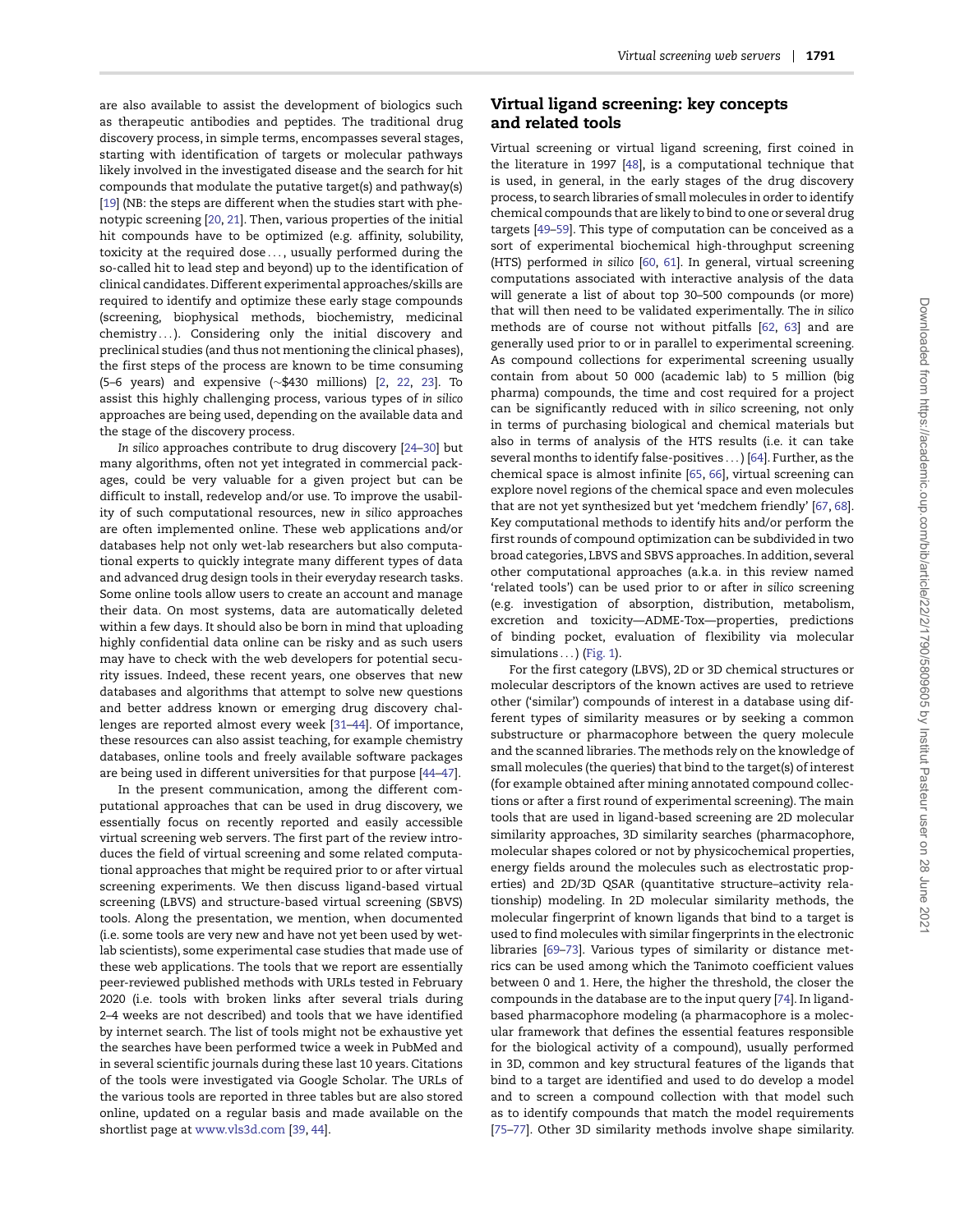are also available to assist the development of biologics such as therapeutic antibodies and peptides. The traditional drug discovery process, in simple terms, encompasses several stages, starting with identification of targets or molecular pathways likely involved in the investigated disease and the search for hit compounds that modulate the putative target(s) and pathway(s) [19] (NB: the steps are different when the studies start with phenotypic screening [20, 21]. Then, various properties of the initial hit compounds have to be optimized (e.g. affinity, solubility, toxicity at the required dose . . . , usually performed during the so-called hit to lead step and beyond) up to the identification of clinical candidates. Different experimental approaches/skills are required to identify and optimize these early stage compounds (screening, biophysical methods, biochemistry, medicinal chemistry . . . ). Considering only the initial discovery and preclinical studies (and thus not mentioning the clinical phases), the first steps of the process are known to be time consuming (5–6 years) and expensive (∼$430 millions) [2, 22, 23]. To assist this highly challenging process, various types of *in silico* approaches are being used, depending on the available data and the stage of the discovery process.

*In silico* approaches contribute to drug discovery [24–30] but many algorithms, often not yet integrated in commercial packages, could be very valuable for a given project but can be difficult to install, redevelop and/or use. To improve the usability of such computational resources, new *in silico* approaches are often implemented online. These web applications and/or databases help not only wet-lab researchers but also computational experts to quickly integrate many different types of data and advanced drug design tools in their everyday research tasks. Some online tools allow users to create an account and manage their data. On most systems, data are automatically deleted within a few days. It should also be born in mind that uploading highly confidential data online can be risky and as such users may have to check with the web developers for potential security issues. Indeed, these recent years, one observes that new databases and algorithms that attempt to solve new questions and better address known or emerging drug discovery challenges are reported almost every week [31–44]. Of importance, these resources can also assist teaching, for example chemistry databases, online tools and freely available software packages are being used in different universities for that purpose [44–47].

In the present communication, among the different computational approaches that can be used in drug discovery, we essentially focus on recently reported and easily accessible virtual screening web servers. The first part of the review introduces the field of virtual screening and some related computational approaches that might be required prior to or after virtual screening experiments. We then discuss ligand-based virtual screening (LBVS) and structure-based virtual screening (SBVS) tools. Along the presentation, we mention, when documented (i.e. some tools are very new and have not yet been used by wet-lab scientists), some experimental case studies that made use of these web applications. The tools that we report are essentially peer-reviewed published methods with URLs tested in February 2020 (i.e. tools with broken links after several trials during 2–4 weeks are not described) and tools that we have identified by internet search. The list of tools might not be exhaustive yet the searches have been performed twice a week in PubMed and in several scientific journals during these last 10 years. Citations of the tools were investigated via Google Scholar. The URLs of the various tools are reported in three tables but are also stored online, updated on a regular basis and made available on the shortlist page at www.vls3d.com [39, 44].

## Virtual ligand screening: key concepts and related tools

Virtual screening or virtual ligand screening, first coined in the literature in 1997 [48], is a computational technique that is used, in general, in the early stages of the drug discovery process, to search libraries of small molecules in order to identify chemical compounds that are likely to bind to one or several drug targets [49–59]. This type of computation can be conceived as a sort of experimental biochemical high-throughput screening (HTS) performed *in silico* [60, 61]. In general, virtual screening computations associated with interactive analysis of the data will generate a list of about top 30–500 compounds (or more) that will then need to be validated experimentally. The *in silico* methods are of course not without pitfalls [62, 63] and are generally used prior to or in parallel to experimental screening. As compound collections for experimental screening usually contain from about 50 000 (academic lab) to 5 million (big pharma) compounds, the time and cost required for a project can be significantly reduced with *in silico* screening, not only in terms of purchasing biological and chemical materials but also in terms of analysis of the HTS results (i.e. it can take several months to identify false-positives . . . ) [64]. Further, as the chemical space is almost infinite [65, 66], virtual screening can explore novel regions of the chemical space and even molecules that are not yet synthesized but yet 'medchem friendly' [67, 68]. Key computational methods to identify hits and/or perform the first rounds of compound optimization can be subdivided in two broad categories, LBVS and SBVS approaches. In addition, several other computational approaches (a.k.a. in this review named 'related tools') can be used prior to or after *in silico* screening (e.g. investigation of absorption, distribution, metabolism, excretion and toxicity—ADME-Tox—properties, predictions of binding pocket, evaluation of flexibility via molecular simulations . . . ) (Fig. 1).

For the first category (LBVS), 2D or 3D chemical structures or molecular descriptors of the known actives are used to retrieve other ('similar') compounds of interest in a database using different types of similarity measures or by seeking a common substructure or pharmacophore between the query molecule and the scanned libraries. The methods rely on the knowledge of small molecules (the queries) that bind to the target(s) of interest (for example obtained after mining annotated compound collections or after a first round of experimental screening). The main tools that are used in ligand-based screening are 2D molecular similarity approaches, 3D similarity searches (pharmacophore, molecular shapes colored or not by physicochemical properties, energy fields around the molecules such as electrostatic properties) and 2D/3D QSAR (quantitative structure–activity relationship) modeling. In 2D molecular similarity methods, the molecular fingerprint of known ligands that bind to a target is used to find molecules with similar fingerprints in the electronic libraries [69–73]. Various types of similarity or distance metrics can be used among which the Tanimoto coefficient values between 0 and 1. Here, the higher the threshold, the closer the compounds in the database are to the input query [74]. In ligand-based pharmacophore modeling (a pharmacophore is a molecular framework that defines the essential features responsible for the biological activity of a compound), usually performed in 3D, common and key structural features of the ligands that bind to a target are identified and used to do develop a model and to screen a compound collection with that model such as to identify compounds that match the model requirements [75–77]. Other 3D similarity methods involve shape similarity.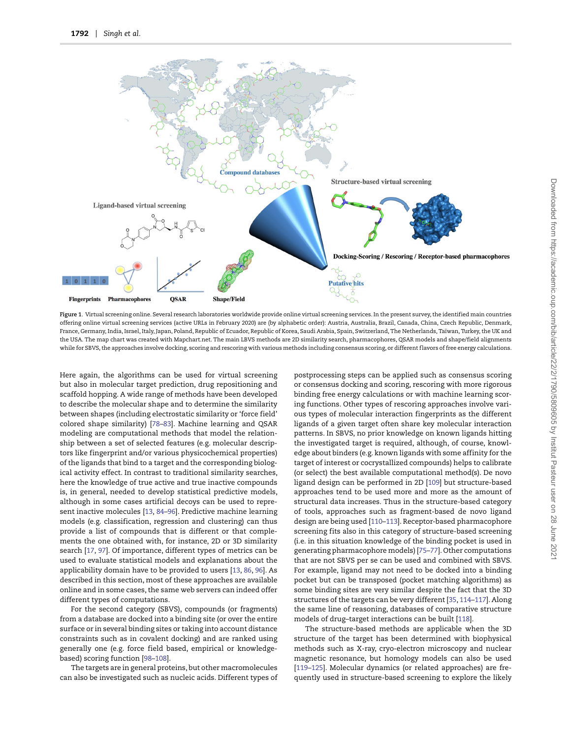Figure 1. Virtual screening online. Several research laboratories worldwide provide online virtual screening services. In the present survey, the identified main countries offering online virtual screening services (active URLs in February 2020) are (by alphabetic order): Austria, Australia, Brazil, Canada, China, Czech Republic, Denmark, France, Germany, India, Israel, Italy, Japan, Poland, Republic of Ecuador, Republic of Korea, Saudi Arabia, Spain, Switzerland, The Netherlands, Taïwan, Turkey, the UK and the USA. The map chart was created with Mapchart.net. The main LBVS methods are 2D similarity search, pharmacophores, QSAR models and shape/field alignments while for SBVS, the approaches involve docking, scoring and rescoring with various methods including consensus scoring, or different flavors of free energy calculations.

Here again, the algorithms can be used for virtual screening but also in molecular target prediction, drug repositioning and scaffold hopping. A wide range of methods have been developed to describe the molecular shape and to determine the similarity between shapes (including electrostatic similarity or 'force field' colored shape similarity) [78–83]. Machine learning and QSAR modeling are computational methods that model the relationship between a set of selected features (e.g. molecular descriptors like fingerprint and/or various physicochemical properties) of the ligands that bind to a target and the corresponding biological activity effect. In contrast to traditional similarity searches, here the knowledge of true active and true inactive compounds is, in general, needed to develop statistical predictive models, although in some cases artificial decoys can be used to represent inactive molecules [13, 84–96]. Predictive machine learning models (e.g. classification, regression and clustering) can thus provide a list of compounds that is different or that complements the one obtained with, for instance, 2D or 3D similarity search [17, 97]. Of importance, different types of metrics can be used to evaluate statistical models and explanations about the applicability domain have to be provided to users [13, 86, 96]. As described in this section, most of these approaches are available online and in some cases, the same web servers can indeed offer different types of computations.

For the second category (SBVS), compounds (or fragments) from a database are docked into a binding site (or over the entire surface or in several binding sites or taking into account distance constraints such as in covalent docking) and are ranked using generally one (e.g. force field based, empirical or knowledge-based) scoring function [98–108].

The targets are in general proteins, but other macromolecules can also be investigated such as nucleic acids. Different types of postprocessing steps can be applied such as consensus scoring or consensus docking and scoring, rescoring with more rigorous binding free energy calculations or with machine learning scoring functions. Other types of rescoring approaches involve various types of molecular interaction fingerprints as the different ligands of a given target often share key molecular interaction patterns. In SBVS, no prior knowledge on known ligands hitting the investigated target is required, although, of course, knowledge about binders (e.g. known ligands with some affinity for the target of interest or cocrystallized compounds) helps to calibrate (or select) the best available computational method(s). De novo ligand design can be performed in 2D [109] but structure-based approaches tend to be used more and more as the amount of structural data increases. Thus in the structure-based category of tools, approaches such as fragment-based de novo ligand design are being used [110–113]. Receptor-based pharmacophore screening fits also in this category of structure-based screening (i.e. in this situation knowledge of the binding pocket is used in generating pharmacophore models) [75–77]. Other computations that are not SBVS per se can be used and combined with SBVS. For example, ligand may not need to be docked into a binding pocket but can be transposed (pocket matching algorithms) as some binding sites are very similar despite the fact that the 3D structures of the targets can be very different [35, 114–117]. Along the same line of reasoning, databases of comparative structure models of drug–target interactions can be built [118].

The structure-based methods are applicable when the 3D structure of the target has been determined with biophysical methods such as X-ray, cryo-electron microscopy and nuclear magnetic resonance, but homology models can also be used [119–125]. Molecular dynamics (or related approaches) are frequently used in structure-based screening to explore the likely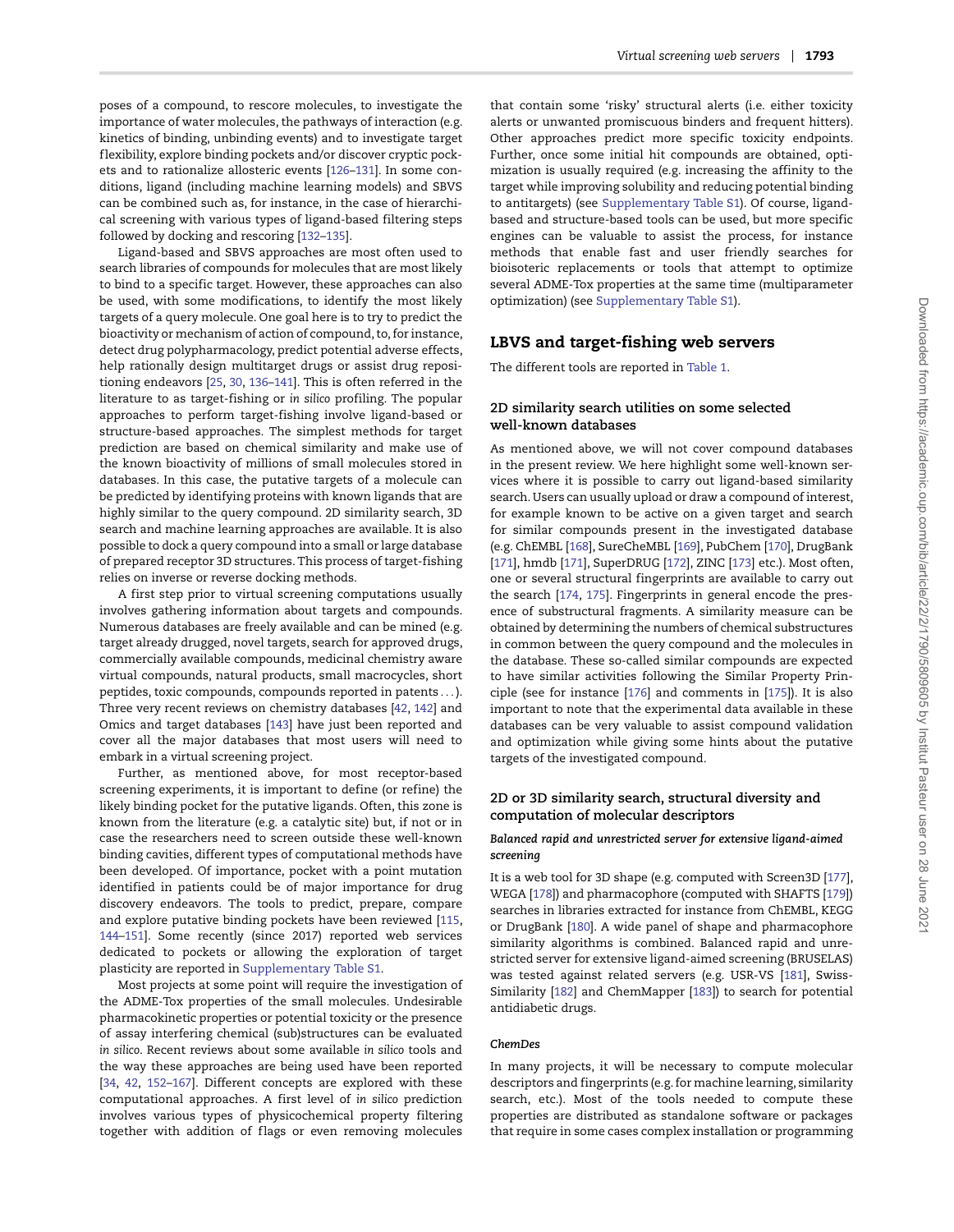poses of a compound, to rescore molecules, to investigate the importance of water molecules, the pathways of interaction (e.g. kinetics of binding, unbinding events) and to investigate target flexibility, explore binding pockets and/or discover cryptic pockets and to rationalize allosteric events [126–131]. In some conditions, ligand (including machine learning models) and SBVS can be combined such as, for instance, in the case of hierarchical screening with various types of ligand-based filtering steps followed by docking and rescoring [132–135].

Ligand-based and SBVS approaches are most often used to search libraries of compounds for molecules that are most likely to bind to a specific target. However, these approaches can also be used, with some modifications, to identify the most likely targets of a query molecule. One goal here is to try to predict the bioactivity or mechanism of action of compound, to, for instance, detect drug polypharmacology, predict potential adverse effects, help rationally design multitarget drugs or assist drug repositioning endeavors [25, 30, 136–141]. This is often referred in the literature to as target-fishing or *in silico* profiling. The popular approaches to perform target-fishing involve ligand-based or structure-based approaches. The simplest methods for target prediction are based on chemical similarity and make use of the known bioactivity of millions of small molecules stored in databases. In this case, the putative targets of a molecule can be predicted by identifying proteins with known ligands that are highly similar to the query compound. 2D similarity search, 3D search and machine learning approaches are available. It is also possible to dock a query compound into a small or large database of prepared receptor 3D structures. This process of target-fishing relies on inverse or reverse docking methods.

A first step prior to virtual screening computations usually involves gathering information about targets and compounds. Numerous databases are freely available and can be mined (e.g. target already drugged, novel targets, search for approved drugs, commercially available compounds, medicinal chemistry aware virtual compounds, natural products, small macrocycles, short peptides, toxic compounds, compounds reported in patents ...). Three very recent reviews on chemistry databases [42, 142] and Omics and target databases [143] have just been reported and cover all the major databases that most users will need to embark in a virtual screening project.

Further, as mentioned above, for most receptor-based screening experiments, it is important to define (or refine) the likely binding pocket for the putative ligands. Often, this zone is known from the literature (e.g. a catalytic site) but, if not or in case the researchers need to screen outside these well-known binding cavities, different types of computational methods have been developed. Of importance, pocket with a point mutation identified in patients could be of major importance for drug discovery endeavors. The tools to predict, prepare, compare and explore putative binding pockets have been reviewed [115, 144–151]. Some recently (since 2017) reported web services dedicated to pockets or allowing the exploration of target plasticity are reported in Supplementary Table S1.

Most projects at some point will require the investigation of the ADME-Tox properties of the small molecules. Undesirable pharmacokinetic properties or potential toxicity or the presence of assay interfering chemical (sub)structures can be evaluated *in silico*. Recent reviews about some available *in silico* tools and the way these approaches are being used have been reported [34, 42, 152–167]. Different concepts are explored with these computational approaches. A first level of *in silico* prediction involves various types of physicochemical property filtering together with addition of flags or even removing molecules that contain some 'risky' structural alerts (i.e. either toxicity alerts or unwanted promiscuous binders and frequent hitters). Other approaches predict more specific toxicity endpoints. Further, once some initial hit compounds are obtained, optimization is usually required (e.g. increasing the affinity to the target while improving solubility and reducing potential binding to antitargets) (see Supplementary Table S1). Of course, ligand-based and structure-based tools can be used, but more specific engines can be valuable to assist the process, for instance methods that enable fast and user friendly searches for bioisoteric replacements or tools that attempt to optimize several ADME-Tox properties at the same time (multiparameter optimization) (see Supplementary Table S1).

## LBVS and target-fishing web servers

The different tools are reported in Table 1.

### 2D similarity search utilities on some selected well-known databases

As mentioned above, we will not cover compound databases in the present review. We here highlight some well-known services where it is possible to carry out ligand-based similarity search. Users can usually upload or draw a compound of interest, for example known to be active on a given target and search for similar compounds present in the investigated database (e.g. ChEMBL [168], SureCheMBL [169], PubChem [170], DrugBank [171], hmdb [171], SuperDRUG [172], ZINC [173] etc.). Most often, one or several structural fingerprints are available to carry out the search [174, 175]. Fingerprints in general encode the presence of substructural fragments. A similarity measure can be obtained by determining the numbers of chemical substructures in common between the query compound and the molecules in the database. These so-called similar compounds are expected to have similar activities following the Similar Property Principle (see for instance [176] and comments in [175]). It is also important to note that the experimental data available in these databases can be very valuable to assist compound validation and optimization while giving some hints about the putative targets of the investigated compound.

### 2D or 3D similarity search, structural diversity and computation of molecular descriptors

#### *Balanced rapid and unrestricted server for extensive ligand-aimed screening*

It is a web tool for 3D shape (e.g. computed with Screen3D [177], WEGA [178]) and pharmacophore (computed with SHAFTS [179]) searches in libraries extracted for instance from ChEMBL, KEGG or DrugBank [180]. A wide panel of shape and pharmacophore similarity algorithms is combined. Balanced rapid and unrestricted server for extensive ligand-aimed screening (BRUSELAS) was tested against related servers (e.g. USR-VS [181], Swiss-Similarity [182] and ChemMapper [183]) to search for potential antidiabetic drugs.

#### *ChemDes*

In many projects, it will be necessary to compute molecular descriptors and fingerprints (e.g. for machine learning, similarity search, etc.). Most of the tools needed to compute these properties are distributed as standalone software or packages that require in some cases complex installation or programming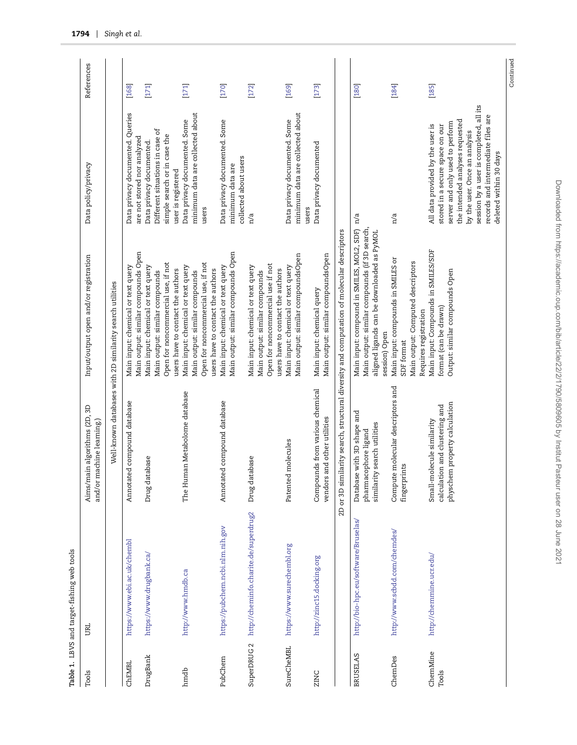**Table 1.** LBVS and target-fishing web tools

| Tools | URL | Aims/main algorithms (2D, 3D and/or machine learning) | Input/output open and/or registration | Data policy/privacy | References |
|---|---|---|---|---|---|
| Well-known databases with 2D similarity search utilities | | | | | |
| ChEMBL | https://www.ebi.ac.uk/chembl | Annotated compound database | Main input: chemical or text query<br>Main output: similar compounds Open | Data privacy documented. Queries are not stored nor analyzed | [168] |
| DrugBank | https://www.drugbank.ca/ | Drug database | Main input: chemical or text query<br>Main output: similar compounds<br>Open for noncommercial use, if not users have to contact the authors | Data privacy documented. Different situations in case of simple search or in case the user is registered | [171] |
| hmdb | http://www.hmdb.ca | The Human Metabolome database | Main input: chemical or text query<br>Main output: similar compounds<br>Open for noncommercial use, if not users have to contact the authors | Data privacy documented. Some minimum data are collected about users | [171] |
| PubChem | https://pubchem.ncbi.nlm.nih.gov | Annotated compound database | Main input: chemical or text query<br>Main output: similar compounds Open | Data privacy documented. Some minimum data are collected about users | [170] |
| SuperDRUG 2 | http://cheminfo.charite.de/superdrug2 | Drug database | Main input: chemical or text query<br>Main output: similar compounds<br>Open for noncommercial use if not users have to contact the authors | n/a | [172] |
| SureCheMBL | https://www.surechembl.org | Patented molecules | Main input: chemical or text query<br>Main output: similar compoundsOpen | Data privacy documented. Some minimum data are collected about users | [169] |
| ZINC | http://zinc15.docking.org | Compounds from various chemical vendors and other utilities | Main input: chemical query<br>Main output: similar compoundsOpen | Data privacy documented | [173] |
| 2D or 3D similarity search, structural diversity and computation of molecular descriptors | | | | | |
| BRUSELAS | http://bio-hpc.eu/software/Bruselas/ | Database with 3D shape and pharmacophore ligand similarity search utilities | Main input: compound in SMILES, MOL2, SDF)<br>Main output: similar compounds (if 3D search, aligned ligands can be downloaded as PyMOL session) Open | n/a | [180] |
| ChemDes | http://www.scbdd.com/chemdes/ | Compute molecular descriptors and fingerprints | Main input: compounds in SMILES or SDF format<br>Main output: Computed descriptors<br>Requires registration | n/a | [184] |
| ChemMine Tools | http://chemmine.ucr.edu/ | Small-molecule similarity calculation and clustering and physchem property calculation | Main input: Compounds in SMILES/SDF format (can be drawn)<br>Output: similar compounds Open | All data provided by the user is stored in a secure space on our server and only used to perform the intended analyses requested by the user. Once an analysis session by a user is completed, all its records and intermediate files are deleted within 30 days | [185] |

Continued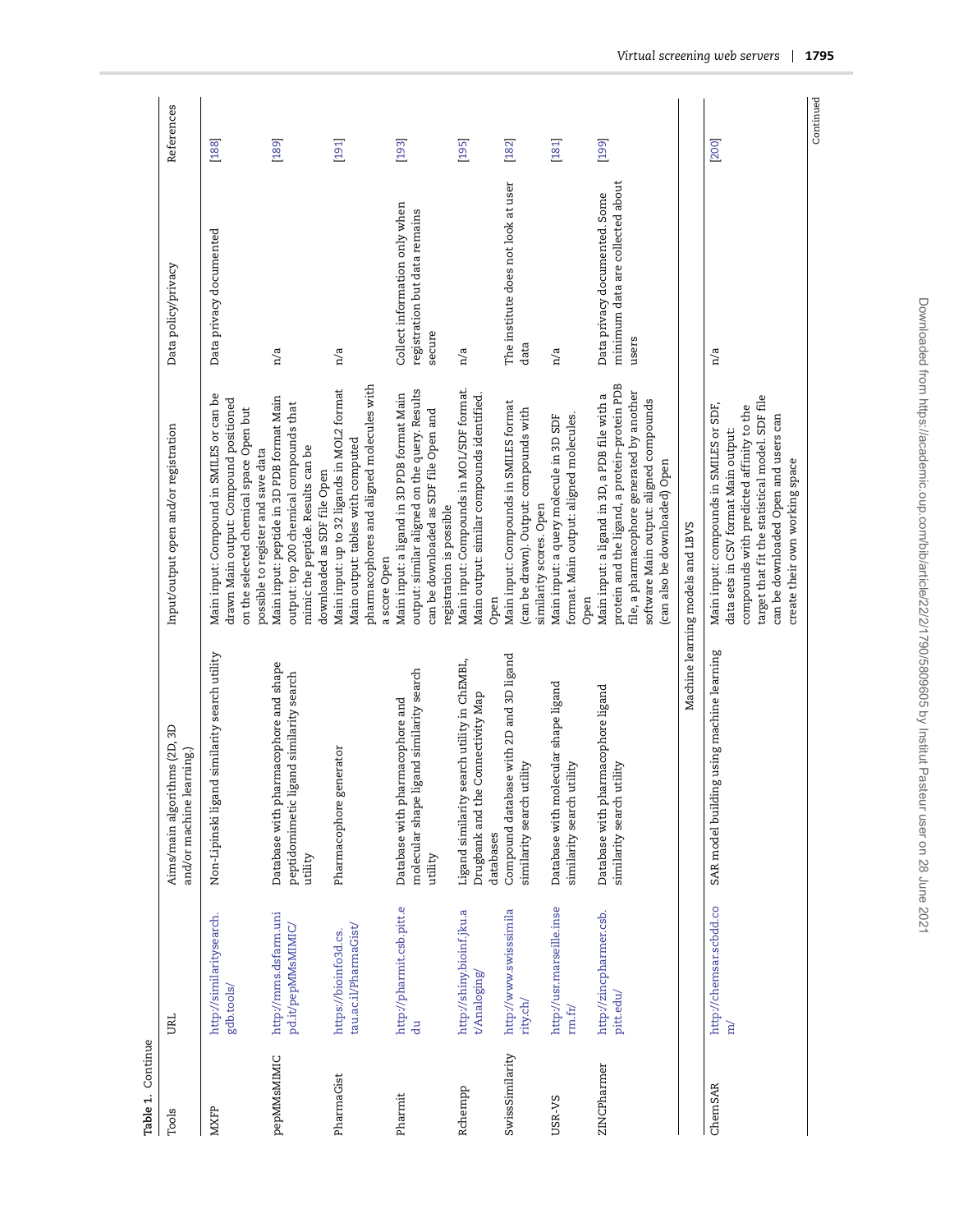**Table 1.** Continue

| Tools | URL | Aims/main algorithms (2D, 3D and/or machine learning) | Input/output open and/or registration | Data policy/privacy | References |
|---|---|---|---|---|---|
| MXFP | http://similaritysearch.gdb.tools/ | Non-Lipinski ligand similarity search utility | Main input: Compound in SMILES or can be drawn Main output: Compound positioned on the selected chemical space Open but possible to register and save data | Data privacy documented | [188] |
| pepMMsMIMIC | http://mms.dsfarm.unipd.it/pepMMsMIMIC/ | Database with pharmacophore and shape peptidomimetic ligand similarity search utility | Main input: peptide in 3D PDB format Main output: top 200 chemical compounds that mimic the peptide. Results can be downloaded as SDF file Open | n/a | [189] |
| PharmaGist | https://bioinfo3d.cs.tau.ac.il/PharmaGist/ | Pharmacophore generator | Main input: up to 32 ligands in MOL2 format Main output: tables with computed pharmacophores and aligned molecules with a score Open | n/a | [191] |
| Pharmit | http://pharmit.csb.pitt.edu | Database with pharmacophore and molecular shape ligand similarity search utility | Main input: a ligand in 3D PDB format Main output: similar aligned on the query. Results can be downloaded as SDF file Open and registration is possible | Collect information only when registration but data remains secure | [193] |
| Rchempp | http://shiny.bioinf.jku.at/Analoging/ | Ligand similarity search utility in ChEMBL, Drugbank and the Connectivity Map databases | Main input: Compounds in MOL/SDF format. Main output: similar compounds identified. Open | n/a | [195] |
| SwissSimilarity | http://www.swisssimilarity.ch/ | Compound database with 2D and 3D ligand similarity search utility | Main input: Compounds in SMILES format (can be drawn). Output: compounds with similarity scores. Open | The institute does not look at user data | [182] |
| USR-VS | http://usr.marseille.inserm.fr/ | Database with molecular shape ligand similarity search utility | Main input: a query molecule in 3D SDF format. Main output: aligned molecules. Open | n/a | [181] |
| ZINCPharmer | http://zincpharmer.csb.pitt.edu/ | Database with pharmacophore ligand similarity search utility | Main input: a ligand in 3D, a PDB file with a protein and the ligand, a protein–protein PDB file, a pharmacophore generated by another software Main output: aligned compounds (can also be downloaded) Open | Data privacy documented. Some minimum data are collected about users | [199] |
| Machine learning models and LBVS | | | | | |
| ChemSAR | http://chemsar.scbdd.com/ | SAR model building using machine learning | Main input: compounds in SMILES or SDF, data sets in CSV format Main output: compounds with predicted affinity to the target that fit the statistical model. SDF file can be downloaded Open and users can create their own working space | n/a | [200] |

Continued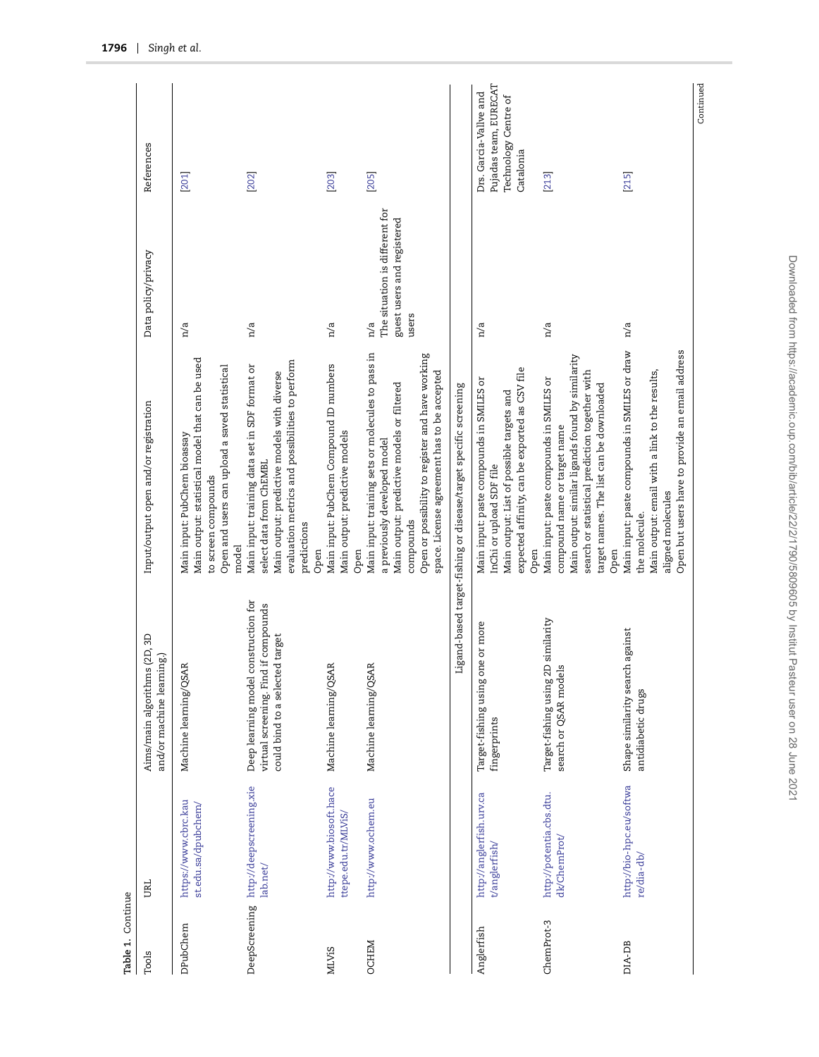Table 1. Continue

| Tools | URL | Aims/main algorithms (2D, 3D and/or machine learning) | Input/output open and/or registration | Data policy/privacy | References |
|---|---|---|---|---|---|
| DPubChem | https://www.cbrc.kaust.edu.sa/dpubchem/ | Machine learning/QSAR | Main input: PubChem bioassay<br>Main output: statistical model that can be used to screen compounds<br>Open and users can upload a saved statistical model | n/a | [201] |
| DeepScreening | http://deepscreening.xielab.net/ | Deep learning model construction for virtual screening. Find if compounds could bind to a selected target | Main input: training data set in SDF format or select data from ChEMBL<br>Main output: predictive models with diverse evaluation metrics and possibilities to perform predictions<br>Open | n/a | [202] |
| MLViS | http://www.biosoft.hacettepe.edu.tr/MLViS/ | Machine learning/QSAR | Main input: PubChem Compound ID numbers<br>Main output: predictive models<br>Open | n/a | [203] |
| OCHEM | http://www.ochem.eu | Machine learning/QSAR | Main input: training sets or molecules to pass in a previously developed model<br>Main output: predictive models or filtered compounds<br>Open or possibility to register and have working space. License agreement has to be accepted | n/a<br>The situation is different for guest users and registered users | [205] |
| | | Ligand-based target-fishing or disease/target specific screening | | | |
| Anglerfish | http://anglerfish.urv.cat/anglerfish/ | Target-fishing using one or more fingerprints | Main input: paste compounds in SMILES or InChi or upload SDF file<br>Main output: List of possible targets and expected affinity, can be exported as CSV file<br>Open | n/a | Drs. Garcia-Vallve and Pujadas team, EURECAT Technology Centre of Catalonia |
| ChemProt-3 | http://potentia.cbs.dtu.dk/ChemProt/ | Target-fishing using 2D similarity search or QSAR models | Main input: paste compounds in SMILES or compound name or target name<br>Main output: similar ligands found by similarity search or statistical prediction together with target names. The list can be downloaded<br>Open | n/a | [213] |
| DIA-DB | http://bio-hpc.eu/software/dia-db/ | Shape similarity search against antidiabetic drugs | Main input: paste compounds in SMILES or draw the molecule.<br>Main output: email with a link to the results, aligned molecules<br>Open but users have to provide an email address | n/a | [215] |

Continued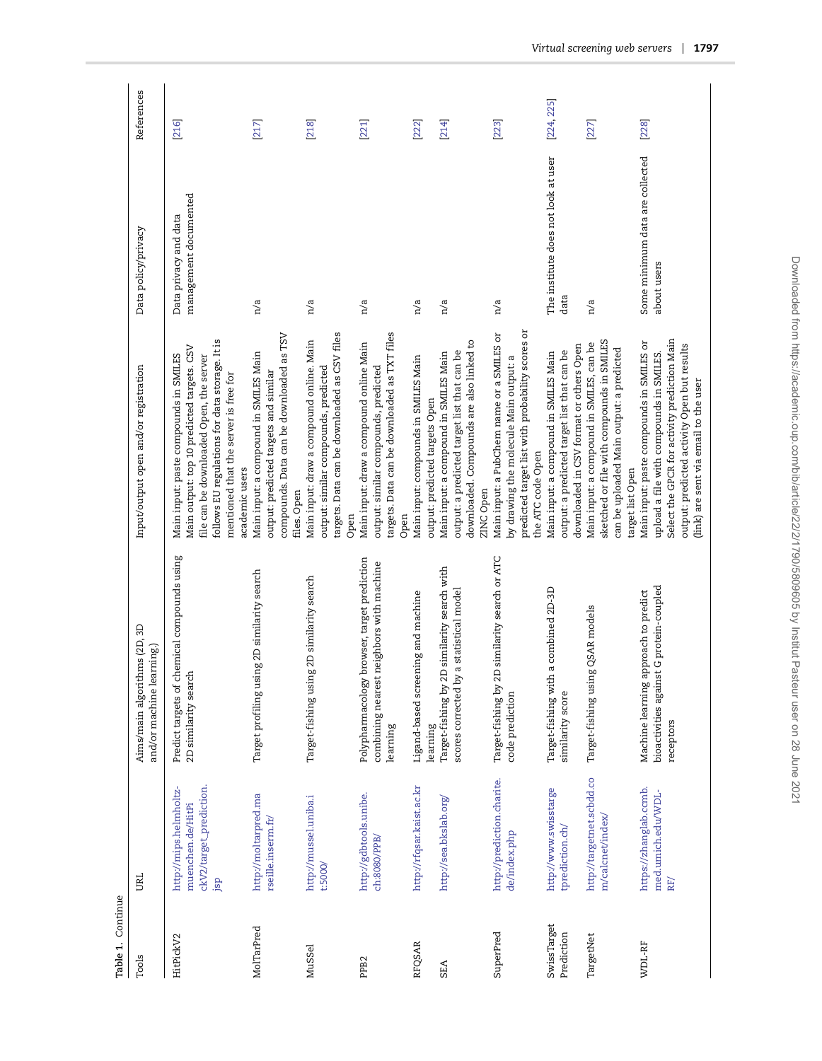**Table 1.** Continue

| Tools | URL | Aims/main algorithms (2D, 3D and/or machine learning) | Input/output open and/or registration | Data policy/privacy | References |
| --- | --- | --- | --- | --- | --- |
| HitPickV2 | http://mips.helmholtz-muenchen.de/HitPickV2/target_prediction.jsp | Predict targets of chemical compounds using 2D similarity search | Main input: paste compounds in SMILES Main output: top 10 predicted targets. CSV file can be downloaded Open, the server follows EU regulations for data storage. It is mentioned that the server is free for academic users | Data privacy and data management documented | [216] |
| MolTarPred | http://moltarpred.marseille.inserm.fr/ | Target profiling using 2D similarity search | Main input: a compound in SMILES Main output: predicted targets and similar compounds. Data can be downloaded as TSV files. Open | n/a | [217] |
| MuSSel | http://mussel.uniba.it:5000/ | Target-fishing using 2D similarity search | Main input: draw a compound online. Main output: similar compounds, predicted targets. Data can be downloaded as CSV files Open | n/a | [218] |
| PPB2 | http://gdbtools.unibe.ch:8080/PPB/ | Polypharmacology browser, target prediction combining nearest neighbors with machine learning | Main input: draw a compound online Main output: similar compounds, predicted targets. Data can be downloaded as TXT files Open | n/a | [221] |
| RFQSAR | http://rfqsar.kaist.ac.kr | Ligand-based screening and machine learning | Main input: compounds in SMILES Main output: predicted targets Open | n/a | [222] |
| SEA | http://sea.bkslab.org/ | Target-fishing by 2D similarity search with scores corrected by a statistical model | Main input: a compound in SMILES Main output: a predicted target list that can be downloaded. Compounds are also linked to ZINC Open | n/a | [214] |
| SuperPred | http://prediction.charite.de/index.php | Target-fishing by 2D similarity search or ATC code prediction | Main input: a PubChem name or a SMILES or by drawing the molecule Main output: a predicted target list with probability scores or the ATC code Open | n/a | [223] |
| SwissTarget Prediction | http://www.swisstargetprediction.ch/ | Target-fishing with a combined 2D-3D similarity score | Main input: a compound in SMILES Main output: a predicted target list that can be downloaded in CSV format or others Open | The institute does not look at user data | [224, 225] |
| TargetNet | http://targetnet.scbdd.com/calcnet/index/ | Target-fishing using QSAR models | Main input: a compound in SMILES, can be sketched or file with compounds in SMILES can be uploaded Main output: a predicted target list Open | n/a | [227] |
| WDL-RF | https://zhanglab.ccmb.med.umich.edu/WDL-RF/ | Machine learning approach to predict bioactivities against G protein-coupled receptors | Main input: paste compounds in SMILES or upload a file with compounds in SMILES. Select the GPCR for activity prediction Main output: predicted activity Open but results (link) are sent via email to the user | Some minimum data are collected about users | [228] |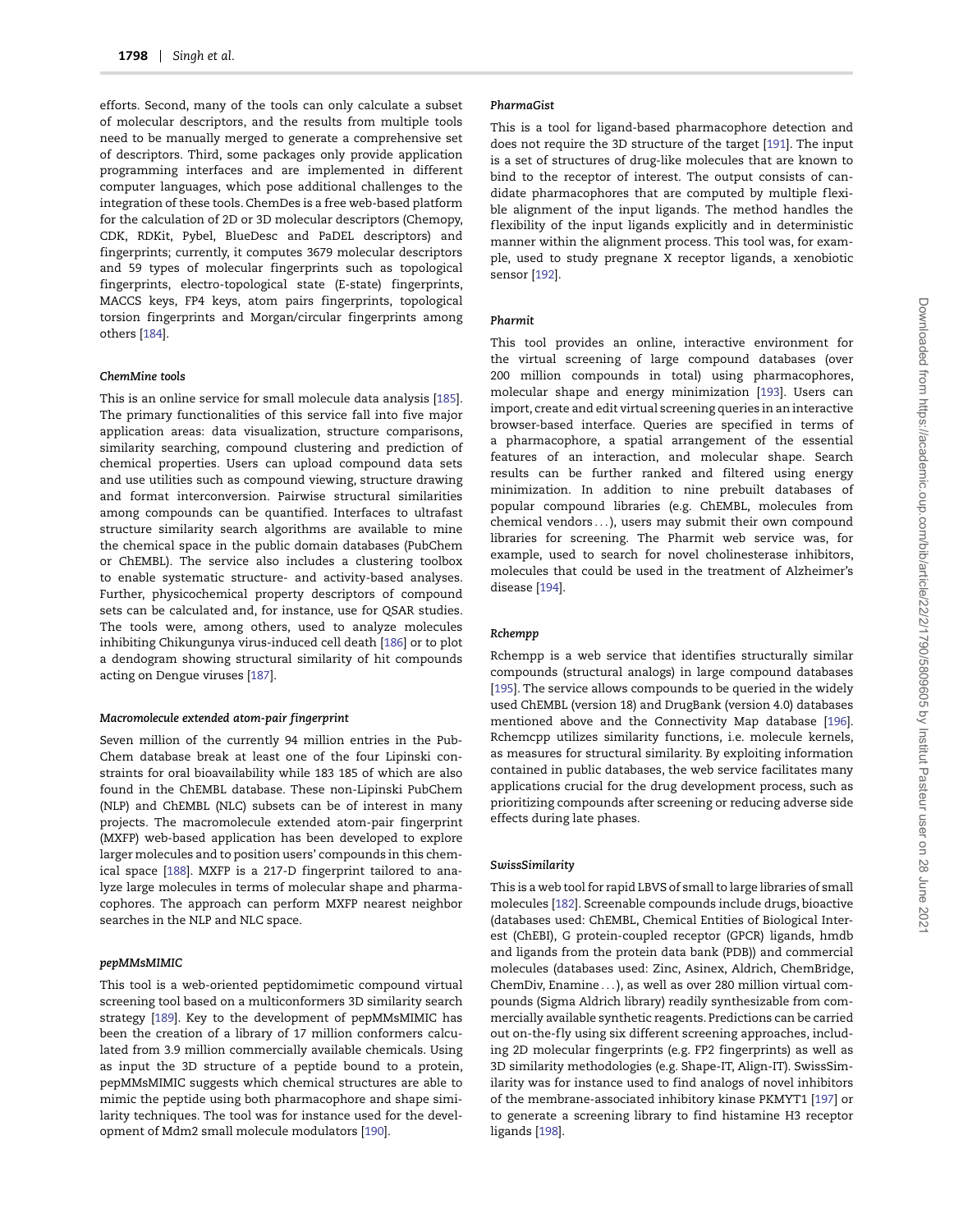efforts. Second, many of the tools can only calculate a subset of molecular descriptors, and the results from multiple tools need to be manually merged to generate a comprehensive set of descriptors. Third, some packages only provide application programming interfaces and are implemented in different computer languages, which pose additional challenges to the integration of these tools. ChemDes is a free web-based platform for the calculation of 2D or 3D molecular descriptors (Chemopy, CDK, RDKit, Pybel, BlueDesc and PaDEL descriptors) and fingerprints; currently, it computes 3679 molecular descriptors and 59 types of molecular fingerprints such as topological fingerprints, electro-topological state (E-state) fingerprints, MACCS keys, FP4 keys, atom pairs fingerprints, topological torsion fingerprints and Morgan/circular fingerprints among others [184].

#### *ChemMine tools*

This is an online service for small molecule data analysis [185]. The primary functionalities of this service fall into five major application areas: data visualization, structure comparisons, similarity searching, compound clustering and prediction of chemical properties. Users can upload compound data sets and use utilities such as compound viewing, structure drawing and format interconversion. Pairwise structural similarities among compounds can be quantified. Interfaces to ultrafast structure similarity search algorithms are available to mine the chemical space in the public domain databases (PubChem or ChEMBL). The service also includes a clustering toolbox to enable systematic structure- and activity-based analyses. Further, physicochemical property descriptors of compound sets can be calculated and, for instance, use for QSAR studies. The tools were, among others, used to analyze molecules inhibiting Chikungunya virus-induced cell death [186] or to plot a dendogram showing structural similarity of hit compounds acting on Dengue viruses [187].

#### *Macromolecule extended atom-pair fingerprint*

Seven million of the currently 94 million entries in the PubChem database break at least one of the four Lipinski constraints for oral bioavailability while 183 185 of which are also found in the ChEMBL database. These non-Lipinski PubChem (NLP) and ChEMBL (NLC) subsets can be of interest in many projects. The macromolecule extended atom-pair fingerprint (MXFP) web-based application has been developed to explore larger molecules and to position users' compounds in this chemical space [188]. MXFP is a 217-D fingerprint tailored to analyze large molecules in terms of molecular shape and pharmacophores. The approach can perform MXFP nearest neighbor searches in the NLP and NLC space.

#### *pepMMsMIMIC*

This tool is a web-oriented peptidomimetic compound virtual screening tool based on a multiconformers 3D similarity search strategy [189]. Key to the development of pepMMsMIMIC has been the creation of a library of 17 million conformers calculated from 3.9 million commercially available chemicals. Using as input the 3D structure of a peptide bound to a protein, pepMMsMIMIC suggests which chemical structures are able to mimic the peptide using both pharmacophore and shape similarity techniques. The tool was for instance used for the development of Mdm2 small molecule modulators [190].

#### *PharmaGist*

This is a tool for ligand-based pharmacophore detection and does not require the 3D structure of the target [191]. The input is a set of structures of drug-like molecules that are known to bind to the receptor of interest. The output consists of candidate pharmacophores that are computed by multiple flexible alignment of the input ligands. The method handles the flexibility of the input ligands explicitly and in deterministic manner within the alignment process. This tool was, for example, used to study pregnane X receptor ligands, a xenobiotic sensor [192].

#### *Pharmit*

This tool provides an online, interactive environment for the virtual screening of large compound databases (over 200 million compounds in total) using pharmacophores, molecular shape and energy minimization [193]. Users can import, create and edit virtual screening queries in an interactive browser-based interface. Queries are specified in terms of a pharmacophore, a spatial arrangement of the essential features of an interaction, and molecular shape. Search results can be further ranked and filtered using energy minimization. In addition to nine prebuilt databases of popular compound libraries (e.g. ChEMBL, molecules from chemical vendors . . . ), users may submit their own compound libraries for screening. The Pharmit web service was, for example, used to search for novel cholinesterase inhibitors, molecules that could be used in the treatment of Alzheimer's disease [194].

#### *Rchempp*

Rchempp is a web service that identifies structurally similar compounds (structural analogs) in large compound databases [195]. The service allows compounds to be queried in the widely used ChEMBL (version 18) and DrugBank (version 4.0) databases mentioned above and the Connectivity Map database [196]. Rchemcpp utilizes similarity functions, i.e. molecule kernels, as measures for structural similarity. By exploiting information contained in public databases, the web service facilitates many applications crucial for the drug development process, such as prioritizing compounds after screening or reducing adverse side effects during late phases.

#### *SwissSimilarity*

This is a web tool for rapid LBVS of small to large libraries of small molecules [182]. Screenable compounds include drugs, bioactive (databases used: ChEMBL, Chemical Entities of Biological Interest (ChEBI), G protein-coupled receptor (GPCR) ligands, hmdb and ligands from the protein data bank (PDB)) and commercial molecules (databases used: Zinc, Asinex, Aldrich, ChemBridge, ChemDiv, Enamine . . . ), as well as over 280 million virtual compounds (Sigma Aldrich library) readily synthesizable from commercially available synthetic reagents. Predictions can be carried out on-the-fly using six different screening approaches, including 2D molecular fingerprints (e.g. FP2 fingerprints) as well as 3D similarity methodologies (e.g. Shape-IT, Align-IT). SwissSimilarity was for instance used to find analogs of novel inhibitors of the membrane-associated inhibitory kinase PKMYT1 [197] or to generate a screening library to find histamine H3 receptor ligands [198].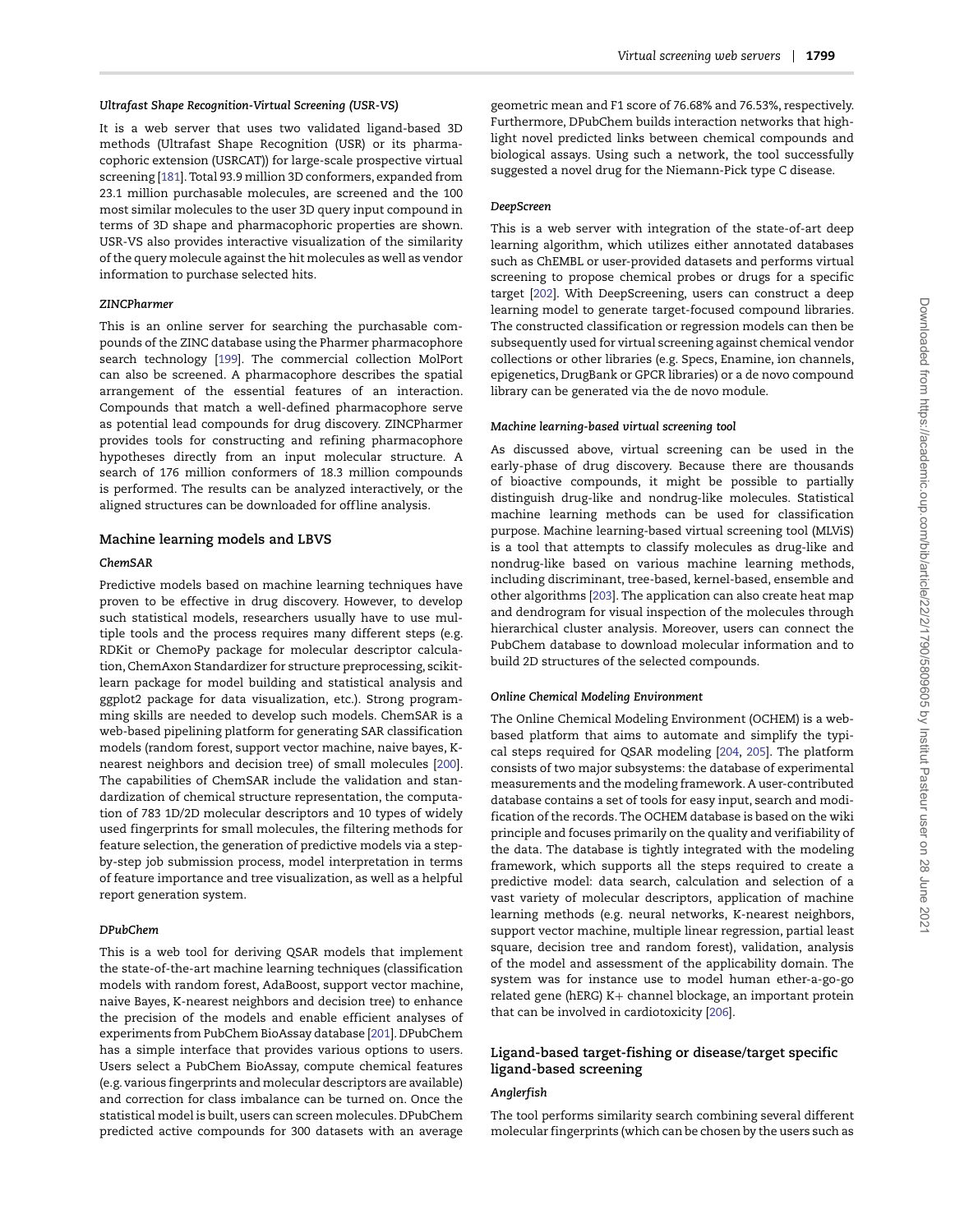#### *Ultrafast Shape Recognition-Virtual Screening (USR-VS)*

It is a web server that uses two validated ligand-based 3D methods (Ultrafast Shape Recognition (USR) or its pharmacophoric extension (USRCAT)) for large-scale prospective virtual screening [181]. Total 93.9 million 3D conformers, expanded from 23.1 million purchasable molecules, are screened and the 100 most similar molecules to the user 3D query input compound in terms of 3D shape and pharmacophoric properties are shown. USR-VS also provides interactive visualization of the similarity of the query molecule against the hit molecules as well as vendor information to purchase selected hits.

#### *ZINCPharmer*

This is an online server for searching the purchasable compounds of the ZINC database using the Pharmer pharmacophore search technology [199]. The commercial collection MolPort can also be screened. A pharmacophore describes the spatial arrangement of the essential features of an interaction. Compounds that match a well-defined pharmacophore serve as potential lead compounds for drug discovery. ZINCPharmer provides tools for constructing and refining pharmacophore hypotheses directly from an input molecular structure. A search of 176 million conformers of 18.3 million compounds is performed. The results can be analyzed interactively, or the aligned structures can be downloaded for offline analysis.

### Machine learning models and LBVS

#### *ChemSAR*

Predictive models based on machine learning techniques have proven to be effective in drug discovery. However, to develop such statistical models, researchers usually have to use multiple tools and the process requires many different steps (e.g. RDKit or ChemoPy package for molecular descriptor calculation, ChemAxon Standardizer for structure preprocessing, scikit-learn package for model building and statistical analysis and ggplot2 package for data visualization, etc.). Strong programming skills are needed to develop such models. ChemSAR is a web-based pipelining platform for generating SAR classification models (random forest, support vector machine, naive bayes, K-nearest neighbors and decision tree) of small molecules [200]. The capabilities of ChemSAR include the validation and standardization of chemical structure representation, the computation of 783 1D/2D molecular descriptors and 10 types of widely used fingerprints for small molecules, the filtering methods for feature selection, the generation of predictive models via a step-by-step job submission process, model interpretation in terms of feature importance and tree visualization, as well as a helpful report generation system.

#### *DPubChem*

This is a web tool for deriving QSAR models that implement the state-of-the-art machine learning techniques (classification models with random forest, AdaBoost, support vector machine, naive Bayes, K-nearest neighbors and decision tree) to enhance the precision of the models and enable efficient analyses of experiments from PubChem BioAssay database [201]. DPubChem has a simple interface that provides various options to users. Users select a PubChem BioAssay, compute chemical features (e.g. various fingerprints and molecular descriptors are available) and correction for class imbalance can be turned on. Once the statistical model is built, users can screen molecules. DPubChem predicted active compounds for 300 datasets with an average geometric mean and F1 score of 76.68% and 76.53%, respectively. Furthermore, DPubChem builds interaction networks that highlight novel predicted links between chemical compounds and biological assays. Using such a network, the tool successfully suggested a novel drug for the Niemann-Pick type C disease.

#### *DeepScreen*

This is a web server with integration of the state-of-art deep learning algorithm, which utilizes either annotated databases such as ChEMBL or user-provided datasets and performs virtual screening to propose chemical probes or drugs for a specific target [202]. With DeepScreening, users can construct a deep learning model to generate target-focused compound libraries. The constructed classification or regression models can then be subsequently used for virtual screening against chemical vendor collections or other libraries (e.g. Specs, Enamine, ion channels, epigenetics, DrugBank or GPCR libraries) or a de novo compound library can be generated via the de novo module.

#### *Machine learning-based virtual screening tool*

As discussed above, virtual screening can be used in the early-phase of drug discovery. Because there are thousands of bioactive compounds, it might be possible to partially distinguish drug-like and nondrug-like molecules. Statistical machine learning methods can be used for classification purpose. Machine learning-based virtual screening tool (MLViS) is a tool that attempts to classify molecules as drug-like and nondrug-like based on various machine learning methods, including discriminant, tree-based, kernel-based, ensemble and other algorithms [203]. The application can also create heat map and dendrogram for visual inspection of the molecules through hierarchical cluster analysis. Moreover, users can connect the PubChem database to download molecular information and to build 2D structures of the selected compounds.

#### *Online Chemical Modeling Environment*

The Online Chemical Modeling Environment (OCHEM) is a web-based platform that aims to automate and simplify the typical steps required for QSAR modeling [204, 205]. The platform consists of two major subsystems: the database of experimental measurements and the modeling framework. A user-contributed database contains a set of tools for easy input, search and modification of the records. The OCHEM database is based on the wiki principle and focuses primarily on the quality and verifiability of the data. The database is tightly integrated with the modeling framework, which supports all the steps required to create a predictive model: data search, calculation and selection of a vast variety of molecular descriptors, application of machine learning methods (e.g. neural networks, K-nearest neighbors, support vector machine, multiple linear regression, partial least square, decision tree and random forest), validation, analysis of the model and assessment of the applicability domain. The system was for instance use to model human ether-a-go-go related gene (hERG) K+ channel blockage, an important protein that can be involved in cardiotoxicity [206].

### Ligand-based target-fishing or disease/target specific ligand-based screening

#### *Anglerfish*

The tool performs similarity search combining several different molecular fingerprints (which can be chosen by the users such as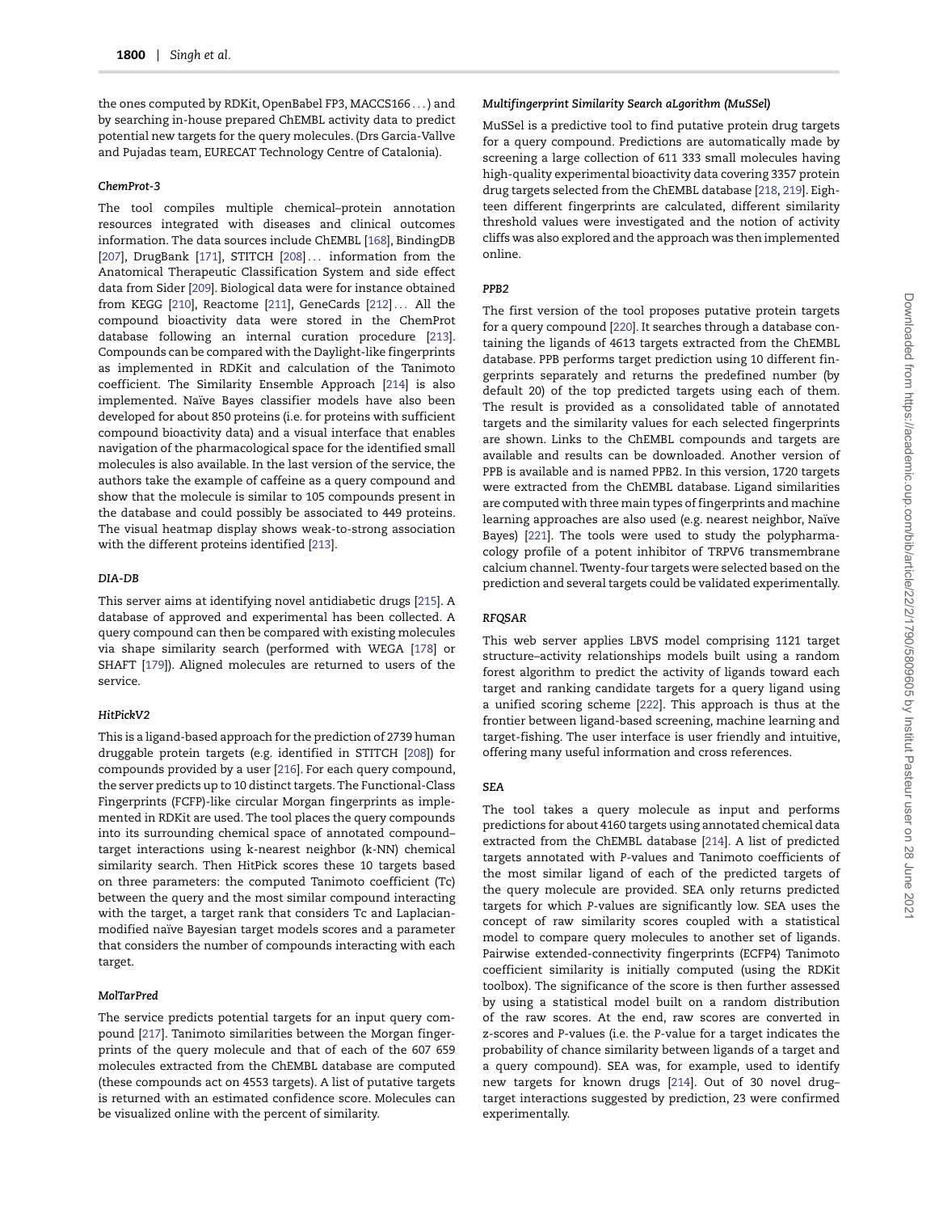the ones computed by RDKit, OpenBabel FP3, MACCS166 ... ) and by searching in-house prepared ChEMBL activity data to predict potential new targets for the query molecules. (Drs Garcia-Vallve and Pujadas team, EURECAT Technology Centre of Catalonia).

### ChemProt-3

The tool compiles multiple chemical–protein annotation resources integrated with diseases and clinical outcomes information. The data sources include ChEMBL [168], BindingDB [207], DrugBank [171], STITCH [208] ... information from the Anatomical Therapeutic Classification System and side effect data from Sider [209]. Biological data were for instance obtained from KEGG [210], Reactome [211], GeneCards [212] ... All the compound bioactivity data were stored in the ChemProt database following an internal curation procedure [213]. Compounds can be compared with the Daylight-like fingerprints as implemented in RDKit and calculation of the Tanimoto coefficient. The Similarity Ensemble Approach [214] is also implemented. Naïve Bayes classifier models have also been developed for about 850 proteins (i.e. for proteins with sufficient compound bioactivity data) and a visual interface that enables navigation of the pharmacological space for the identified small molecules is also available. In the last version of the service, the authors take the example of caffeine as a query compound and show that the molecule is similar to 105 compounds present in the database and could possibly be associated to 449 proteins. The visual heatmap display shows weak-to-strong association with the different proteins identified [213].

### DIA-DB

This server aims at identifying novel antidiabetic drugs [215]. A database of approved and experimental has been collected. A query compound can then be compared with existing molecules via shape similarity search (performed with WEGA [178] or SHAFT [179]). Aligned molecules are returned to users of the service.

### HitPickV2

This is a ligand-based approach for the prediction of 2739 human druggable protein targets (e.g. identified in STITCH [208]) for compounds provided by a user [216]. For each query compound, the server predicts up to 10 distinct targets. The Functional-Class Fingerprints (FCFP)-like circular Morgan fingerprints as implemented in RDKit are used. The tool places the query compounds into its surrounding chemical space of annotated compound–target interactions using k-nearest neighbor (k-NN) chemical similarity search. Then HitPick scores these 10 targets based on three parameters: the computed Tanimoto coefficient (Tc) between the query and the most similar compound interacting with the target, a target rank that considers Tc and Laplacian-modified naïve Bayesian target models scores and a parameter that considers the number of compounds interacting with each target.

### MolTarPred

The service predicts potential targets for an input query compound [217]. Tanimoto similarities between the Morgan fingerprints of the query molecule and that of each of the 607 659 molecules extracted from the ChEMBL database are computed (these compounds act on 4553 targets). A list of putative targets is returned with an estimated confidence score. Molecules can be visualized online with the percent of similarity.

### Multifingerprint Similarity Search aLgorithm (MuSSel)

MuSSel is a predictive tool to find putative protein drug targets for a query compound. Predictions are automatically made by screening a large collection of 611 333 small molecules having high-quality experimental bioactivity data covering 3357 protein drug targets selected from the ChEMBL database [218, 219]. Eighteen different fingerprints are calculated, different similarity threshold values were investigated and the notion of activity cliffs was also explored and the approach was then implemented online.

### PPB2

The first version of the tool proposes putative protein targets for a query compound [220]. It searches through a database containing the ligands of 4613 targets extracted from the ChEMBL database. PPB performs target prediction using 10 different fingerprints separately and returns the predefined number (by default 20) of the top predicted targets using each of them. The result is provided as a consolidated table of annotated targets and the similarity values for each selected fingerprints are shown. Links to the ChEMBL compounds and targets are available and results can be downloaded. Another version of PPB is available and is named PPB2. In this version, 1720 targets were extracted from the ChEMBL database. Ligand similarities are computed with three main types of fingerprints and machine learning approaches are also used (e.g. nearest neighbor, Naïve Bayes) [221]. The tools were used to study the polypharmacology profile of a potent inhibitor of TRPV6 transmembrane calcium channel. Twenty-four targets were selected based on the prediction and several targets could be validated experimentally.

### RFQSAR

This web server applies LBVS model comprising 1121 target structure–activity relationships models built using a random forest algorithm to predict the activity of ligands toward each target and ranking candidate targets for a query ligand using a unified scoring scheme [222]. This approach is thus at the frontier between ligand-based screening, machine learning and target-fishing. The user interface is user friendly and intuitive, offering many useful information and cross references.

### SEA

The tool takes a query molecule as input and performs predictions for about 4160 targets using annotated chemical data extracted from the ChEMBL database [214]. A list of predicted targets annotated with *P*-values and Tanimoto coefficients of the most similar ligand of each of the predicted targets of the query molecule are provided. SEA only returns predicted targets for which *P*-values are significantly low. SEA uses the concept of raw similarity scores coupled with a statistical model to compare query molecules to another set of ligands. Pairwise extended-connectivity fingerprints (ECFP4) Tanimoto coefficient similarity is initially computed (using the RDKit toolbox). The significance of the score is then further assessed by using a statistical model built on a random distribution of the raw scores. At the end, raw scores are converted in z-scores and *P*-values (i.e. the *P*-value for a target indicates the probability of chance similarity between ligands of a target and a query compound). SEA was, for example, used to identify new targets for known drugs [214]. Out of 30 novel drug–target interactions suggested by prediction, 23 were confirmed experimentally.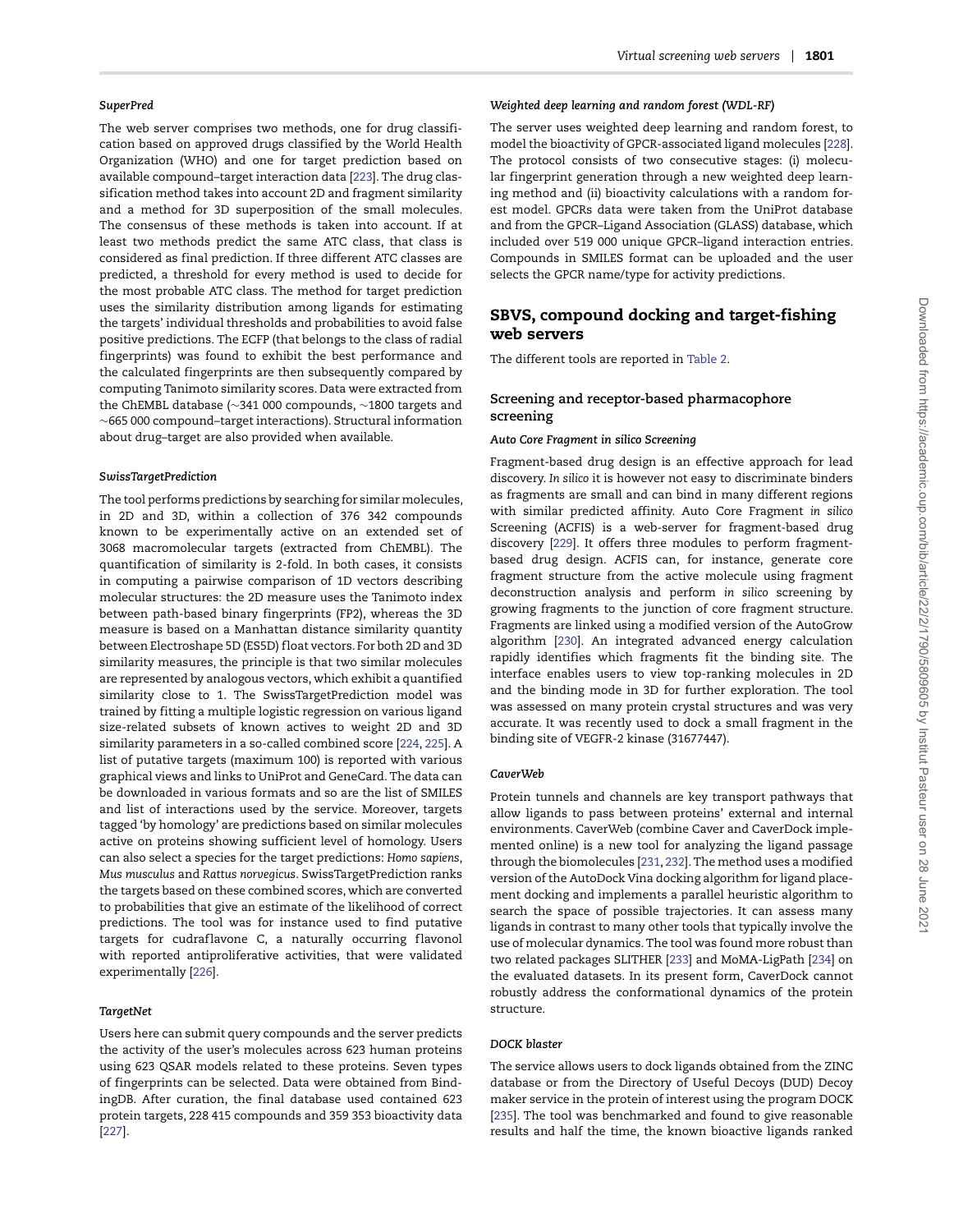#### SuperPred

The web server comprises two methods, one for drug classification based on approved drugs classified by the World Health Organization (WHO) and one for target prediction based on available compound–target interaction data [223]. The drug classification method takes into account 2D and fragment similarity and a method for 3D superposition of the small molecules. The consensus of these methods is taken into account. If at least two methods predict the same ATC class, that class is considered as final prediction. If three different ATC classes are predicted, a threshold for every method is used to decide for the most probable ATC class. The method for target prediction uses the similarity distribution among ligands for estimating the targets' individual thresholds and probabilities to avoid false positive predictions. The ECFP (that belongs to the class of radial fingerprints) was found to exhibit the best performance and the calculated fingerprints are then subsequently compared by computing Tanimoto similarity scores. Data were extracted from the ChEMBL database (∼341 000 compounds, ∼1800 targets and ∼665 000 compound–target interactions). Structural information about drug–target are also provided when available.

#### SwissTargetPrediction

The tool performs predictions by searching for similar molecules, in 2D and 3D, within a collection of 376 342 compounds known to be experimentally active on an extended set of 3068 macromolecular targets (extracted from ChEMBL). The quantification of similarity is 2-fold. In both cases, it consists in computing a pairwise comparison of 1D vectors describing molecular structures: the 2D measure uses the Tanimoto index between path-based binary fingerprints (FP2), whereas the 3D measure is based on a Manhattan distance similarity quantity between Electroshape 5D (ES5D) float vectors. For both 2D and 3D similarity measures, the principle is that two similar molecules are represented by analogous vectors, which exhibit a quantified similarity close to 1. The SwissTargetPrediction model was trained by fitting a multiple logistic regression on various ligand size-related subsets of known actives to weight 2D and 3D similarity parameters in a so-called combined score [224, 225]. A list of putative targets (maximum 100) is reported with various graphical views and links to UniProt and GeneCard. The data can be downloaded in various formats and so are the list of SMILES and list of interactions used by the service. Moreover, targets tagged 'by homology' are predictions based on similar molecules active on proteins showing sufficient level of homology. Users can also select a species for the target predictions: *Homo sapiens*, *Mus musculus* and *Rattus norvegicus*. SwissTargetPrediction ranks the targets based on these combined scores, which are converted to probabilities that give an estimate of the likelihood of correct predictions. The tool was for instance used to find putative targets for cudraflavone C, a naturally occurring flavonol with reported antiproliferative activities, that were validated experimentally [226].

#### TargetNet

Users here can submit query compounds and the server predicts the activity of the user's molecules across 623 human proteins using 623 QSAR models related to these proteins. Seven types of fingerprints can be selected. Data were obtained from BindingDB. After curation, the final database used contained 623 protein targets, 228 415 compounds and 359 353 bioactivity data [227].

#### Weighted deep learning and random forest (WDL-RF)

The server uses weighted deep learning and random forest, to model the bioactivity of GPCR-associated ligand molecules [228]. The protocol consists of two consecutive stages: (i) molecular fingerprint generation through a new weighted deep learning method and (ii) bioactivity calculations with a random forest model. GPCRs data were taken from the UniProt database and from the GPCR–Ligand Association (GLASS) database, which included over 519 000 unique GPCR–ligand interaction entries. Compounds in SMILES format can be uploaded and the user selects the GPCR name/type for activity predictions.

## SBVS, compound docking and target-fishing web servers

The different tools are reported in Table 2.

### Screening and receptor-based pharmacophore screening

#### Auto Core Fragment in silico Screening

Fragment-based drug design is an effective approach for lead discovery. *In silico* it is however not easy to discriminate binders as fragments are small and can bind in many different regions with similar predicted affinity. Auto Core Fragment *in silico* Screening (ACFIS) is a web-server for fragment-based drug discovery [229]. It offers three modules to perform fragment-based drug design. ACFIS can, for instance, generate core fragment structure from the active molecule using fragment deconstruction analysis and perform *in silico* screening by growing fragments to the junction of core fragment structure. Fragments are linked using a modified version of the AutoGrow algorithm [230]. An integrated advanced energy calculation rapidly identifies which fragments fit the binding site. The interface enables users to view top-ranking molecules in 2D and the binding mode in 3D for further exploration. The tool was assessed on many protein crystal structures and was very accurate. It was recently used to dock a small fragment in the binding site of VEGFR-2 kinase (31677447).

#### CaverWeb

Protein tunnels and channels are key transport pathways that allow ligands to pass between proteins' external and internal environments. CaverWeb (combine Caver and CaverDock implemented online) is a new tool for analyzing the ligand passage through the biomolecules [231, 232]. The method uses a modified version of the AutoDock Vina docking algorithm for ligand placement docking and implements a parallel heuristic algorithm to search the space of possible trajectories. It can assess many ligands in contrast to many other tools that typically involve the use of molecular dynamics. The tool was found more robust than two related packages SLITHER [233] and MoMA-LigPath [234] on the evaluated datasets. In its present form, CaverDock cannot robustly address the conformational dynamics of the protein structure.

#### DOCK blaster

The service allows users to dock ligands obtained from the ZINC database or from the Directory of Useful Decoys (DUD) Decoy maker service in the protein of interest using the program DOCK [235]. The tool was benchmarked and found to give reasonable results and half the time, the known bioactive ligands ranked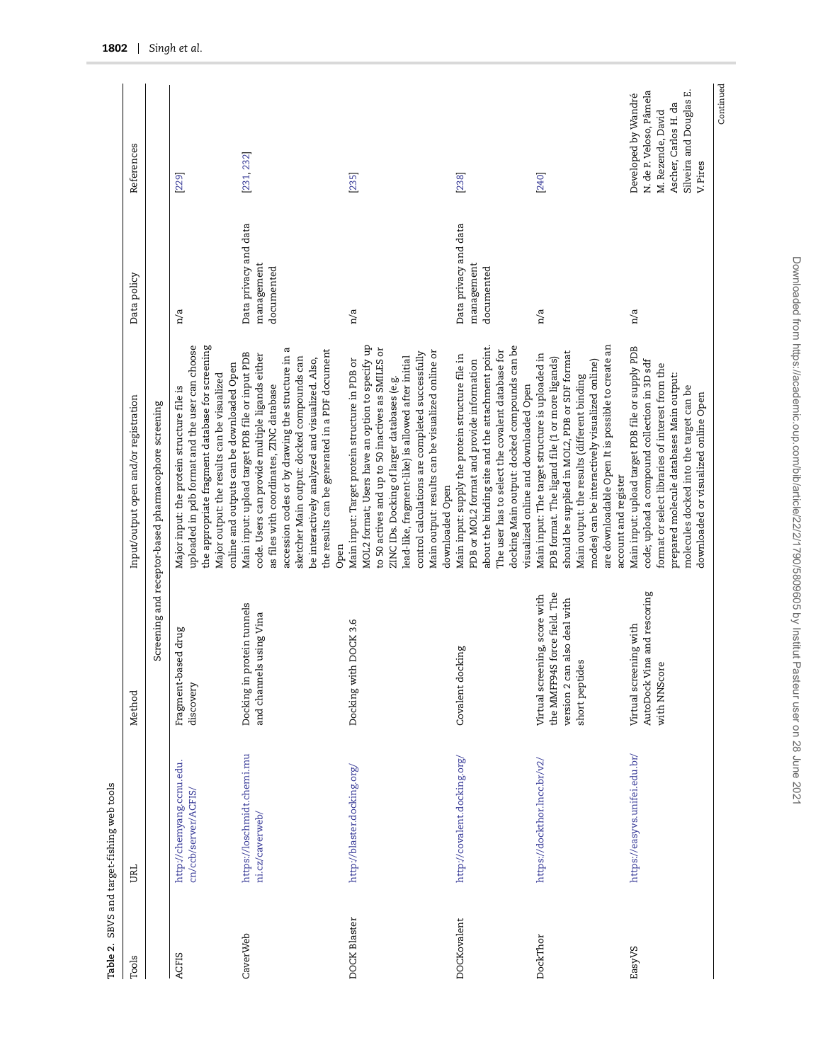**Table 2.** SBVS and target-fishing web tools

| Tools | URL | Method | Input/output open and/or registration | Data policy | References |
|---|---|---|---|---|---|
| Screening and receptor-based pharmacophore screening | | | | | |
| ACFIS | http://chemyang.ccnu.edu.cn/ccb/server/ACFIS/ | Fragment-based drug discovery | Major input: the protein structure file is uploaded in pdb format and the user can choose the appropriate fragment database for screening Major output: the results can be visualized online and outputs can be downloaded Open | n/a | [229] |
| CaverWeb | https://loschmidt.chemi.muni.cz/caverweb/ | Docking in protein tunnels and channels using Vina | Main input: upload target PDB file or input PDB code. Users can provide multiple ligands either as files with coordinates, ZINC database accession codes or by drawing the structure in a sketcher Main output: docked compounds can be interactively analyzed and visualized. Also, the results can be generated in a PDF document Open | Data privacy and data management documented | [231, 232] |
| DOCK Blaster | http://blaster.docking.org/ | Docking with DOCK 3.6 | Main input: Target protein structure in PDB or MOL2 format; Users have an option to specify up to 50 actives and up to 50 inactives as SMILES or ZINC IDs. Docking of larger databases (e.g. lead-like, fragment-like) is allowed after initial control calculations are completed successfully Main output: results can be visualized online or downloaded Open | n/a | [235] |
| DOCKovalent | http://covalent.docking.org/ | Covalent docking | Main input: supply the protein structure file in PDB or MOL2 format and provide information about the binding site and the attachment point. The user has to select the covalent database for docking Main output: docked compounds can be visualized online and downloaded Open | Data privacy and data management documented | [238] |
| DockThor | https://dockthor.lncc.br/v2/ | Virtual screening, score with the MMFF94S force field. The version 2 can also deal with short peptides | Main input: The target structure is uploaded in PDB format. The ligand file (1 or more ligands) should be supplied in MOL2, PDB or SDF format Main output: the results (different binding modes) can be interactively visualized online) are downloadable Open It is possible to create an account and register | n/a | [240] |
| EasyVS | https://easyvs.unifei.edu.br/ | Virtual screening with AutoDock Vina and rescoring with NNScore | Main input: upload target PDB file or supply PDB code; upload a compound collection in 3D sdf format or select libraries of interest from the prepared molecule databases Main output: molecules docked into the target can be downloaded or visualized online Open | n/a | Developed by Wandré N. de P. Veloso, Pâmela M. Rezende, David Ascher, Carlos H. da Silveira and Douglas E. V. Pires |

Continued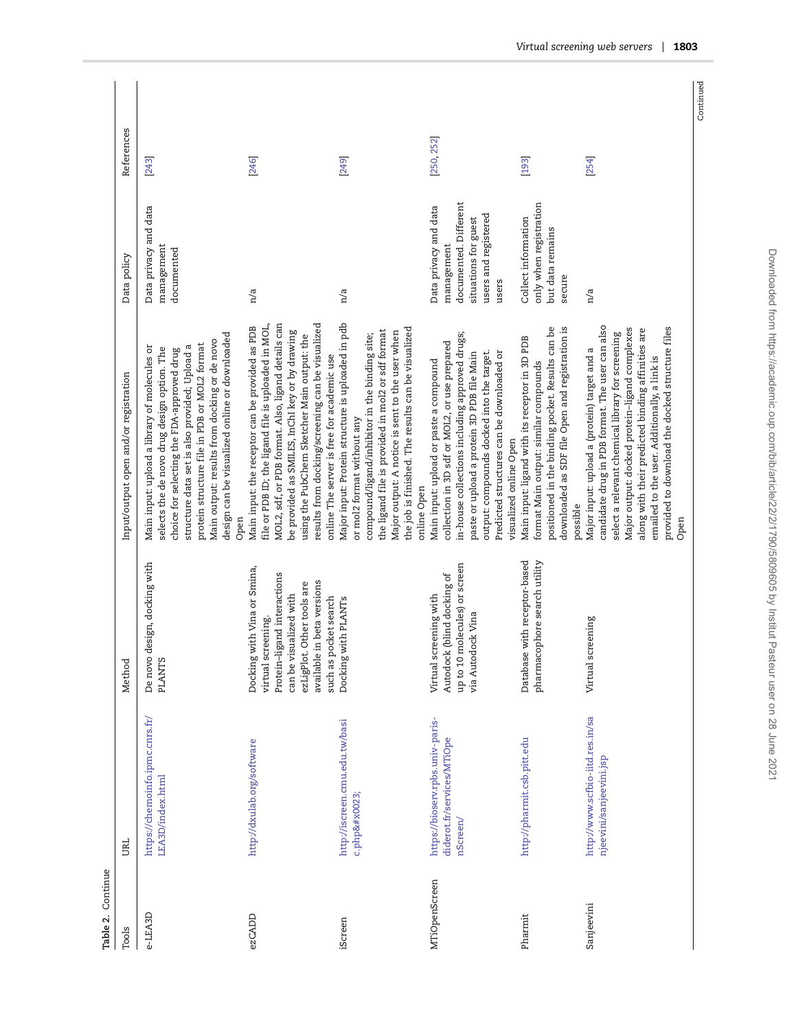**Table 2.** Continue

| Tools | URL | Method | Input/output open and/or registration | Data policy | References |
|---|---|---|---|---|---|
| e-LEA3D | https://chemoinfo.ipmc.cnrs.fr/LEA3D/index.html | De novo design, docking with PLANTS | Main input: upload a library of molecules or selects the de novo drug design option. The choice for selecting the FDA-approved drug structure data set is also provided; Upload a protein structure file in PDB or MOL2 format Main output: results from docking or de novo design can be visualized online or downloaded Open | Data privacy and data management documented | [243] |
| ezCADD | http://dxulab.org/software | Docking with Vina or Smina, virtual screening. Protein–ligand interactions can be visualized with ezLigPlot. Other tools are available in beta versions such as pocket search | Main input: the receptor can be provided as PDB file or PDB ID; the ligand file is uploaded in MOL, MOL2, sdf, or PDB format. Also, ligand details can be provided as SMILES, InChI key or by drawing using the PubChem Sketcher Main output: the results from docking/screening can be visualized online The server is free for academic use | n/a | [246] |
| iScreen | http://iscreen.cmu.edu.tw/basic.php&#x0023; | Docking with PLANTs | Major input: Protein structure is uploaded in pdb or mol2 format without any compound/ligand/inhibitor in the binding site; the ligand file is provided in mol2 or sdf format Major output: A notice is sent to the user when the job is finished. The results can be visualized online Open | n/a | [249] |
| MTiOpenScreen | https://bioserv.rpbs.univ-paris-diderot.fr/services/MTiOpenScreen/ | Virtual screening with Autodock (blind docking of up to 10 molecules) or screen via Autodock Vina | Main input: upload or paste a compound collection in 3D sdf or MOL2, or use prepared in-house collections including approved drugs; paste or upload a protein 3D PDB file Main output: compounds docked into the target. Predicted structures can be downloaded or visualized online Open | Data privacy and data management documented. Different situations for guest users and registered users | [250, 252] |
| Pharmit | http://pharmit.csb.pitt.edu | Database with receptor-based pharmacophore search utility | Main input: ligand with its receptor in 3D PDB format Main output: similar compounds positioned in the binding pocket. Results can be downloaded as SDF file Open and registration is possible | Collect information only when registration but data remains secure | [193] |
| Sanjeevini | http://www.scfbio-iitd.res.in/sanjeevini/sanjeevini.jsp | Virtual screening | Major input: upload a (protein) target and a candidate drug in PDB format. The user can also select a relevant chemical library for screening Major output: docked protein–ligand complexes along with their predicted binding affinities are emailed to the user. Additionally, a link is provided to download the docked structure files Open | n/a | [254] |

Continued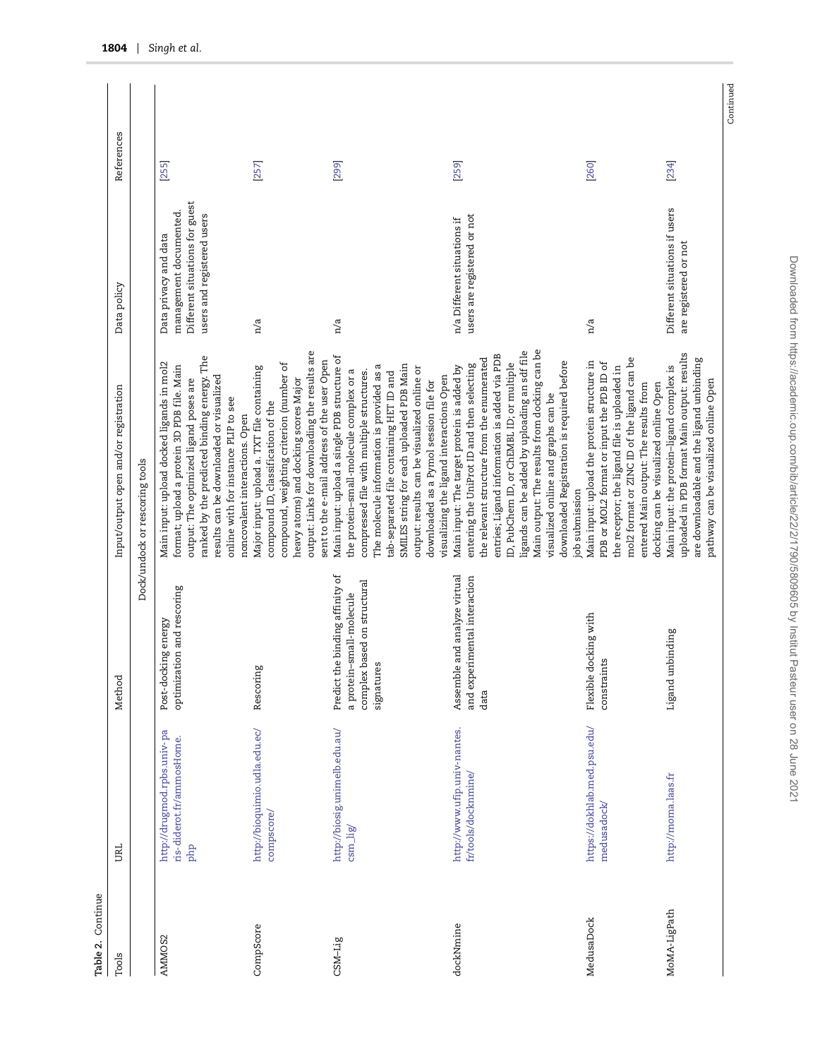**Table 2.** Continue

| Tools | URL | Method | Input/output open and/or registration | Data policy | References |
|---|---|---|---|---|---|
| | | | Dock/undock or rescoring tools | | |
| AMMOS2 | http://drugmod.rpbs.univ-paris-diderot.fr/ammosHome.php | Post-docking energy optimization and rescoring | Main input: upload docked ligands in mol2 format; upload a protein 3D PDB file. Main output: The optimized ligand poses are ranked by the predicted binding energy. The results can be downloaded or visualized online with for instance PLIP to see noncovalent interactions. Open | Data privacy and data management documented. Different situations for guest users and registered users | [255] |
| CompScore | http://bioquimio.udla.edu.ec/compscore/ | Rescoring | Major input: upload a. TXT file containing compound ID, classification of the compound, weighting criterion (number of heavy atoms) and docking scores Major output: Links for downloading the results are sent to the e-mail address of the user Open | n/a | [257] |
| CSM-Lig | http://biosig.unimelb.edu.au/csm_lig/ | Predict the binding affinity of a protein–small-molecule complex based on structural signatures | Main input: upload a single PDB structure of the protein–small-molecule complex or a compressed file with multiple structures. The molecule information is provided as a tab-separated file containing HET ID and SMILES string for each uploaded PDB Main output: results can be visualized online or downloaded as a Pymol session file for visualizing the ligand interactions Open | n/a | [299] |
| dockNmine | http://www.ufip.univ-nantes.fr/tools/docknmine/ | Assemble and analyze virtual and experimental interaction data | Main input: The target protein is added by entering the UniProt ID and then selecting the relevant structure from the enumerated entries; Ligand information is added via PDB ID, PubChem ID, or ChEMBL ID; or multiple ligands can be added by uploading an sdf file Main output: The results from docking can be visualized online and graphs can be downloaded Registration is required before job submission | n/a Different situations if users are registered or not | [259] |
| MedusaDock | https://dokhlab.med.psu.edu/medusadock/ | Flexible docking with constraints | Main input: upload the protein structure in PDB or MOL2 format or input the PDB ID of the receptor; the ligand file is uploaded in mol2 format or ZINC ID of the ligand can be entered Main output: The results from docking can be visualized online Open | n/a | [260] |
| MoMA-LigPath | http://moma.laas.fr | Ligand unbinding | Main input: the protein–ligand complex is uploaded in PDB format Main output: results are downloadable and the ligand unbinding pathway can be visualized online Open | Different situations if users are registered or not | [234] |

Continued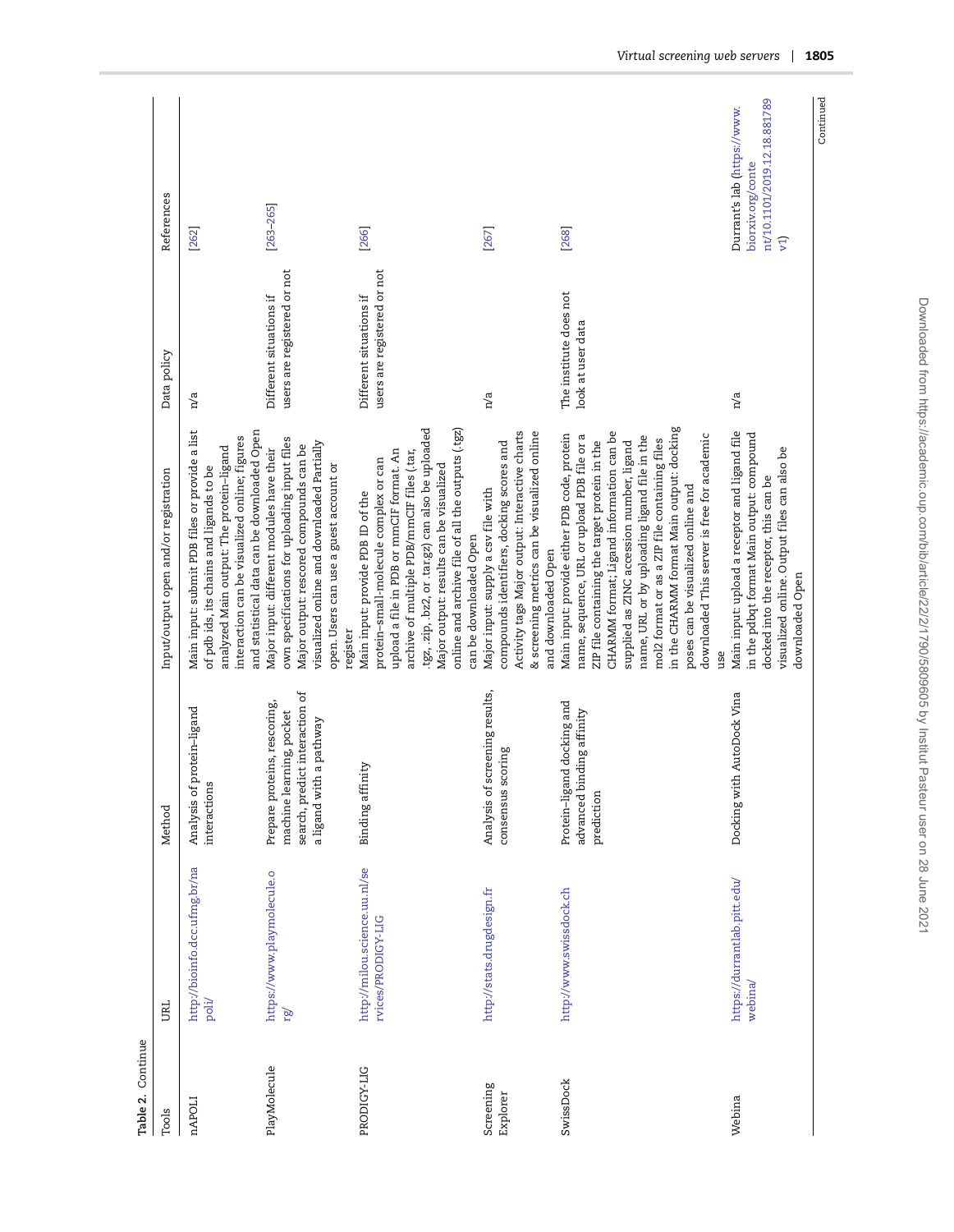**Table 2.** Continue

| Tools | URL | Method | Input/output open and/or registration | Data policy | References |
|---|---|---|---|---|---|
| nAPOLI | http://bioinfo.dcc.ufmg.br/napoli/ | Analysis of protein–ligand interactions | Main input: submit PDB files or provide a list of pdb ids, its chains and ligands to be analyzed Main output: The protein–ligand interaction can be visualized online; figures and statistical data can be downloaded Open | n/a | [262] |
| PlayMolecule | https://www.playmolecule.org/ | Prepare proteins, rescoring, machine learning, pocket search, predict interaction of a ligand with a pathway | Major input: different modules have their own specifications for uploading input files Major output: rescored compounds can be visualized online and downloaded Partially open. Users can use a guest account or register | Different situations if users are registered or not | [263–265] |
| PRODIGY-LIG | http://milou.science.uu.nl/services/PRODIGY-LIG | Binding affinity | Main input: provide PDB ID of the protein–small-molecule complex or can upload a file in PDB or mmCIF format. An archive of multiple PDB/mmCIF files (.tar, .tgz, .zip, .bz2, or .tar.gz) can also be uploaded Major output: results can be visualized online and archive file of all the outputs (.tgz) can be downloaded Open | Different situations if users are registered or not | [266] |
| Screening Explorer | http://stats.drugdesign.fr | Analysis of screening results, consensus scoring | Major input: supply a csv file with compounds identifiers, docking scores and Activity tags Major output: Interactive charts & screening metrics can be visualized online and downloaded Open | n/a | [267] |
| SwissDock | http://www.swissdock.ch | Protein–ligand docking and advanced binding affinity prediction | Main input: provide either PDB code, protein name, sequence, URL or upload PDB file or a ZIP file containing the target protein in the CHARMM format; Ligand information can be supplied as ZINC accession number, ligand name, URL or by uploading ligand file in the mol2 format or as a ZIP file containing files in the CHARMM format Main output: docking poses can be visualized online and downloaded This server is free for academic use | The institute does not look at user data | [268] |
| Webina | https://durrantlab.pitt.edu/webina/ | Docking with AutoDock Vina | Main input: upload a receptor and ligand file in the pdbqt format Main output: compound docked into the receptor, this can be visualized online. Output files can also be downloaded Open | n/a | Durrant's lab (https://www.biorxiv.org/content/10.1101/2019.12.18.881789v1) |

Continued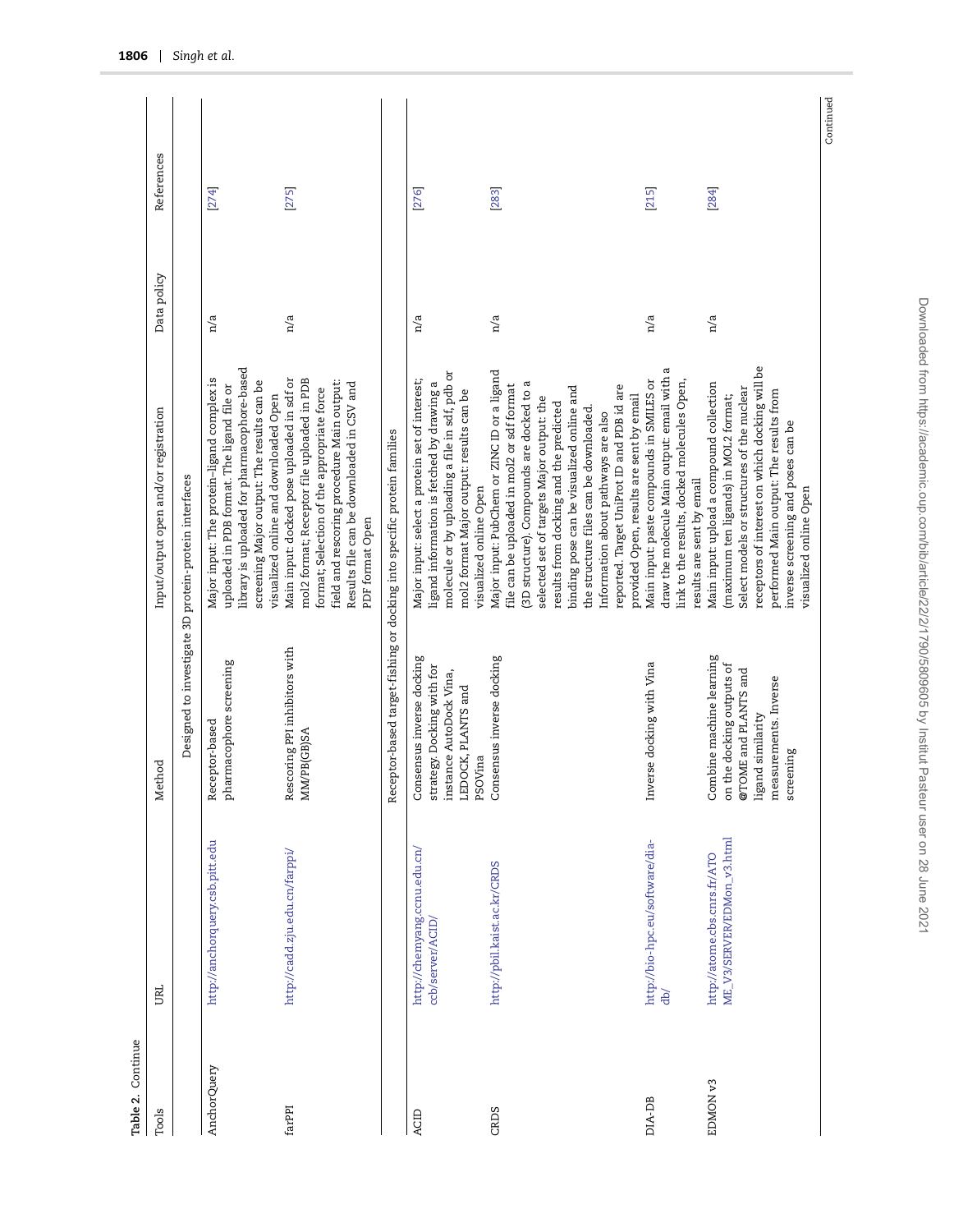**Table 2.** Continue

| Tools | URL | Method | Input/output open and/or registration | Data policy | References |
|---|---|---|---|---|---|
| Designed to investigate 3D protein–protein interfaces | | | | | |
| AnchorQuery | http://anchorquery.csb.pitt.edu | Receptor-based pharmacophore screening | Major input: The protein–ligand complex is uploaded in PDB format. The ligand file or library is uploaded for pharmacophore-based screening Major output: The results can be visualized online and downloaded Open | n/a | [274] |
| farPPI | http://cadd.zju.edu.cn/farppi/ | Rescoring PPI inhibitors with MM/PB(GB)SA | Main input: docked pose uploaded in sdf or mol2 format; Receptor file uploaded in PDB format; Selection of the appropriate force field and rescoring procedure Main output: Results file can be downloaded in CSV and PDF format Open | n/a | [275] |
| Receptor-based target-fishing or docking into specific protein families | | | | | |
| ACID | http://chemyang.ccnu.edu.cn/ccb/server/ACID/ | Consensus inverse docking strategy. Docking with for instance AutoDock Vina, LEDOCK, PLANTS and PSOVina | Major input: select a protein set of interest; ligand information is fetched by drawing a molecule or by uploading a file in sdf, pdb or mol2 format Major output: results can be visualized online Open | n/a | [276] |
| CRDS | http://pbil.kaist.ac.kr/CRDS | Consensus inverse docking | Major input: PubChem or ZINC ID or a ligand file can be uploaded in mol2 or sdf format (3D structure). Compounds are docked to a selected set of targets Major output: the results from docking and the predicted binding pose can be visualized online and the structure files can be downloaded. Information about pathways are also reported. Target UniProt ID and PDB id are provided Open, results are sent by email | n/a | [283] |
| DIA-DB | http://bio-hpc.eu/software/dia-db/ | Inverse docking with Vina | Main input: paste compounds in SMILES or draw the molecule Main output: email with a link to the results, docked molecules Open, results are sent by email | n/a | [215] |
| EDMON v3 | http://atome.cbs.cnrs.fr/ATOME_V3/SERVER/EDMon_v3.html | Combine machine learning on the docking outputs of @TOME and PLANTS and ligand similarity measurements. Inverse screening | Main input: upload a compound collection (maximum ten ligands) in MOL2 format; Select models or structures of the nuclear receptors of interest on which docking will be performed Main output: The results from inverse screening and poses can be visualized online Open | n/a | [284] |

Continued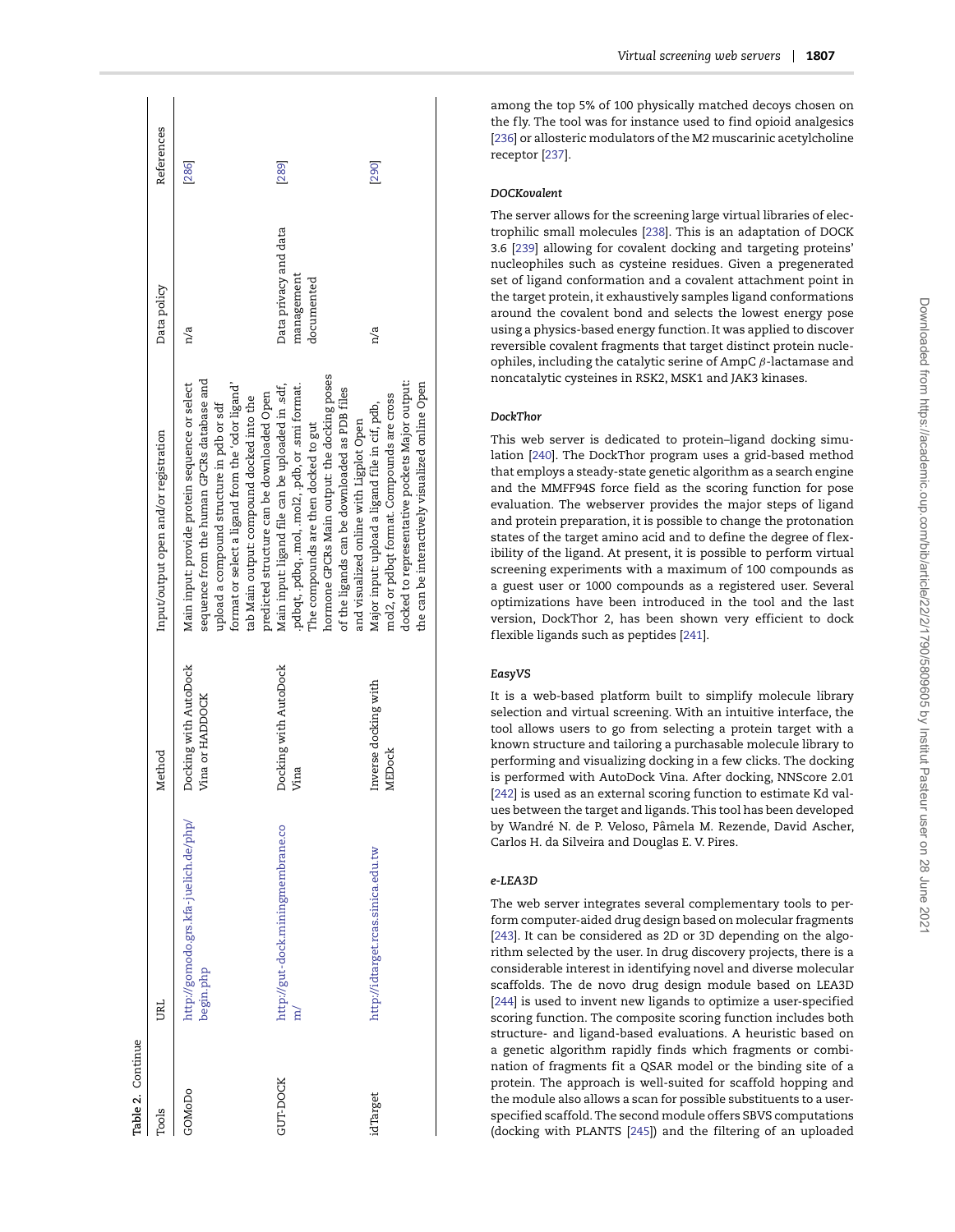**Table 2.** Continue

| Tools | URL | Method | Input/output open and/or registration | Data policy | References |
|---|---|---|---|---|---|
| GOMoDo | http://gomodo.grs.kfa-juelich.de/php/begin.php | Docking with AutoDock Vina or HADDOCK | Main input: provide protein sequence or select sequence from the human GPCRs database and upload a compound structure in pdb or sdf format or select a ligand from the 'odor ligand' tab Main output: compound docked into the predicted structure can be downloaded Open | n/a | [286] |
| GUT-DOCK | http://gut-dock.miningmembrane.com/ | Docking with AutoDock Vina | Main input: ligand file can be uploaded in .sdf, .pdbqt, .pdbq, .mol, .mol2, .pdb, or .smi format. The compounds are then docked to gut hormone GPCRs Main output: the docking poses of the ligands can be downloaded as PDB files and visualized online with Ligplot Open | Data privacy and data management documented | [289] |
| idTarget | http://idtarget.rcas.sinica.edu.tw | Inverse docking with MEDock | Major input: upload a ligand file in cif, pdb, mol2, or pdbqt format. Compounds are cross docked to representative pockets Major output: the can be interactively visualized online Open | n/a | [290] |

among the top 5% of 100 physically matched decoys chosen on the fly. The tool was for instance used to find opioid analgesics [236] or allosteric modulators of the M2 muscarinic acetylcholine receptor [237].

#### DOCKovalent

The server allows for the screening large virtual libraries of electrophilic small molecules [238]. This is an adaptation of DOCK 3.6 [239] allowing for covalent docking and targeting proteins' nucleophiles such as cysteine residues. Given a pregenerated set of ligand conformation and a covalent attachment point in the target protein, it exhaustively samples ligand conformations around the covalent bond and selects the lowest energy pose using a physics-based energy function. It was applied to discover reversible covalent fragments that target distinct protein nucleophiles, including the catalytic serine of AmpC $\beta$-lactamase and noncatalytic cysteines in RSK2, MSK1 and JAK3 kinases.

#### DockThor

This web server is dedicated to protein–ligand docking simulation [240]. The DockThor program uses a grid-based method that employs a steady-state genetic algorithm as a search engine and the MMFF94S force field as the scoring function for pose evaluation. The webserver provides the major steps of ligand and protein preparation, it is possible to change the protonation states of the target amino acid and to define the degree of flexibility of the ligand. At present, it is possible to perform virtual screening experiments with a maximum of 100 compounds as a guest user or 1000 compounds as a registered user. Several optimizations have been introduced in the tool and the last version, DockThor 2, has been shown very efficient to dock flexible ligands such as peptides [241].

#### EasyVS

It is a web-based platform built to simplify molecule library selection and virtual screening. With an intuitive interface, the tool allows users to go from selecting a protein target with a known structure and tailoring a purchasable molecule library to performing and visualizing docking in a few clicks. The docking is performed with AutoDock Vina. After docking, NNScore 2.01 [242] is used as an external scoring function to estimate Kd values between the target and ligands. This tool has been developed by Wandré N. de P. Veloso, Pâmela M. Rezende, David Ascher, Carlos H. da Silveira and Douglas E. V. Pires.

#### e-LEA3D

The web server integrates several complementary tools to perform computer-aided drug design based on molecular fragments [243]. It can be considered as 2D or 3D depending on the algorithm selected by the user. In drug discovery projects, there is a considerable interest in identifying novel and diverse molecular scaffolds. The de novo drug design module based on LEA3D [244] is used to invent new ligands to optimize a user-specified scoring function. The composite scoring function includes both structure- and ligand-based evaluations. A heuristic based on a genetic algorithm rapidly finds which fragments or combination of fragments fit a QSAR model or the binding site of a protein. The approach is well-suited for scaffold hopping and the module also allows a scan for possible substituents to a user-specified scaffold. The second module offers SBVS computations (docking with PLANTS [245]) and the filtering of an uploaded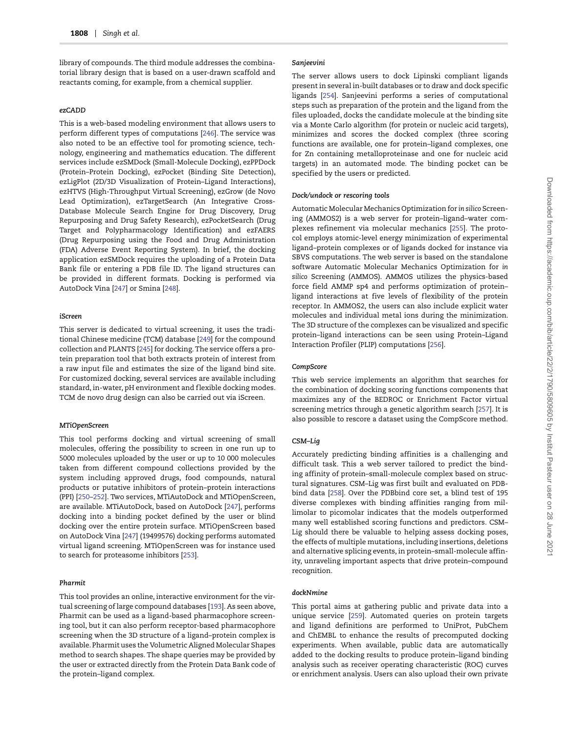library of compounds. The third module addresses the combinatorial library design that is based on a user-drawn scaffold and reactants coming, for example, from a chemical supplier.

#### *ezCADD*

This is a web-based modeling environment that allows users to perform different types of computations [246]. The service was also noted to be an effective tool for promoting science, technology, engineering and mathematics education. The different services include ezSMDock (Small-Molecule Docking), ezPPDock (Protein–Protein Docking), ezPocket (Binding Site Detection), ezLigPlot (2D/3D Visualization of Protein–Ligand Interactions), ezHTVS (High-Throughput Virtual Screening), ezGrow (de Novo Lead Optimization), ezTargetSearch (An Integrative Cross-Database Molecule Search Engine for Drug Discovery, Drug Repurposing and Drug Safety Research), ezPocketSearch (Drug Target and Polypharmacology Identification) and ezFAERS (Drug Repurposing using the Food and Drug Administration (FDA) Adverse Event Reporting System). In brief, the docking application ezSMDock requires the uploading of a Protein Data Bank file or entering a PDB file ID. The ligand structures can be provided in different formats. Docking is performed via AutoDock Vina [247] or Smina [248].

#### *iScreen*

This server is dedicated to virtual screening, it uses the traditional Chinese medicine (TCM) database [249] for the compound collection and PLANTS [245] for docking. The service offers a protein preparation tool that both extracts protein of interest from a raw input file and estimates the size of the ligand bind site. For customized docking, several services are available including standard, in-water, pH environment and flexible docking modes. TCM de novo drug design can also be carried out via iScreen.

#### *MTiOpenScreen*

This tool performs docking and virtual screening of small molecules, offering the possibility to screen in one run up to 5000 molecules uploaded by the user or up to 10 000 molecules taken from different compound collections provided by the system including approved drugs, food compounds, natural products or putative inhibitors of protein–protein interactions (PPI) [250–252]. Two services, MTiAutoDock and MTiOpenScreen, are available. MTiAutoDock, based on AutoDock [247], performs docking into a binding pocket defined by the user or blind docking over the entire protein surface. MTiOpenScreen based on AutoDock Vina [247] (19499576) docking performs automated virtual ligand screening. MTiOpenScreen was for instance used to search for proteasome inhibitors [253].

#### *Pharmit*

This tool provides an online, interactive environment for the virtual screening of large compound databases [193]. As seen above, Pharmit can be used as a ligand-based pharmacophore screening tool, but it can also perform receptor-based pharmacophore screening when the 3D structure of a ligand–protein complex is available. Pharmit uses the Volumetric Aligned Molecular Shapes method to search shapes. The shape queries may be provided by the user or extracted directly from the Protein Data Bank code of the protein–ligand complex.

#### *Sanjeevini*

The server allows users to dock Lipinski compliant ligands present in several in-built databases or to draw and dock specific ligands [254]. Sanjeevini performs a series of computational steps such as preparation of the protein and the ligand from the files uploaded, docks the candidate molecule at the binding site via a Monte Carlo algorithm (for protein or nucleic acid targets), minimizes and scores the docked complex (three scoring functions are available, one for protein–ligand complexes, one for Zn containing metalloproteinase and one for nucleic acid targets) in an automated mode. The binding pocket can be specified by the users or predicted.

#### *Dock/undock or rescoring tools*

Automatic Molecular Mechanics Optimization for *in silico* Screening (AMMOS2) is a web server for protein–ligand–water complexes refinement via molecular mechanics [255]. The protocol employs atomic-level energy minimization of experimental ligand–protein complexes or of ligands docked for instance via SBVS computations. The web server is based on the standalone software Automatic Molecular Mechanics Optimization for *in silico* Screening (AMMOS). AMMOS utilizes the physics-based force field AMMP sp4 and performs optimization of protein–ligand interactions at five levels of flexibility of the protein receptor. In AMMOS2, the users can also include explicit water molecules and individual metal ions during the minimization. The 3D structure of the complexes can be visualized and specific protein–ligand interactions can be seen using Protein–Ligand Interaction Profiler (PLIP) computations [256].

#### *CompScore*

This web service implements an algorithm that searches for the combination of docking scoring functions components that maximizes any of the BEDROC or Enrichment Factor virtual screening metrics through a genetic algorithm search [257]. It is also possible to rescore a dataset using the CompScore method.

#### *CSM–Lig*

Accurately predicting binding affinities is a challenging and difficult task. This a web server tailored to predict the binding affinity of protein–small-molecule complex based on structural signatures. CSM–Lig was first built and evaluated on PDBbind data [258]. Over the PDBbind core set, a blind test of 195 diverse complexes with binding affinities ranging from millimolar to picomolar indicates that the models outperformed many well established scoring functions and predictors. CSM–Lig should there be valuable to helping assess docking poses, the effects of multiple mutations, including insertions, deletions and alternative splicing events, in protein–small-molecule affinity, unraveling important aspects that drive protein–compound recognition.

#### *dockNmine*

This portal aims at gathering public and private data into a unique service [259]. Automated queries on protein targets and ligand definitions are performed to UniProt, PubChem and ChEMBL to enhance the results of precomputed docking experiments. When available, public data are automatically added to the docking results to produce protein–ligand binding analysis such as receiver operating characteristic (ROC) curves or enrichment analysis. Users can also upload their own private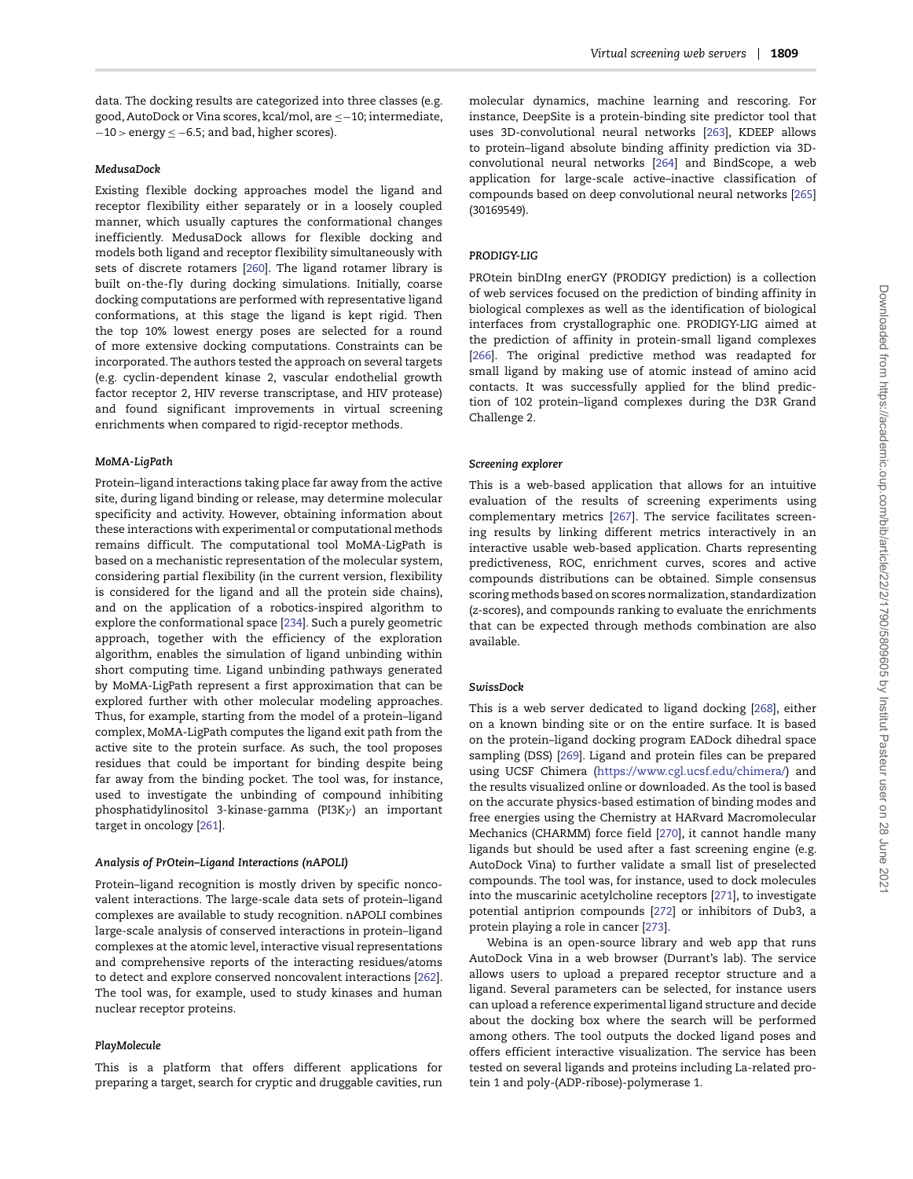data. The docking results are categorized into three classes (e.g. good, AutoDock or Vina scores, kcal/mol, are $\leq -10$; intermediate, $-10 >$ energy $\leq -6.5$; and bad, higher scores).

### MedusaDock

Existing flexible docking approaches model the ligand and receptor flexibility either separately or in a loosely coupled manner, which usually captures the conformational changes inefficiently. MedusaDock allows for flexible docking and models both ligand and receptor flexibility simultaneously with sets of discrete rotamers [260]. The ligand rotamer library is built on-the-fly during docking simulations. Initially, coarse docking computations are performed with representative ligand conformations, at this stage the ligand is kept rigid. Then the top 10% lowest energy poses are selected for a round of more extensive docking computations. Constraints can be incorporated. The authors tested the approach on several targets (e.g. cyclin-dependent kinase 2, vascular endothelial growth factor receptor 2, HIV reverse transcriptase, and HIV protease) and found significant improvements in virtual screening enrichments when compared to rigid-receptor methods.

### MoMA-LigPath

Protein–ligand interactions taking place far away from the active site, during ligand binding or release, may determine molecular specificity and activity. However, obtaining information about these interactions with experimental or computational methods remains difficult. The computational tool MoMA-LigPath is based on a mechanistic representation of the molecular system, considering partial flexibility (in the current version, flexibility is considered for the ligand and all the protein side chains), and on the application of a robotics-inspired algorithm to explore the conformational space [234]. Such a purely geometric approach, together with the efficiency of the exploration algorithm, enables the simulation of ligand unbinding within short computing time. Ligand unbinding pathways generated by MoMA-LigPath represent a first approximation that can be explored further with other molecular modeling approaches. Thus, for example, starting from the model of a protein–ligand complex, MoMA-LigPath computes the ligand exit path from the active site to the protein surface. As such, the tool proposes residues that could be important for binding despite being far away from the binding pocket. The tool was, for instance, used to investigate the unbinding of compound inhibiting phosphatidylinositol 3-kinase-gamma (PI3K$\gamma$) an important target in oncology [261].

### Analysis of PrOtein–Ligand Interactions (nAPOLI)

Protein–ligand recognition is mostly driven by specific noncovalent interactions. The large-scale data sets of protein–ligand complexes are available to study recognition. nAPOLI combines large-scale analysis of conserved interactions in protein–ligand complexes at the atomic level, interactive visual representations and comprehensive reports of the interacting residues/atoms to detect and explore conserved noncovalent interactions [262]. The tool was, for example, used to study kinases and human nuclear receptor proteins.

### PlayMolecule

This is a platform that offers different applications for preparing a target, search for cryptic and druggable cavities, run molecular dynamics, machine learning and rescoring. For instance, DeepSite is a protein-binding site predictor tool that uses 3D-convolutional neural networks [263], KDEEP allows to protein–ligand absolute binding affinity prediction via 3D-convolutional neural networks [264] and BindScope, a web application for large-scale active–inactive classification of compounds based on deep convolutional neural networks [265] (30169549).

### PRODIGY-LIG

PROtein binDIng enerGY (PRODIGY prediction) is a collection of web services focused on the prediction of binding affinity in biological complexes as well as the identification of biological interfaces from crystallographic one. PRODIGY-LIG aimed at the prediction of affinity in protein-small ligand complexes [266]. The original predictive method was readapted for small ligand by making use of atomic instead of amino acid contacts. It was successfully applied for the blind prediction of 102 protein–ligand complexes during the D3R Grand Challenge 2.

### Screening explorer

This is a web-based application that allows for an intuitive evaluation of the results of screening experiments using complementary metrics [267]. The service facilitates screening results by linking different metrics interactively in an interactive usable web-based application. Charts representing predictiveness, ROC, enrichment curves, scores and active compounds distributions can be obtained. Simple consensus scoring methods based on scores normalization, standardization (z-scores), and compounds ranking to evaluate the enrichments that can be expected through methods combination are also available.

### SwissDock

This is a web server dedicated to ligand docking [268], either on a known binding site or on the entire surface. It is based on the protein–ligand docking program EADock dihedral space sampling (DSS) [269]. Ligand and protein files can be prepared using UCSF Chimera (https://www.cgl.ucsf.edu/chimera/) and the results visualized online or downloaded. As the tool is based on the accurate physics-based estimation of binding modes and free energies using the Chemistry at HARvard Macromolecular Mechanics (CHARMM) force field [270], it cannot handle many ligands but should be used after a fast screening engine (e.g. AutoDock Vina) to further validate a small list of preselected compounds. The tool was, for instance, used to dock molecules into the muscarinic acetylcholine receptors [271], to investigate potential antiprion compounds [272] or inhibitors of Dub3, a protein playing a role in cancer [273].

Webina is an open-source library and web app that runs AutoDock Vina in a web browser (Durrant's lab). The service allows users to upload a prepared receptor structure and a ligand. Several parameters can be selected, for instance users can upload a reference experimental ligand structure and decide about the docking box where the search will be performed among others. The tool outputs the docked ligand poses and offers efficient interactive visualization. The service has been tested on several ligands and proteins including La-related protein 1 and poly-(ADP-ribose)-polymerase 1.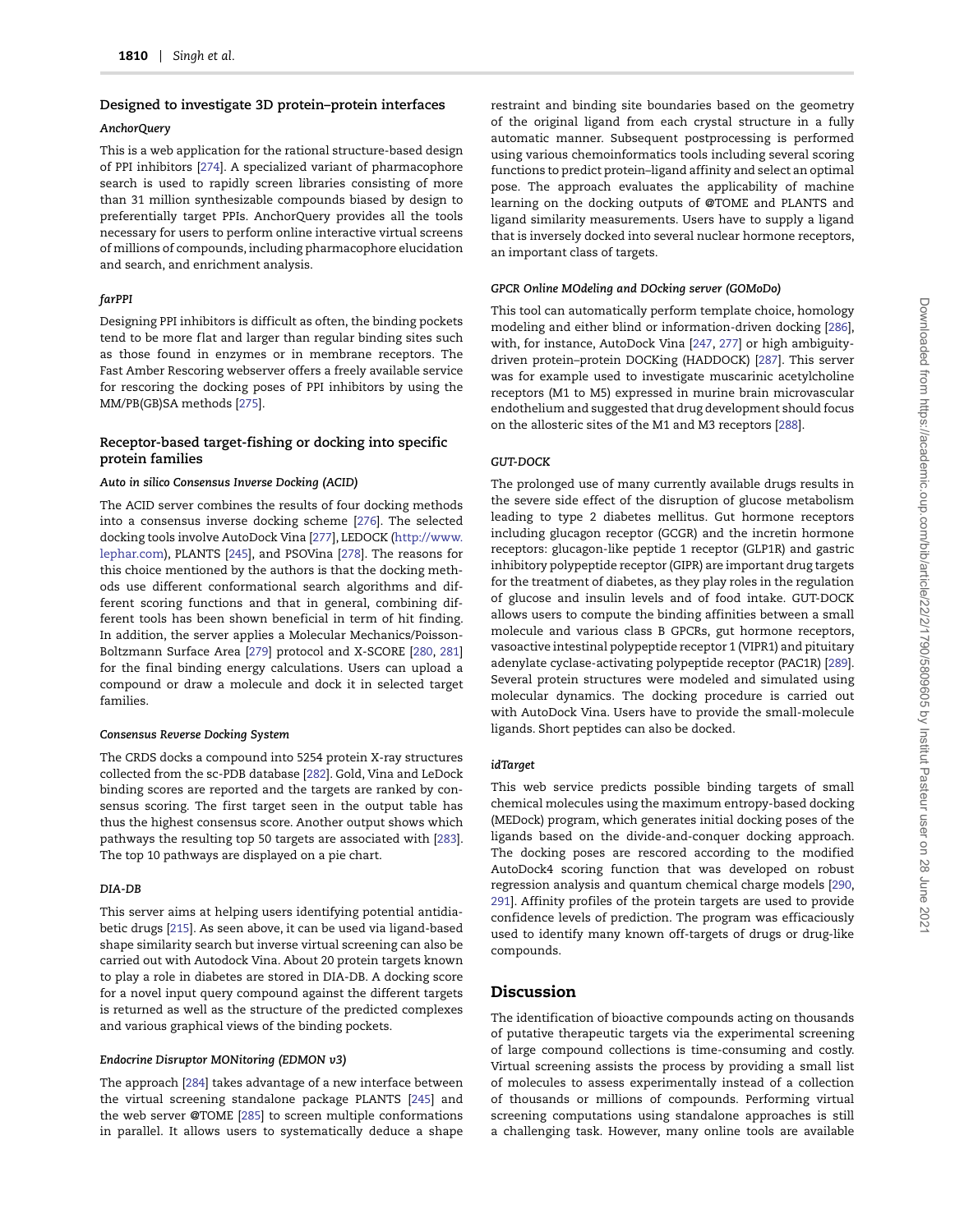## Designed to investigate 3D protein–protein interfaces

### *AnchorQuery*

This is a web application for the rational structure-based design of PPI inhibitors [274]. A specialized variant of pharmacophore search is used to rapidly screen libraries consisting of more than 31 million synthesizable compounds biased by design to preferentially target PPIs. AnchorQuery provides all the tools necessary for users to perform online interactive virtual screens of millions of compounds, including pharmacophore elucidation and search, and enrichment analysis.

### *farPPI*

Designing PPI inhibitors is difficult as often, the binding pockets tend to be more flat and larger than regular binding sites such as those found in enzymes or in membrane receptors. The Fast Amber Rescoring webserver offers a freely available service for rescoring the docking poses of PPI inhibitors by using the MM/PB(GB)SA methods [275].

## Receptor-based target-fishing or docking into specific protein families

### *Auto in silico Consensus Inverse Docking (ACID)*

The ACID server combines the results of four docking methods into a consensus inverse docking scheme [276]. The selected docking tools involve AutoDock Vina [277], LEDOCK (http://www.lephar.com), PLANTS [245], and PSOVina [278]. The reasons for this choice mentioned by the authors is that the docking methods use different conformational search algorithms and different scoring functions and that in general, combining different tools has been shown beneficial in term of hit finding. In addition, the server applies a Molecular Mechanics/Poisson-Boltzmann Surface Area [279] protocol and X-SCORE [280, 281] for the final binding energy calculations. Users can upload a compound or draw a molecule and dock it in selected target families.

### *Consensus Reverse Docking System*

The CRDS docks a compound into 5254 protein X-ray structures collected from the sc-PDB database [282]. Gold, Vina and LeDock binding scores are reported and the targets are ranked by consensus scoring. The first target seen in the output table has thus the highest consensus score. Another output shows which pathways the resulting top 50 targets are associated with [283]. The top 10 pathways are displayed on a pie chart.

### *DIA-DB*

This server aims at helping users identifying potential antidiabetic drugs [215]. As seen above, it can be used via ligand-based shape similarity search but inverse virtual screening can also be carried out with Autodock Vina. About 20 protein targets known to play a role in diabetes are stored in DIA-DB. A docking score for a novel input query compound against the different targets is returned as well as the structure of the predicted complexes and various graphical views of the binding pockets.

### *Endocrine Disruptor MONitoring (EDMON v3)*

The approach [284] takes advantage of a new interface between the virtual screening standalone package PLANTS [245] and the web server @TOME [285] to screen multiple conformations in parallel. It allows users to systematically deduce a shape restraint and binding site boundaries based on the geometry of the original ligand from each crystal structure in a fully automatic manner. Subsequent postprocessing is performed using various chemoinformatics tools including several scoring functions to predict protein–ligand affinity and select an optimal pose. The approach evaluates the applicability of machine learning on the docking outputs of @TOME and PLANTS and ligand similarity measurements. Users have to supply a ligand that is inversely docked into several nuclear hormone receptors, an important class of targets.

### *GPCR Online MOdeling and DOcking server (GOMoDo)*

This tool can automatically perform template choice, homology modeling and either blind or information-driven docking [286], with, for instance, AutoDock Vina [247, 277] or high ambiguity-driven protein–protein DOCKing (HADDOCK) [287]. This server was for example used to investigate muscarinic acetylcholine receptors (M1 to M5) expressed in murine brain microvascular endothelium and suggested that drug development should focus on the allosteric sites of the M1 and M3 receptors [288].

### *GUT-DOCK*

The prolonged use of many currently available drugs results in the severe side effect of the disruption of glucose metabolism leading to type 2 diabetes mellitus. Gut hormone receptors including glucagon receptor (GCGR) and the incretin hormone receptors: glucagon-like peptide 1 receptor (GLP1R) and gastric inhibitory polypeptide receptor (GIPR) are important drug targets for the treatment of diabetes, as they play roles in the regulation of glucose and insulin levels and of food intake. GUT-DOCK allows users to compute the binding affinities between a small molecule and various class B GPCRs, gut hormone receptors, vasoactive intestinal polypeptide receptor 1 (VIPR1) and pituitary adenylate cyclase-activating polypeptide receptor (PAC1R) [289]. Several protein structures were modeled and simulated using molecular dynamics. The docking procedure is carried out with AutoDock Vina. Users have to provide the small-molecule ligands. Short peptides can also be docked.

### *idTarget*

This web service predicts possible binding targets of small chemical molecules using the maximum entropy-based docking (MEDock) program, which generates initial docking poses of the ligands based on the divide-and-conquer docking approach. The docking poses are rescored according to the modified AutoDock4 scoring function that was developed on robust regression analysis and quantum chemical charge models [290, 291]. Affinity profiles of the protein targets are used to provide confidence levels of prediction. The program was efficaciously used to identify many known off-targets of drugs or drug-like compounds.

# Discussion

The identification of bioactive compounds acting on thousands of putative therapeutic targets via the experimental screening of large compound collections is time-consuming and costly. Virtual screening assists the process by providing a small list of molecules to assess experimentally instead of a collection of thousands or millions of compounds. Performing virtual screening computations using standalone approaches is still a challenging task. However, many online tools are available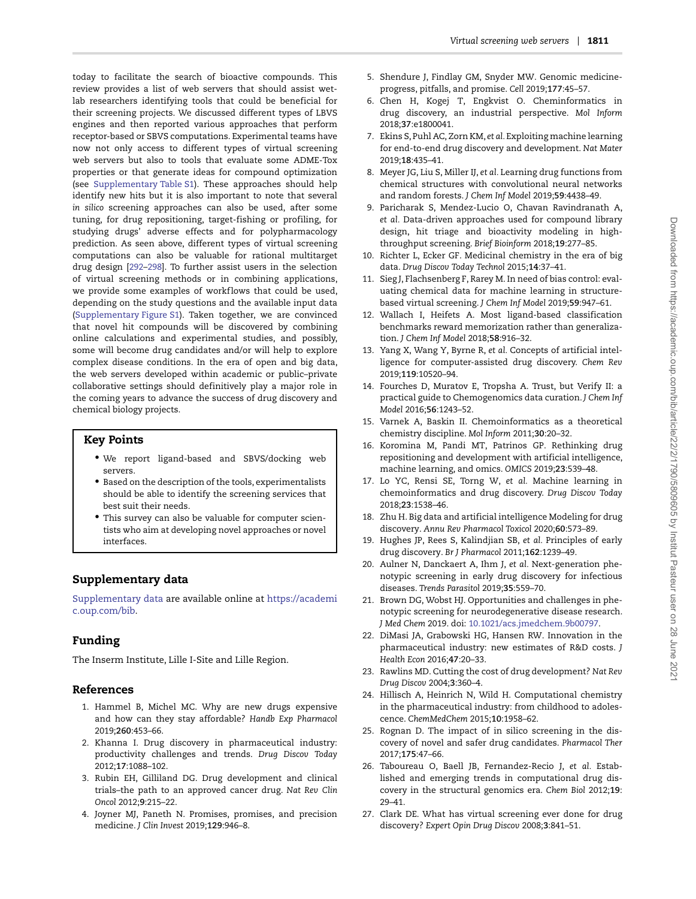today to facilitate the search of bioactive compounds. This review provides a list of web servers that should assist wet-lab researchers identifying tools that could be beneficial for their screening projects. We discussed different types of LBVS engines and then reported various approaches that perform receptor-based or SBVS computations. Experimental teams have now not only access to different types of virtual screening web servers but also to tools that evaluate some ADME-Tox properties or that generate ideas for compound optimization (see Supplementary Table S1). These approaches should help identify new hits but it is also important to note that several *in silico* screening approaches can also be used, after some tuning, for drug repositioning, target-fishing or profiling, for studying drugs' adverse effects and for polypharmacology prediction. As seen above, different types of virtual screening computations can also be valuable for rational multitarget drug design [292–298]. To further assist users in the selection of virtual screening methods or in combining applications, we provide some examples of workflows that could be used, depending on the study questions and the available input data (Supplementary Figure S1). Taken together, we are convinced that novel hit compounds will be discovered by combining online calculations and experimental studies, and possibly, some will become drug candidates and/or will help to explore complex disease conditions. In the era of open and big data, the web servers developed within academic or public–private collaborative settings should definitively play a major role in the coming years to advance the success of drug discovery and chemical biology projects.

## Key Points

- We report ligand-based and SBVS/docking web servers.
- Based on the description of the tools, experimentalists should be able to identify the screening services that best suit their needs.
- This survey can also be valuable for computer scientists who aim at developing novel approaches or novel interfaces.

## Supplementary data

Supplementary data are available online at https://academic.oup.com/bib.

## Funding

The Inserm Institute, Lille I-Site and Lille Region.

## References

1. Hammel B, Michel MC. Why are new drugs expensive and how can they stay affordable? *Handb Exp Pharmacol* 2019;**260**:453–66.
2. Khanna I. Drug discovery in pharmaceutical industry: productivity challenges and trends. *Drug Discov Today* 2012;**17**:1088–102.
3. Rubin EH, Gilliland DG. Drug development and clinical trials–the path to an approved cancer drug. *Nat Rev Clin Oncol* 2012;**9**:215–22.
4. Joyner MJ, Paneth N. Promises, promises, and precision medicine. *J Clin Invest* 2019;**129**:946–8.
5. Shendure J, Findlay GM, Snyder MW. Genomic medicine-progress, pitfalls, and promise. *Cell* 2019;**177**:45–57.
6. Chen H, Kogej T, Engkvist O. Cheminformatics in drug discovery, an industrial perspective. *Mol Inform* 2018;**37**:e1800041.
7. Ekins S, Puhl AC, Zorn KM, *et al.* Exploiting machine learning for end-to-end drug discovery and development. *Nat Mater* 2019;**18**:435–41.
8. Meyer JG, Liu S, Miller IJ, *et al.* Learning drug functions from chemical structures with convolutional neural networks and random forests. *J Chem Inf Model* 2019;**59**:4438–49.
9. Paricharak S, Mendez-Lucio O, Chavan Ravindranath A, *et al.* Data-driven approaches used for compound library design, hit triage and bioactivity modeling in high-throughput screening. *Brief Bioinform* 2018;**19**:277–85.
10. Richter L, Ecker GF. Medicinal chemistry in the era of big data. *Drug Discov Today Technol* 2015;**14**:37–41.
11. Sieg J, Flachsenberg F, Rarey M. In need of bias control: evaluating chemical data for machine learning in structure-based virtual screening. *J Chem Inf Model* 2019;**59**:947–61.
12. Wallach I, Heifets A. Most ligand-based classification benchmarks reward memorization rather than generalization. *J Chem Inf Model* 2018;**58**:916–32.
13. Yang X, Wang Y, Byrne R, *et al.* Concepts of artificial intelligence for computer-assisted drug discovery. *Chem Rev* 2019;**119**:10520–94.
14. Fourches D, Muratov E, Tropsha A. Trust, but Verify II: a practical guide to Chemogenomics data curation. *J Chem Inf Model* 2016;**56**:1243–52.
15. Varnek A, Baskin II. Chemoinformatics as a theoretical chemistry discipline. *Mol Inform* 2011;**30**:20–32.
16. Koromina M, Pandi MT, Patrinos GP. Rethinking drug repositioning and development with artificial intelligence, machine learning, and omics. *OMICS* 2019;**23**:539–48.
17. Lo YC, Rensi SE, Torng W, *et al.* Machine learning in chemoinformatics and drug discovery. *Drug Discov Today* 2018;**23**:1538–46.
18. Zhu H. Big data and artificial intelligence Modeling for drug discovery. *Annu Rev Pharmacol Toxicol* 2020;**60**:573–89.
19. Hughes JP, Rees S, Kalindjian SB, *et al.* Principles of early drug discovery. *Br J Pharmacol* 2011;**162**:1239–49.
20. Aulner N, Danckaert A, Ihm J, *et al.* Next-generation phenotypic screening in early drug discovery for infectious diseases. *Trends Parasitol* 2019;**35**:559–70.
21. Brown DG, Wobst HJ. Opportunities and challenges in phenotypic screening for neurodegenerative disease research. *J Med Chem* 2019. doi: 10.1021/acs.jmedchem.9b00797.
22. DiMasi JA, Grabowski HG, Hansen RW. Innovation in the pharmaceutical industry: new estimates of R&D costs. *J Health Econ* 2016;**47**:20–33.
23. Rawlins MD. Cutting the cost of drug development? *Nat Rev Drug Discov* 2004;**3**:360–4.
24. Hillisch A, Heinrich N, Wild H. Computational chemistry in the pharmaceutical industry: from childhood to adolescence. *ChemMedChem* 2015;**10**:1958–62.
25. Rognan D. The impact of in silico screening in the discovery of novel and safer drug candidates. *Pharmacol Ther* 2017;**175**:47–66.
26. Taboureau O, Baell JB, Fernandez-Recio J, *et al.* Established and emerging trends in computational drug discovery in the structural genomics era. *Chem Biol* 2012;**19**: 29–41.
27. Clark DE. What has virtual screening ever done for drug discovery? *Expert Opin Drug Discov* 2008;**3**:841–51.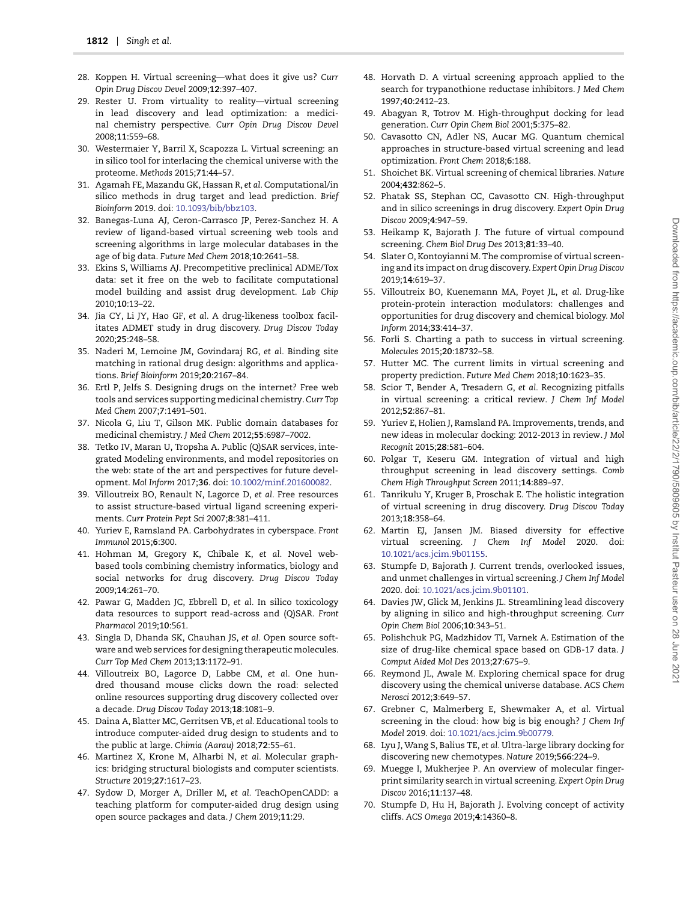28. Koppen H. Virtual screening—what does it give us? *Curr Opin Drug Discov Devel* 2009;**12**:397–407.
29. Rester U. From virtuality to reality—virtual screening in lead discovery and lead optimization: a medicinal chemistry perspective. *Curr Opin Drug Discov Devel* 2008;**11**:559–68.
30. Westermaier Y, Barril X, Scapozza L. Virtual screening: an in silico tool for interlacing the chemical universe with the proteome. *Methods* 2015;**71**:44–57.
31. Agamah FE, Mazandu GK, Hassan R, *et al.* Computational/in silico methods in drug target and lead prediction. *Brief Bioinform* 2019. doi: 10.1093/bib/bbz103.
32. Banegas-Luna AJ, Ceron-Carrasco JP, Perez-Sanchez H. A review of ligand-based virtual screening web tools and screening algorithms in large molecular databases in the age of big data. *Future Med Chem* 2018;**10**:2641–58.
33. Ekins S, Williams AJ. Precompetitive preclinical ADME/Tox data: set it free on the web to facilitate computational model building and assist drug development. *Lab Chip* 2010;**10**:13–22.
34. Jia CY, Li JY, Hao GF, *et al.* A drug-likeness toolbox facilitates ADMET study in drug discovery. *Drug Discov Today* 2020;**25**:248–58.
35. Naderi M, Lemoine JM, Govindaraj RG, *et al.* Binding site matching in rational drug design: algorithms and applications. *Brief Bioinform* 2019;**20**:2167–84.
36. Ertl P, Jelfs S. Designing drugs on the internet? Free web tools and services supporting medicinal chemistry. *Curr Top Med Chem* 2007;**7**:1491–501.
37. Nicola G, Liu T, Gilson MK. Public domain databases for medicinal chemistry. *J Med Chem* 2012;**55**:6987–7002.
38. Tetko IV, Maran U, Tropsha A. Public (Q)SAR services, integrated Modeling environments, and model repositories on the web: state of the art and perspectives for future development. *Mol Inform* 2017;**36**. doi: 10.1002/minf.201600082.
39. Villoutreix BO, Renault N, Lagorce D, *et al.* Free resources to assist structure-based virtual ligand screening experiments. *Curr Protein Pept Sci* 2007;**8**:381–411.
40. Yuriev E, Ramsland PA. Carbohydrates in cyberspace. *Front Immunol* 2015;**6**:300.
41. Hohman M, Gregory K, Chibale K, *et al.* Novel web-based tools combining chemistry informatics, biology and social networks for drug discovery. *Drug Discov Today* 2009;**14**:261–70.
42. Pawar G, Madden JC, Ebbrell D, *et al.* In silico toxicology data resources to support read-across and (Q)SAR. *Front Pharmacol* 2019;**10**:561.
43. Singla D, Dhanda SK, Chauhan JS, *et al.* Open source software and web services for designing therapeutic molecules. *Curr Top Med Chem* 2013;**13**:1172–91.
44. Villoutreix BO, Lagorce D, Labbe CM, *et al.* One hundred thousand mouse clicks down the road: selected online resources supporting drug discovery collected over a decade. *Drug Discov Today* 2013;**18**:1081–9.
45. Daina A, Blatter MC, Gerritsen VB, *et al.* Educational tools to introduce computer-aided drug design to students and to the public at large. *Chimia (Aarau)* 2018;**72**:55–61.
46. Martinez X, Krone M, Alharbi N, *et al.* Molecular graphics: bridging structural biologists and computer scientists. *Structure* 2019;**27**:1617–23.
47. Sydow D, Morger A, Driller M, *et al.* TeachOpenCADD: a teaching platform for computer-aided drug design using open source packages and data. *J Chem* 2019;**11**:29.
48. Horvath D. A virtual screening approach applied to the search for trypanothione reductase inhibitors. *J Med Chem* 1997;**40**:2412–23.
49. Abagyan R, Totrov M. High-throughput docking for lead generation. *Curr Opin Chem Biol* 2001;**5**:375–82.
50. Cavasotto CN, Adler NS, Aucar MG. Quantum chemical approaches in structure-based virtual screening and lead optimization. *Front Chem* 2018;**6**:188.
51. Shoichet BK. Virtual screening of chemical libraries. *Nature* 2004;**432**:862–5.
52. Phatak SS, Stephan CC, Cavasotto CN. High-throughput and in silico screenings in drug discovery. *Expert Opin Drug Discov* 2009;**4**:947–59.
53. Heikamp K, Bajorath J. The future of virtual compound screening. *Chem Biol Drug Des* 2013;**81**:33–40.
54. Slater O, Kontoyianni M. The compromise of virtual screening and its impact on drug discovery. *Expert Opin Drug Discov* 2019;**14**:619–37.
55. Villoutreix BO, Kuenemann MA, Poyet JL, *et al.* Drug-like protein-protein interaction modulators: challenges and opportunities for drug discovery and chemical biology. *Mol Inform* 2014;**33**:414–37.
56. Forli S. Charting a path to success in virtual screening. *Molecules* 2015;**20**:18732–58.
57. Hutter MC. The current limits in virtual screening and property prediction. *Future Med Chem* 2018;**10**:1623–35.
58. Scior T, Bender A, Tresadern G, *et al.* Recognizing pitfalls in virtual screening: a critical review. *J Chem Inf Model* 2012;**52**:867–81.
59. Yuriev E, Holien J, Ramsland PA. Improvements, trends, and new ideas in molecular docking: 2012-2013 in review. *J Mol Recognit* 2015;**28**:581–604.
60. Polgar T, Keseru GM. Integration of virtual and high throughput screening in lead discovery settings. *Comb Chem High Throughput Screen* 2011;**14**:889–97.
61. Tanrikulu Y, Kruger B, Proschak E. The holistic integration of virtual screening in drug discovery. *Drug Discov Today* 2013;**18**:358–64.
62. Martin EJ, Jansen JM. Biased diversity for effective virtual screening. *J Chem Inf Model* 2020. doi: 10.1021/acs.jcim.9b01155.
63. Stumpfe D, Bajorath J. Current trends, overlooked issues, and unmet challenges in virtual screening. *J Chem Inf Model* 2020. doi: 10.1021/acs.jcim.9b01101.
64. Davies JW, Glick M, Jenkins JL. Streamlining lead discovery by aligning in silico and high-throughput screening. *Curr Opin Chem Biol* 2006;**10**:343–51.
65. Polishchuk PG, Madzhidov TI, Varnek A. Estimation of the size of drug-like chemical space based on GDB-17 data. *J Comput Aided Mol Des* 2013;**27**:675–9.
66. Reymond JL, Awale M. Exploring chemical space for drug discovery using the chemical universe database. *ACS Chem Nerosci* 2012;**3**:649–57.
67. Grebner C, Malmerberg E, Shewmaker A, *et al.* Virtual screening in the cloud: how big is big enough? *J Chem Inf Model* 2019. doi: 10.1021/acs.jcim.9b00779.
68. Lyu J, Wang S, Balius TE, *et al.* Ultra-large library docking for discovering new chemotypes. *Nature* 2019;**566**:224–9.
69. Muegge I, Mukherjee P. An overview of molecular fingerprint similarity search in virtual screening. *Expert Opin Drug Discov* 2016;**11**:137–48.
70. Stumpfe D, Hu H, Bajorath J. Evolving concept of activity cliffs. *ACS Omega* 2019;**4**:14360–8.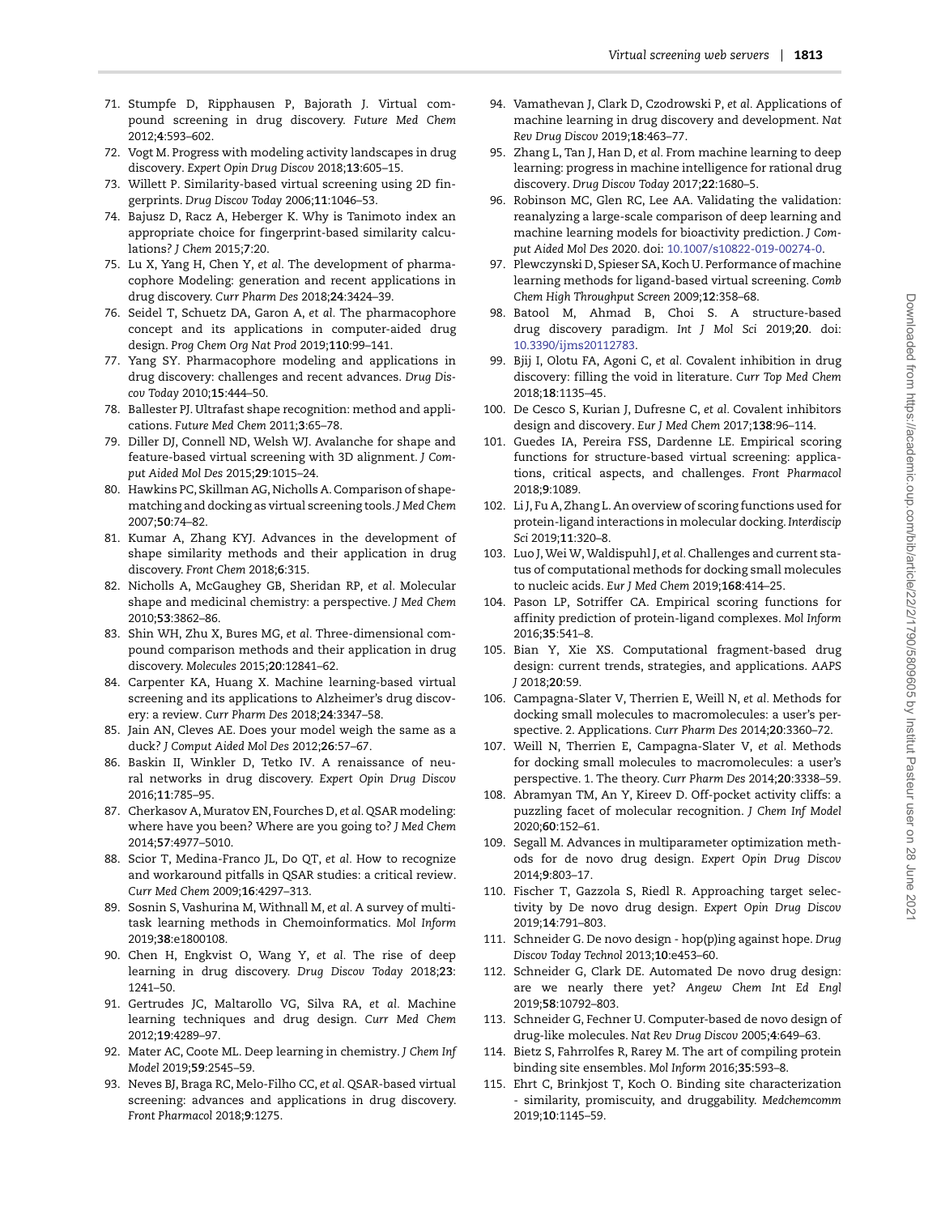71. Stumpfe D, Ripphausen P, Bajorath J. Virtual compound screening in drug discovery. *Future Med Chem* 2012;**4**:593–602.
72. Vogt M. Progress with modeling activity landscapes in drug discovery. *Expert Opin Drug Discov* 2018;**13**:605–15.
73. Willett P. Similarity-based virtual screening using 2D fingerprints. *Drug Discov Today* 2006;**11**:1046–53.
74. Bajusz D, Racz A, Heberger K. Why is Tanimoto index an appropriate choice for fingerprint-based similarity calculations? *J Chem* 2015;**7**:20.
75. Lu X, Yang H, Chen Y, *et al*. The development of pharmacophore Modeling: generation and recent applications in drug discovery. *Curr Pharm Des* 2018;**24**:3424–39.
76. Seidel T, Schuetz DA, Garon A, *et al*. The pharmacophore concept and its applications in computer-aided drug design. *Prog Chem Org Nat Prod* 2019;**110**:99–141.
77. Yang SY. Pharmacophore modeling and applications in drug discovery: challenges and recent advances. *Drug Discov Today* 2010;**15**:444–50.
78. Ballester PJ. Ultrafast shape recognition: method and applications. *Future Med Chem* 2011;**3**:65–78.
79. Diller DJ, Connell ND, Welsh WJ. Avalanche for shape and feature-based virtual screening with 3D alignment. *J Comput Aided Mol Des* 2015;**29**:1015–24.
80. Hawkins PC, Skillman AG, Nicholls A. Comparison of shape-matching and docking as virtual screening tools. *J Med Chem* 2007;**50**:74–82.
81. Kumar A, Zhang KYJ. Advances in the development of shape similarity methods and their application in drug discovery. *Front Chem* 2018;**6**:315.
82. Nicholls A, McGaughey GB, Sheridan RP, *et al*. Molecular shape and medicinal chemistry: a perspective. *J Med Chem* 2010;**53**:3862–86.
83. Shin WH, Zhu X, Bures MG, *et al*. Three-dimensional compound comparison methods and their application in drug discovery. *Molecules* 2015;**20**:12841–62.
84. Carpenter KA, Huang X. Machine learning-based virtual screening and its applications to Alzheimer's drug discovery: a review. *Curr Pharm Des* 2018;**24**:3347–58.
85. Jain AN, Cleves AE. Does your model weigh the same as a duck? *J Comput Aided Mol Des* 2012;**26**:57–67.
86. Baskin II, Winkler D, Tetko IV. A renaissance of neural networks in drug discovery. *Expert Opin Drug Discov* 2016;**11**:785–95.
87. Cherkasov A, Muratov EN, Fourches D, *et al*. QSAR modeling: where have you been? Where are you going to? *J Med Chem* 2014;**57**:4977–5010.
88. Scior T, Medina-Franco JL, Do QT, *et al*. How to recognize and workaround pitfalls in QSAR studies: a critical review. *Curr Med Chem* 2009;**16**:4297–313.
89. Sosnin S, Vashurina M, Withnall M, *et al*. A survey of multi-task learning methods in Chemoinformatics. *Mol Inform* 2019;**38**:e1800108.
90. Chen H, Engkvist O, Wang Y, *et al*. The rise of deep learning in drug discovery. *Drug Discov Today* 2018;**23**:1241–50.
91. Gertrudes JC, Maltarollo VG, Silva RA, *et al*. Machine learning techniques and drug design. *Curr Med Chem* 2012;**19**:4289–97.
92. Mater AC, Coote ML. Deep learning in chemistry. *J Chem Inf Model* 2019;**59**:2545–59.
93. Neves BJ, Braga RC, Melo-Filho CC, *et al*. QSAR-based virtual screening: advances and applications in drug discovery. *Front Pharmacol* 2018;**9**:1275.
94. Vamathevan J, Clark D, Czodrowski P, *et al*. Applications of machine learning in drug discovery and development. *Nat Rev Drug Discov* 2019;**18**:463–77.
95. Zhang L, Tan J, Han D, *et al*. From machine learning to deep learning: progress in machine intelligence for rational drug discovery. *Drug Discov Today* 2017;**22**:1680–5.
96. Robinson MC, Glen RC, Lee AA. Validating the validation: reanalyzing a large-scale comparison of deep learning and machine learning models for bioactivity prediction. *J Comput Aided Mol Des* 2020. doi: 10.1007/s10822-019-00274-0.
97. Plewczynski D, Spieser SA, Koch U. Performance of machine learning methods for ligand-based virtual screening. *Comb Chem High Throughput Screen* 2009;**12**:358–68.
98. Batool M, Ahmad B, Choi S. A structure-based drug discovery paradigm. *Int J Mol Sci* 2019;**20**. doi: 10.3390/ijms20112783.
99. Bjij I, Olotu FA, Agoni C, *et al*. Covalent inhibition in drug discovery: filling the void in literature. *Curr Top Med Chem* 2018;**18**:1135–45.
100. De Cesco S, Kurian J, Dufresne C, *et al*. Covalent inhibitors design and discovery. *Eur J Med Chem* 2017;**138**:96–114.
101. Guedes IA, Pereira FSS, Dardenne LE. Empirical scoring functions for structure-based virtual screening: applications, critical aspects, and challenges. *Front Pharmacol* 2018;**9**:1089.
102. Li J, Fu A, Zhang L. An overview of scoring functions used for protein-ligand interactions in molecular docking. *Interdiscip Sci* 2019;**11**:320–8.
103. Luo J, Wei W, Waldispuhl J, *et al*. Challenges and current status of computational methods for docking small molecules to nucleic acids. *Eur J Med Chem* 2019;**168**:414–25.
104. Pason LP, Sotriffer CA. Empirical scoring functions for affinity prediction of protein-ligand complexes. *Mol Inform* 2016;**35**:541–8.
105. Bian Y, Xie XS. Computational fragment-based drug design: current trends, strategies, and applications. *AAPS J* 2018;**20**:59.
106. Campagna-Slater V, Therrien E, Weill N, *et al*. Methods for docking small molecules to macromolecules: a user's perspective. 2. Applications. *Curr Pharm Des* 2014;**20**:3360–72.
107. Weill N, Therrien E, Campagna-Slater V, *et al*. Methods for docking small molecules to macromolecules: a user's perspective. 1. The theory. *Curr Pharm Des* 2014;**20**:3338–59.
108. Abramyan TM, An Y, Kireev D. Off-pocket activity cliffs: a puzzling facet of molecular recognition. *J Chem Inf Model* 2020;**60**:152–61.
109. Segall M. Advances in multiparameter optimization methods for de novo drug design. *Expert Opin Drug Discov* 2014;**9**:803–17.
110. Fischer T, Gazzola S, Riedl R. Approaching target selectivity by De novo drug design. *Expert Opin Drug Discov* 2019;**14**:791–803.
111. Schneider G. De novo design - hop(p)ing against hope. *Drug Discov Today Technol* 2013;**10**:e453–60.
112. Schneider G, Clark DE. Automated De novo drug design: are we nearly there yet? *Angew Chem Int Ed Engl* 2019;**58**:10792–803.
113. Schneider G, Fechner U. Computer-based de novo design of drug-like molecules. *Nat Rev Drug Discov* 2005;**4**:649–63.
114. Bietz S, Fahrrolfes R, Rarey M. The art of compiling protein binding site ensembles. *Mol Inform* 2016;**35**:593–8.
115. Ehrt C, Brinkjost T, Koch O. Binding site characterization - similarity, promiscuity, and druggability. *Medchemcomm* 2019;**10**:1145–59.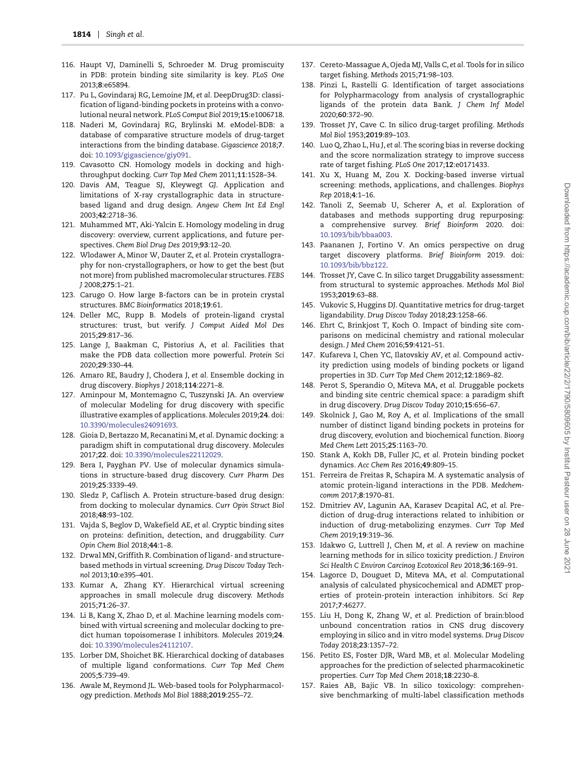116. Haupt VJ, Daminelli S, Schroeder M. Drug promiscuity in PDB: protein binding site similarity is key. *PLoS One* 2013;**8**:e65894.
117. Pu L, Govindaraj RG, Lemoine JM, *et al.* DeepDrug3D: classification of ligand-binding pockets in proteins with a convolutional neural network. *PLoS Comput Biol* 2019;**15**:e1006718.
118. Naderi M, Govindaraj RG, Brylinski M. eModel-BDB: a database of comparative structure models of drug-target interactions from the binding database. *Gigascience* 2018;**7**. doi: 10.1093/gigascience/giy091.
119. Cavasotto CN. Homology models in docking and high-throughput docking. *Curr Top Med Chem* 2011;**11**:1528–34.
120. Davis AM, Teague SJ, Kleywegt GJ. Application and limitations of X-ray crystallographic data in structure-based ligand and drug design. *Angew Chem Int Ed Engl* 2003;**42**:2718–36.
121. Muhammed MT, Aki-Yalcin E. Homology modeling in drug discovery: overview, current applications, and future perspectives. *Chem Biol Drug Des* 2019;**93**:12–20.
122. Wlodawer A, Minor W, Dauter Z, *et al.* Protein crystallography for non-crystallographers, or how to get the best (but not more) from published macromolecular structures. *FEBS J* 2008;**275**:1–21.
123. Carugo O. How large B-factors can be in protein crystal structures. *BMC Bioinformatics* 2018;**19**:61.
124. Deller MC, Rupp B. Models of protein-ligand crystal structures: trust, but verify. *J Comput Aided Mol Des* 2015;**29**:817–36.
125. Lange J, Baakman C, Pistorius A, *et al.* Facilities that make the PDB data collection more powerful. *Protein Sci* 2020;**29**:330–44.
126. Amaro RE, Baudry J, Chodera J, *et al.* Ensemble docking in drug discovery. *Biophys J* 2018;**114**:2271–8.
127. Aminpour M, Montemagno C, Tuszynski JA. An overview of molecular Modeling for drug discovery with specific illustrative examples of applications. *Molecules* 2019;**24**. doi: 10.3390/molecules24091693.
128. Gioia D, Bertazzo M, Recanatini M, *et al.* Dynamic docking: a paradigm shift in computational drug discovery. *Molecules* 2017;**22**. doi: 10.3390/molecules22112029.
129. Bera I, Payghan PV. Use of molecular dynamics simulations in structure-based drug discovery. *Curr Pharm Des* 2019;**25**:3339–49.
130. Sledz P, Caflisch A. Protein structure-based drug design: from docking to molecular dynamics. *Curr Opin Struct Biol* 2018;**48**:93–102.
131. Vajda S, Beglov D, Wakefield AE, *et al.* Cryptic binding sites on proteins: definition, detection, and druggability. *Curr Opin Chem Biol* 2018;**44**:1–8.
132. Drwal MN, Griffith R. Combination of ligand- and structure-based methods in virtual screening. *Drug Discov Today Technol* 2013;**10**:e395–401.
133. Kumar A, Zhang KY. Hierarchical virtual screening approaches in small molecule drug discovery. *Methods* 2015;**71**:26–37.
134. Li B, Kang X, Zhao D, *et al.* Machine learning models combined with virtual screening and molecular docking to predict human topoisomerase I inhibitors. *Molecules* 2019;**24**. doi: 10.3390/molecules24112107.
135. Lorber DM, Shoichet BK. Hierarchical docking of databases of multiple ligand conformations. *Curr Top Med Chem* 2005;**5**:739–49.
136. Awale M, Reymond JL. Web-based tools for Polypharmacology prediction. *Methods Mol Biol* 1888;**2019**:255–72.
137. Cereto-Massague A, Ojeda MJ, Valls C, *et al.* Tools for in silico target fishing. *Methods* 2015;**71**:98–103.
138. Pinzi L, Rastelli G. Identification of target associations for Polypharmacology from analysis of crystallographic ligands of the protein data Bank. *J Chem Inf Model* 2020;**60**:372–90.
139. Trosset JY, Cave C. In silico drug-target profiling. *Methods Mol Biol* 1953;**2019**:89–103.
140. Luo Q, Zhao L, Hu J, *et al.* The scoring bias in reverse docking and the score normalization strategy to improve success rate of target fishing. *PLoS One* 2017;**12**:e0171433.
141. Xu X, Huang M, Zou X. Docking-based inverse virtual screening: methods, applications, and challenges. *Biophys Rep* 2018;**4**:1–16.
142. Tanoli Z, Seemab U, Scherer A, *et al.* Exploration of databases and methods supporting drug repurposing: a comprehensive survey. *Brief Bioinform* 2020. doi: 10.1093/bib/bbaa003.
143. Paananen J, Fortino V. An omics perspective on drug target discovery platforms. *Brief Bioinform* 2019. doi: 10.1093/bib/bbz122.
144. Trosset JY, Cave C. In silico target Druggability assessment: from structural to systemic approaches. *Methods Mol Biol* 1953;**2019**:63–88.
145. Vukovic S, Huggins DJ. Quantitative metrics for drug-target ligandability. *Drug Discov Today* 2018;**23**:1258–66.
146. Ehrt C, Brinkjost T, Koch O. Impact of binding site comparisons on medicinal chemistry and rational molecular design. *J Med Chem* 2016;**59**:4121–51.
147. Kufareva I, Chen YC, Ilatovskiy AV, *et al.* Compound activity prediction using models of binding pockets or ligand properties in 3D. *Curr Top Med Chem* 2012;**12**:1869–82.
148. Perot S, Sperandio O, Miteva MA, *et al.* Druggable pockets and binding site centric chemical space: a paradigm shift in drug discovery. *Drug Discov Today* 2010;**15**:656–67.
149. Skolnick J, Gao M, Roy A, *et al.* Implications of the small number of distinct ligand binding pockets in proteins for drug discovery, evolution and biochemical function. *Bioorg Med Chem Lett* 2015;**25**:1163–70.
150. Stank A, Kokh DB, Fuller JC, *et al.* Protein binding pocket dynamics. *Acc Chem Res* 2016;**49**:809–15.
151. Ferreira de Freitas R, Schapira M. A systematic analysis of atomic protein-ligand interactions in the PDB. *Medchemcomm* 2017;**8**:1970–81.
152. Dmitriev AV, Lagunin AA, Karasev Dcapital AC, *et al.* Prediction of drug-drug interactions related to inhibition or induction of drug-metabolizing enzymes. *Curr Top Med Chem* 2019;**19**:319–36.
153. Idakwo G, Luttrell J, Chen M, *et al.* A review on machine learning methods for in silico toxicity prediction. *J Environ Sci Health C Environ Carcinog Ecotoxicol Rev* 2018;**36**:169–91.
154. Lagorce D, Douguet D, Miteva MA, *et al.* Computational analysis of calculated physicochemical and ADMET properties of protein-protein interaction inhibitors. *Sci Rep* 2017;**7**:46277.
155. Liu H, Dong K, Zhang W, *et al.* Prediction of brain:blood unbound concentration ratios in CNS drug discovery employing in silico and in vitro model systems. *Drug Discov Today* 2018;**23**:1357–72.
156. Petito ES, Foster DJR, Ward MB, *et al.* Molecular Modeling approaches for the prediction of selected pharmacokinetic properties. *Curr Top Med Chem* 2018;**18**:2230–8.
157. Raies AB, Bajic VB. In silico toxicology: comprehensive benchmarking of multi-label classification methods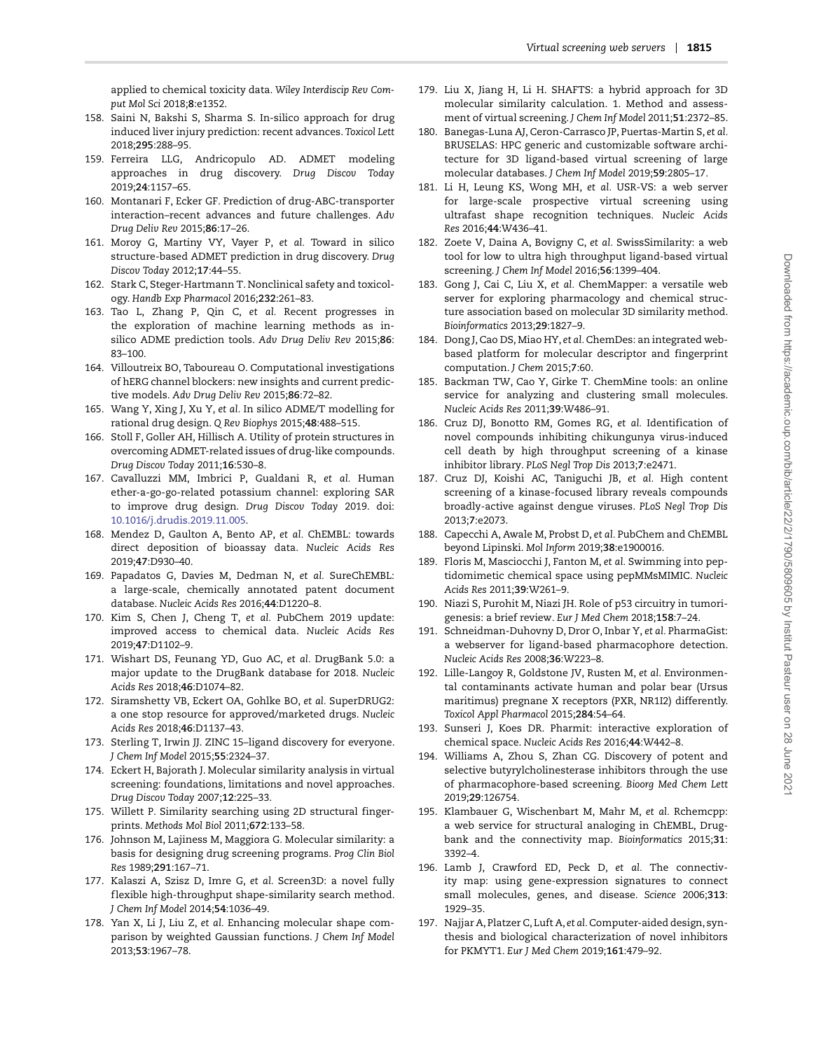applied to chemical toxicity data. *Wiley Interdiscip Rev Comput Mol Sci* 2018;**8**:e1352.

158. Saini N, Bakshi S, Sharma S. In-silico approach for drug induced liver injury prediction: recent advances. *Toxicol Lett* 2018;**295**:288–95.
159. Ferreira LLG, Andricopulo AD. ADMET modeling approaches in drug discovery. *Drug Discov Today* 2019;**24**:1157–65.
160. Montanari F, Ecker GF. Prediction of drug-ABC-transporter interaction–recent advances and future challenges. *Adv Drug Deliv Rev* 2015;**86**:17–26.
161. Moroy G, Martiny VY, Vayer P, *et al.* Toward in silico structure-based ADMET prediction in drug discovery. *Drug Discov Today* 2012;**17**:44–55.
162. Stark C, Steger-Hartmann T. Nonclinical safety and toxicology. *Handb Exp Pharmacol* 2016;**232**:261–83.
163. Tao L, Zhang P, Qin C, *et al.* Recent progresses in the exploration of machine learning methods as in-silico ADME prediction tools. *Adv Drug Deliv Rev* 2015;**86**: 83–100.
164. Villoutreix BO, Taboureau O. Computational investigations of hERG channel blockers: new insights and current predictive models. *Adv Drug Deliv Rev* 2015;**86**:72–82.
165. Wang Y, Xing J, Xu Y, *et al.* In silico ADME/T modelling for rational drug design. *Q Rev Biophys* 2015;**48**:488–515.
166. Stoll F, Goller AH, Hillisch A. Utility of protein structures in overcoming ADMET-related issues of drug-like compounds. *Drug Discov Today* 2011;**16**:530–8.
167. Cavalluzzi MM, Imbrici P, Gualdani R, *et al.* Human ether-a-go-go-related potassium channel: exploring SAR to improve drug design. *Drug Discov Today* 2019. doi: 10.1016/j.drudis.2019.11.005.
168. Mendez D, Gaulton A, Bento AP, *et al.* ChEMBL: towards direct deposition of bioassay data. *Nucleic Acids Res* 2019;**47**:D930–40.
169. Papadatos G, Davies M, Dedman N, *et al.* SureChEMBL: a large-scale, chemically annotated patent document database. *Nucleic Acids Res* 2016;**44**:D1220–8.
170. Kim S, Chen J, Cheng T, *et al.* PubChem 2019 update: improved access to chemical data. *Nucleic Acids Res* 2019;**47**:D1102–9.
171. Wishart DS, Feunang YD, Guo AC, *et al.* DrugBank 5.0: a major update to the DrugBank database for 2018. *Nucleic Acids Res* 2018;**46**:D1074–82.
172. Siramshetty VB, Eckert OA, Gohlke BO, *et al.* SuperDRUG2: a one stop resource for approved/marketed drugs. *Nucleic Acids Res* 2018;**46**:D1137–43.
173. Sterling T, Irwin JJ. ZINC 15–ligand discovery for everyone. *J Chem Inf Model* 2015;**55**:2324–37.
174. Eckert H, Bajorath J. Molecular similarity analysis in virtual screening: foundations, limitations and novel approaches. *Drug Discov Today* 2007;**12**:225–33.
175. Willett P. Similarity searching using 2D structural fingerprints. *Methods Mol Biol* 2011;**672**:133–58.
176. Johnson M, Lajiness M, Maggiora G. Molecular similarity: a basis for designing drug screening programs. *Prog Clin Biol Res* 1989;**291**:167–71.
177. Kalaszi A, Szisz D, Imre G, *et al.* Screen3D: a novel fully flexible high-throughput shape-similarity search method. *J Chem Inf Model* 2014;**54**:1036–49.
178. Yan X, Li J, Liu Z, *et al.* Enhancing molecular shape comparison by weighted Gaussian functions. *J Chem Inf Model* 2013;**53**:1967–78.
179. Liu X, Jiang H, Li H. SHAFTS: a hybrid approach for 3D molecular similarity calculation. 1. Method and assessment of virtual screening. *J Chem Inf Model* 2011;**51**:2372–85.
180. Banegas-Luna AJ, Ceron-Carrasco JP, Puertas-Martin S, *et al.* BRUSELAS: HPC generic and customizable software architecture for 3D ligand-based virtual screening of large molecular databases. *J Chem Inf Model* 2019;**59**:2805–17.
181. Li H, Leung KS, Wong MH, *et al.* USR-VS: a web server for large-scale prospective virtual screening using ultrafast shape recognition techniques. *Nucleic Acids Res* 2016;**44**:W436–41.
182. Zoete V, Daina A, Bovigny C, *et al.* SwissSimilarity: a web tool for low to ultra high throughput ligand-based virtual screening. *J Chem Inf Model* 2016;**56**:1399–404.
183. Gong J, Cai C, Liu X, *et al.* ChemMapper: a versatile web server for exploring pharmacology and chemical structure association based on molecular 3D similarity method. *Bioinformatics* 2013;**29**:1827–9.
184. Dong J, Cao DS, Miao HY, *et al.* ChemDes: an integrated web-based platform for molecular descriptor and fingerprint computation. *J Chem* 2015;**7**:60.
185. Backman TW, Cao Y, Girke T. ChemMine tools: an online service for analyzing and clustering small molecules. *Nucleic Acids Res* 2011;**39**:W486–91.
186. Cruz DJ, Bonotto RM, Gomes RG, *et al.* Identification of novel compounds inhibiting chikungunya virus-induced cell death by high throughput screening of a kinase inhibitor library. *PLoS Negl Trop Dis* 2013;**7**:e2471.
187. Cruz DJ, Koishi AC, Taniguchi JB, *et al.* High content screening of a kinase-focused library reveals compounds broadly-active against dengue viruses. *PLoS Negl Trop Dis* 2013;**7**:e2073.
188. Capecchi A, Awale M, Probst D, *et al.* PubChem and ChEMBL beyond Lipinski. *Mol Inform* 2019;**38**:e1900016.
189. Floris M, Masciocchi J, Fanton M, *et al.* Swimming into peptidomimetic chemical space using pepMMsMIMIC. *Nucleic Acids Res* 2011;**39**:W261–9.
190. Niazi S, Purohit M, Niazi JH. Role of p53 circuitry in tumorigenesis: a brief review. *Eur J Med Chem* 2018;**158**:7–24.
191. Schneidman-Duhovny D, Dror O, Inbar Y, *et al.* PharmaGist: a webserver for ligand-based pharmacophore detection. *Nucleic Acids Res* 2008;**36**:W223–8.
192. Lille-Langoy R, Goldstone JV, Rusten M, *et al.* Environmental contaminants activate human and polar bear (Ursus maritimus) pregnane X receptors (PXR, NR1I2) differently. *Toxicol Appl Pharmacol* 2015;**284**:54–64.
193. Sunseri J, Koes DR. Pharmit: interactive exploration of chemical space. *Nucleic Acids Res* 2016;**44**:W442–8.
194. Williams A, Zhou S, Zhan CG. Discovery of potent and selective butyrylcholinesterase inhibitors through the use of pharmacophore-based screening. *Bioorg Med Chem Lett* 2019;**29**:126754.
195. Klambauer G, Wischenbart M, Mahr M, *et al.* Rchemcpp: a web service for structural analoging in ChEMBL, Drugbank and the connectivity map. *Bioinformatics* 2015;**31**: 3392–4.
196. Lamb J, Crawford ED, Peck D, *et al.* The connectivity map: using gene-expression signatures to connect small molecules, genes, and disease. *Science* 2006;**313**: 1929–35.
197. Najjar A, Platzer C, Luft A, *et al.* Computer-aided design, synthesis and biological characterization of novel inhibitors for PKMYT1. *Eur J Med Chem* 2019;**161**:479–92.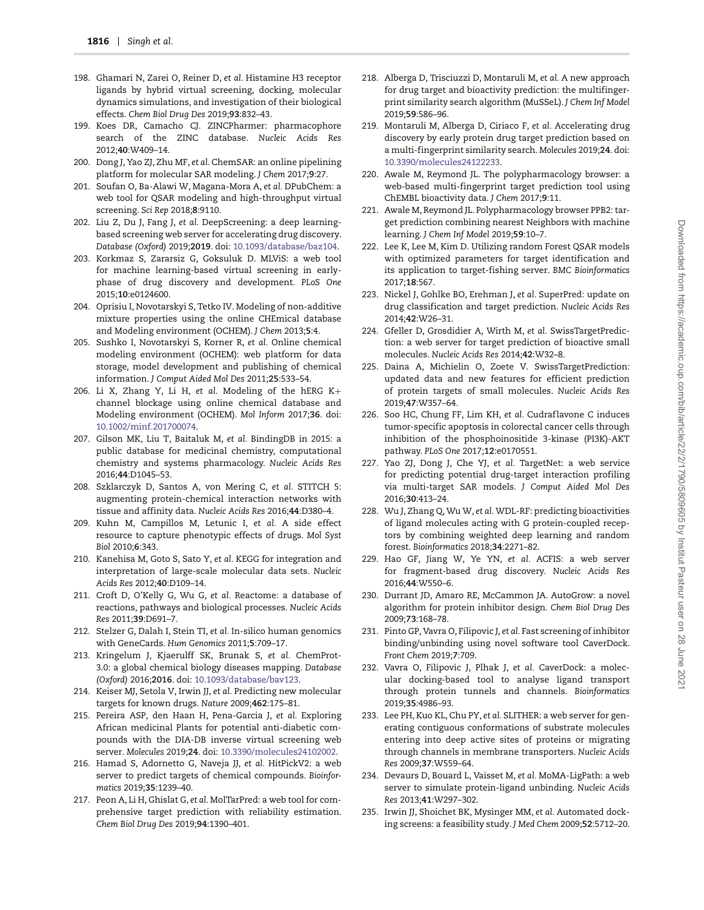198. Ghamari N, Zarei O, Reiner D, *et al.* Histamine H3 receptor ligands by hybrid virtual screening, docking, molecular dynamics simulations, and investigation of their biological effects. *Chem Biol Drug Des* 2019;**93**:832–43.
199. Koes DR, Camacho CJ. ZINCPharmer: pharmacophore search of the ZINC database. *Nucleic Acids Res* 2012;**40**:W409–14.
200. Dong J, Yao ZJ, Zhu MF, *et al.* ChemSAR: an online pipelining platform for molecular SAR modeling. *J Chem* 2017;**9**:27.
201. Soufan O, Ba-Alawi W, Magana-Mora A, *et al.* DPubChem: a web tool for QSAR modeling and high-throughput virtual screening. *Sci Rep* 2018;**8**:9110.
202. Liu Z, Du J, Fang J, *et al.* DeepScreening: a deep learning-based screening web server for accelerating drug discovery. *Database (Oxford)* 2019;**2019**. doi: 10.1093/database/baz104.
203. Korkmaz S, Zararsiz G, Goksuluk D. MLViS: a web tool for machine learning-based virtual screening in early-phase of drug discovery and development. *PLoS One* 2015;**10**:e0124600.
204. Oprisiu I, Novotarskyi S, Tetko IV. Modeling of non-additive mixture properties using the online CHEmical database and Modeling environment (OCHEM). *J Chem* 2013;**5**:4.
205. Sushko I, Novotarskyi S, Korner R, *et al.* Online chemical modeling environment (OCHEM): web platform for data storage, model development and publishing of chemical information. *J Comput Aided Mol Des* 2011;**25**:533–54.
206. Li X, Zhang Y, Li H, *et al.* Modeling of the hERG K+ channel blockage using online chemical database and Modeling environment (OCHEM). *Mol Inform* 2017;**36**. doi: 10.1002/minf.201700074.
207. Gilson MK, Liu T, Baitaluk M, *et al.* BindingDB in 2015: a public database for medicinal chemistry, computational chemistry and systems pharmacology. *Nucleic Acids Res* 2016;**44**:D1045–53.
208. Szklarczyk D, Santos A, von Mering C, *et al.* STITCH 5: augmenting protein-chemical interaction networks with tissue and affinity data. *Nucleic Acids Res* 2016;**44**:D380–4.
209. Kuhn M, Campillos M, Letunic I, *et al.* A side effect resource to capture phenotypic effects of drugs. *Mol Syst Biol* 2010;**6**:343.
210. Kanehisa M, Goto S, Sato Y, *et al.* KEGG for integration and interpretation of large-scale molecular data sets. *Nucleic Acids Res* 2012;**40**:D109–14.
211. Croft D, O'Kelly G, Wu G, *et al.* Reactome: a database of reactions, pathways and biological processes. *Nucleic Acids Res* 2011;**39**:D691–7.
212. Stelzer G, Dalah I, Stein TI, *et al.* In-silico human genomics with GeneCards. *Hum Genomics* 2011;**5**:709–17.
213. Kringelum J, Kjaerulff SK, Brunak S, *et al.* ChemProt-3.0: a global chemical biology diseases mapping. *Database (Oxford)* 2016;**2016**. doi: 10.1093/database/bav123.
214. Keiser MJ, Setola V, Irwin JJ, *et al.* Predicting new molecular targets for known drugs. *Nature* 2009;**462**:175–81.
215. Pereira ASP, den Haan H, Pena-Garcia J, *et al.* Exploring African medicinal Plants for potential anti-diabetic compounds with the DIA-DB inverse virtual screening web server. *Molecules* 2019;**24**. doi: 10.3390/molecules24102002.
216. Hamad S, Adornetto G, Naveja JJ, *et al.* HitPickV2: a web server to predict targets of chemical compounds. *Bioinformatics* 2019;**35**:1239–40.
217. Peon A, Li H, Ghislat G, *et al.* MolTarPred: a web tool for comprehensive target prediction with reliability estimation. *Chem Biol Drug Des* 2019;**94**:1390–401.
218. Alberga D, Trisciuzzi D, Montaruli M, *et al.* A new approach for drug target and bioactivity prediction: the multifingerprint similarity search algorithm (MuSSeL). *J Chem Inf Model* 2019;**59**:586–96.
219. Montaruli M, Alberga D, Ciriaco F, *et al.* Accelerating drug discovery by early protein drug target prediction based on a multi-fingerprint similarity search. *Molecules* 2019;**24**. doi: 10.3390/molecules24122233.
220. Awale M, Reymond JL. The polypharmacology browser: a web-based multi-fingerprint target prediction tool using ChEMBL bioactivity data. *J Chem* 2017;**9**:11.
221. Awale M, Reymond JL. Polypharmacology browser PPB2: target prediction combining nearest Neighbors with machine learning. *J Chem Inf Model* 2019;**59**:10–7.
222. Lee K, Lee M, Kim D. Utilizing random Forest QSAR models with optimized parameters for target identification and its application to target-fishing server. *BMC Bioinformatics* 2017;**18**:567.
223. Nickel J, Gohlke BO, Erehman J, *et al.* SuperPred: update on drug classification and target prediction. *Nucleic Acids Res* 2014;**42**:W26–31.
224. Gfeller D, Grosdidier A, Wirth M, *et al.* SwissTargetPrediction: a web server for target prediction of bioactive small molecules. *Nucleic Acids Res* 2014;**42**:W32–8.
225. Daina A, Michielin O, Zoete V. SwissTargetPrediction: updated data and new features for efficient prediction of protein targets of small molecules. *Nucleic Acids Res* 2019;**47**:W357–64.
226. Soo HC, Chung FF, Lim KH, *et al.* Cudraflavone C induces tumor-specific apoptosis in colorectal cancer cells through inhibition of the phosphoinositide 3-kinase (PI3K)-AKT pathway. *PLoS One* 2017;**12**:e0170551.
227. Yao ZJ, Dong J, Che YJ, *et al.* TargetNet: a web service for predicting potential drug-target interaction profiling via multi-target SAR models. *J Comput Aided Mol Des* 2016;**30**:413–24.
228. Wu J, Zhang Q, Wu W, *et al.* WDL-RF: predicting bioactivities of ligand molecules acting with G protein-coupled receptors by combining weighted deep learning and random forest. *Bioinformatics* 2018;**34**:2271–82.
229. Hao GF, Jiang W, Ye YN, *et al.* ACFIS: a web server for fragment-based drug discovery. *Nucleic Acids Res* 2016;**44**:W550–6.
230. Durrant JD, Amaro RE, McCammon JA. AutoGrow: a novel algorithm for protein inhibitor design. *Chem Biol Drug Des* 2009;**73**:168–78.
231. Pinto GP, Vavra O, Filipovic J, *et al.* Fast screening of inhibitor binding/unbinding using novel software tool CaverDock. *Front Chem* 2019;**7**:709.
232. Vavra O, Filipovic J, Plhak J, *et al.* CaverDock: a molecular docking-based tool to analyse ligand transport through protein tunnels and channels. *Bioinformatics* 2019;**35**:4986–93.
233. Lee PH, Kuo KL, Chu PY, *et al.* SLITHER: a web server for generating contiguous conformations of substrate molecules entering into deep active sites of proteins or migrating through channels in membrane transporters. *Nucleic Acids Res* 2009;**37**:W559–64.
234. Devaurs D, Bouard L, Vaisset M, *et al.* MoMA-LigPath: a web server to simulate protein-ligand unbinding. *Nucleic Acids Res* 2013;**41**:W297–302.
235. Irwin JJ, Shoichet BK, Mysinger MM, *et al.* Automated docking screens: a feasibility study. *J Med Chem* 2009;**52**:5712–20.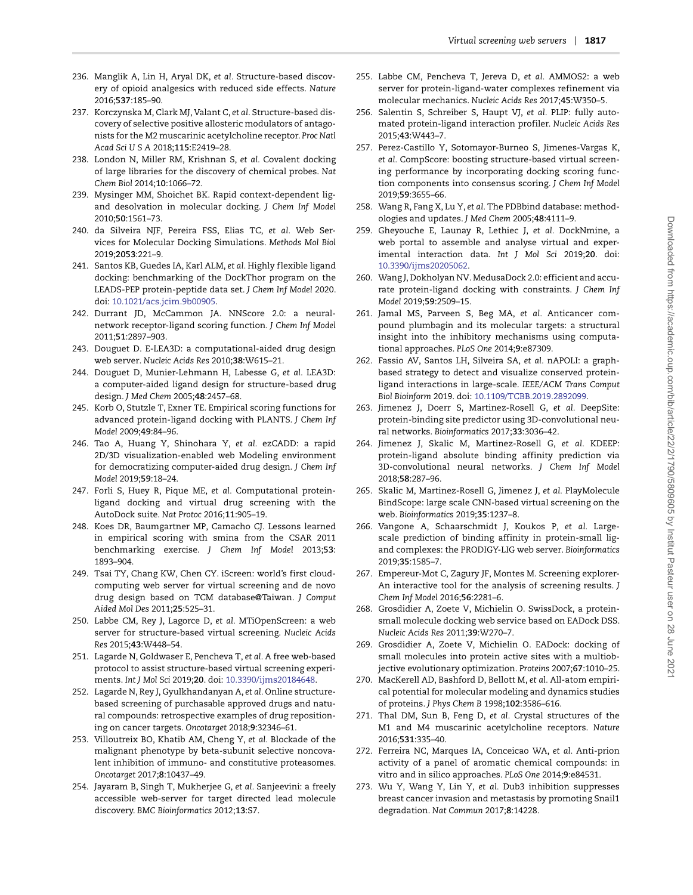236. Manglik A, Lin H, Aryal DK, *et al*. Structure-based discovery of opioid analgesics with reduced side effects. *Nature* 2016;**537**:185–90.
237. Korczynska M, Clark MJ, Valant C, *et al*. Structure-based discovery of selective positive allosteric modulators of antagonists for the M2 muscarinic acetylcholine receptor. *Proc Natl Acad Sci U S A* 2018;**115**:E2419–28.
238. London N, Miller RM, Krishnan S, *et al*. Covalent docking of large libraries for the discovery of chemical probes. *Nat Chem Biol* 2014;**10**:1066–72.
239. Mysinger MM, Shoichet BK. Rapid context-dependent ligand desolvation in molecular docking. *J Chem Inf Model* 2010;**50**:1561–73.
240. da Silveira NJF, Pereira FSS, Elias TC, *et al*. Web Services for Molecular Docking Simulations. *Methods Mol Biol* 2019;**2053**:221–9.
241. Santos KB, Guedes IA, Karl ALM, *et al*. Highly flexible ligand docking: benchmarking of the DockThor program on the LEADS-PEP protein-peptide data set. *J Chem Inf Model* 2020. doi: 10.1021/acs.jcim.9b00905.
242. Durrant JD, McCammon JA. NNScore 2.0: a neural-network receptor-ligand scoring function. *J Chem Inf Model* 2011;**51**:2897–903.
243. Douguet D. E-LEA3D: a computational-aided drug design web server. *Nucleic Acids Res* 2010;**38**:W615–21.
244. Douguet D, Munier-Lehmann H, Labesse G, *et al*. LEA3D: a computer-aided ligand design for structure-based drug design. *J Med Chem* 2005;**48**:2457–68.
245. Korb O, Stutzle T, Exner TE. Empirical scoring functions for advanced protein-ligand docking with PLANTS. *J Chem Inf Model* 2009;**49**:84–96.
246. Tao A, Huang Y, Shinohara Y, *et al*. ezCADD: a rapid 2D/3D visualization-enabled web Modeling environment for democratizing computer-aided drug design. *J Chem Inf Model* 2019;**59**:18–24.
247. Forli S, Huey R, Pique ME, *et al*. Computational protein-ligand docking and virtual drug screening with the AutoDock suite. *Nat Protoc* 2016;**11**:905–19.
248. Koes DR, Baumgartner MP, Camacho CJ. Lessons learned in empirical scoring with smina from the CSAR 2011 benchmarking exercise. *J Chem Inf Model* 2013;**53**:1893–904.
249. Tsai TY, Chang KW, Chen CY. iScreen: world's first cloud-computing web server for virtual screening and de novo drug design based on TCM database@Taiwan. *J Comput Aided Mol Des* 2011;**25**:525–31.
250. Labbe CM, Rey J, Lagorce D, *et al*. MTiOpenScreen: a web server for structure-based virtual screening. *Nucleic Acids Res* 2015;**43**:W448–54.
251. Lagarde N, Goldwaser E, Pencheva T, *et al*. A free web-based protocol to assist structure-based virtual screening experiments. *Int J Mol Sci* 2019;**20**. doi: 10.3390/ijms20184648.
252. Lagarde N, Rey J, Gyulkhandanyan A, *et al*. Online structure-based screening of purchasable approved drugs and natural compounds: retrospective examples of drug repositioning on cancer targets. *Oncotarget* 2018;**9**:32346–61.
253. Villoutreix BO, Khatib AM, Cheng Y, *et al*. Blockade of the malignant phenotype by beta-subunit selective noncovalent inhibition of immuno- and constitutive proteasomes. *Oncotarget* 2017;**8**:10437–49.
254. Jayaram B, Singh T, Mukherjee G, *et al*. Sanjeevini: a freely accessible web-server for target directed lead molecule discovery. *BMC Bioinformatics* 2012;**13**:S7.
255. Labbe CM, Pencheva T, Jereva D, *et al*. AMMOS2: a web server for protein-ligand-water complexes refinement via molecular mechanics. *Nucleic Acids Res* 2017;**45**:W350–5.
256. Salentin S, Schreiber S, Haupt VJ, *et al*. PLIP: fully automated protein-ligand interaction profiler. *Nucleic Acids Res* 2015;**43**:W443–7.
257. Perez-Castillo Y, Sotomayor-Burneo S, Jimenes-Vargas K, *et al*. CompScore: boosting structure-based virtual screening performance by incorporating docking scoring function components into consensus scoring. *J Chem Inf Model* 2019;**59**:3655–66.
258. Wang R, Fang X, Lu Y, *et al*. The PDBbind database: methodologies and updates. *J Med Chem* 2005;**48**:4111–9.
259. Gheyouche E, Launay R, Lethiec J, *et al*. DockNmine, a web portal to assemble and analyse virtual and experimental interaction data. *Int J Mol Sci* 2019;**20**. doi: 10.3390/ijms20205062.
260. Wang J, Dokholyan NV. MedusaDock 2.0: efficient and accurate protein-ligand docking with constraints. *J Chem Inf Model* 2019;**59**:2509–15.
261. Jamal MS, Parveen S, Beg MA, *et al*. Anticancer compound plumbagin and its molecular targets: a structural insight into the inhibitory mechanisms using computational approaches. *PLoS One* 2014;**9**:e87309.
262. Fassio AV, Santos LH, Silveira SA, *et al*. nAPOLI: a graph-based strategy to detect and visualize conserved protein-ligand interactions in large-scale. *IEEE/ACM Trans Comput Biol Bioinform* 2019. doi: 10.1109/TCBB.2019.2892099.
263. Jimenez J, Doerr S, Martinez-Rosell G, *et al*. DeepSite: protein-binding site predictor using 3D-convolutional neural networks. *Bioinformatics* 2017;**33**:3036–42.
264. Jimenez J, Skalic M, Martinez-Rosell G, *et al*. KDEEP: protein-ligand absolute binding affinity prediction via 3D-convolutional neural networks. *J Chem Inf Model* 2018;**58**:287–96.
265. Skalic M, Martinez-Rosell G, Jimenez J, *et al*. PlayMolecule BindScope: large scale CNN-based virtual screening on the web. *Bioinformatics* 2019;**35**:1237–8.
266. Vangone A, Schaarschmidt J, Koukos P, *et al*. Large-scale prediction of binding affinity in protein-small ligand complexes: the PRODIGY-LIG web server. *Bioinformatics* 2019;**35**:1585–7.
267. Empereur-Mot C, Zagury JF, Montes M. Screening explorer-An interactive tool for the analysis of screening results. *J Chem Inf Model* 2016;**56**:2281–6.
268. Grosdidier A, Zoete V, Michielin O. SwissDock, a protein-small molecule docking web service based on EADock DSS. *Nucleic Acids Res* 2011;**39**:W270–7.
269. Grosdidier A, Zoete V, Michielin O. EADock: docking of small molecules into protein active sites with a multiobjective evolutionary optimization. *Proteins* 2007;**67**:1010–25.
270. MacKerell AD, Bashford D, Bellott M, *et al*. All-atom empirical potential for molecular modeling and dynamics studies of proteins. *J Phys Chem B* 1998;**102**:3586–616.
271. Thal DM, Sun B, Feng D, *et al*. Crystal structures of the M1 and M4 muscarinic acetylcholine receptors. *Nature* 2016;**531**:335–40.
272. Ferreira NC, Marques IA, Conceicao WA, *et al*. Anti-prion activity of a panel of aromatic chemical compounds: in vitro and in silico approaches. *PLoS One* 2014;**9**:e84531.
273. Wu Y, Wang Y, Lin Y, *et al*. Dub3 inhibition suppresses breast cancer invasion and metastasis by promoting Snail1 degradation. *Nat Commun* 2017;**8**:14228.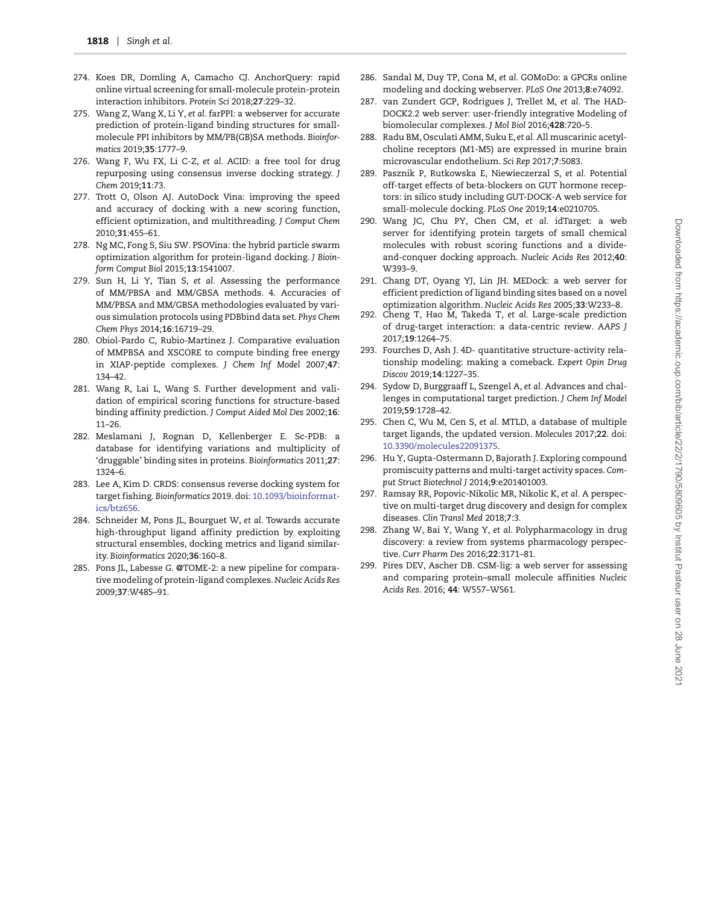274. Koes DR, Domling A, Camacho CJ. AnchorQuery: rapid online virtual screening for small-molecule protein-protein interaction inhibitors. *Protein Sci* 2018;**27**:229–32.
275. Wang Z, Wang X, Li Y, *et al.* farPPI: a webserver for accurate prediction of protein-ligand binding structures for small-molecule PPI inhibitors by MM/PB(GB)SA methods. *Bioinformatics* 2019;**35**:1777–9.
276. Wang F, Wu FX, Li C-Z, *et al.* ACID: a free tool for drug repurposing using consensus inverse docking strategy. *J Chem* 2019;**11**:73.
277. Trott O, Olson AJ. AutoDock Vina: improving the speed and accuracy of docking with a new scoring function, efficient optimization, and multithreading. *J Comput Chem* 2010;**31**:455–61.
278. Ng MC, Fong S, Siu SW. PSOVina: the hybrid particle swarm optimization algorithm for protein-ligand docking. *J Bioinform Comput Biol* 2015;**13**:1541007.
279. Sun H, Li Y, Tian S, *et al.* Assessing the performance of MM/PBSA and MM/GBSA methods. 4. Accuracies of MM/PBSA and MM/GBSA methodologies evaluated by various simulation protocols using PDBbind data set. *Phys Chem Chem Phys* 2014;**16**:16719–29.
280. Obiol-Pardo C, Rubio-Martinez J. Comparative evaluation of MMPBSA and XSCORE to compute binding free energy in XIAP-peptide complexes. *J Chem Inf Model* 2007;**47**: 134–42.
281. Wang R, Lai L, Wang S. Further development and validation of empirical scoring functions for structure-based binding affinity prediction. *J Comput Aided Mol Des* 2002;**16**: 11–26.
282. Meslamani J, Rognan D, Kellenberger E. Sc-PDB: a database for identifying variations and multiplicity of 'druggable' binding sites in proteins. *Bioinformatics* 2011;**27**: 1324–6.
283. Lee A, Kim D. CRDS: consensus reverse docking system for target fishing. *Bioinformatics* 2019. doi: 10.1093/bioinformatics/btz656.
284. Schneider M, Pons JL, Bourguet W, *et al.* Towards accurate high-throughput ligand affinity prediction by exploiting structural ensembles, docking metrics and ligand similarity. *Bioinformatics* 2020;**36**:160–8.
285. Pons JL, Labesse G. @TOME-2: a new pipeline for comparative modeling of protein-ligand complexes. *Nucleic Acids Res* 2009;**37**:W485–91.
286. Sandal M, Duy TP, Cona M, *et al.* GOMoDo: a GPCRs online modeling and docking webserver. *PLoS One* 2013;**8**:e74092.
287. van Zundert GCP, Rodrigues J, Trellet M, *et al.* The HADDOCK2.2 web server: user-friendly integrative Modeling of biomolecular complexes. *J Mol Biol* 2016;**428**:720–5.
288. Radu BM, Osculati AMM, Suku E, *et al.* All muscarinic acetylcholine receptors (M1-M5) are expressed in murine brain microvascular endothelium. *Sci Rep* 2017;**7**:5083.
289. Pasznik P, Rutkowska E, Niewieczerzal S, *et al.* Potential off-target effects of beta-blockers on GUT hormone receptors: in silico study including GUT-DOCK-A web service for small-molecule docking. *PLoS One* 2019;**14**:e0210705.
290. Wang JC, Chu PY, Chen CM, *et al.* idTarget: a web server for identifying protein targets of small chemical molecules with robust scoring functions and a divide-and-conquer docking approach. *Nucleic Acids Res* 2012;**40**: W393–9.
291. Chang DT, Oyang YJ, Lin JH. MEDock: a web server for efficient prediction of ligand binding sites based on a novel optimization algorithm. *Nucleic Acids Res* 2005;**33**:W233–8.
292. Cheng T, Hao M, Takeda T, *et al.* Large-scale prediction of drug-target interaction: a data-centric review. *AAPS J* 2017;**19**:1264–75.
293. Fourches D, Ash J. 4D- quantitative structure-activity relationship modeling: making a comeback. *Expert Opin Drug Discov* 2019;**14**:1227–35.
294. Sydow D, Burggraaff L, Szengel A, *et al.* Advances and challenges in computational target prediction. *J Chem Inf Model* 2019;**59**:1728–42.
295. Chen C, Wu M, Cen S, *et al.* MTLD, a database of multiple target ligands, the updated version. *Molecules* 2017;**22**. doi: 10.3390/molecules22091375.
296. Hu Y, Gupta-Ostermann D, Bajorath J. Exploring compound promiscuity patterns and multi-target activity spaces. *Comput Struct Biotechnol J* 2014;**9**:e201401003.
297. Ramsay RR, Popovic-Nikolic MR, Nikolic K, *et al.* A perspective on multi-target drug discovery and design for complex diseases. *Clin Transl Med* 2018;**7**:3.
298. Zhang W, Bai Y, Wang Y, *et al.* Polypharmacology in drug discovery: a review from systems pharmacology perspective. *Curr Pharm Des* 2016;**22**:3171–81.
299. Pires DEV, Ascher DB. CSM-lig: a web server for assessing and comparing protein–small molecule affinities *Nucleic Acids Res*. 2016; **44**: W557–W561.